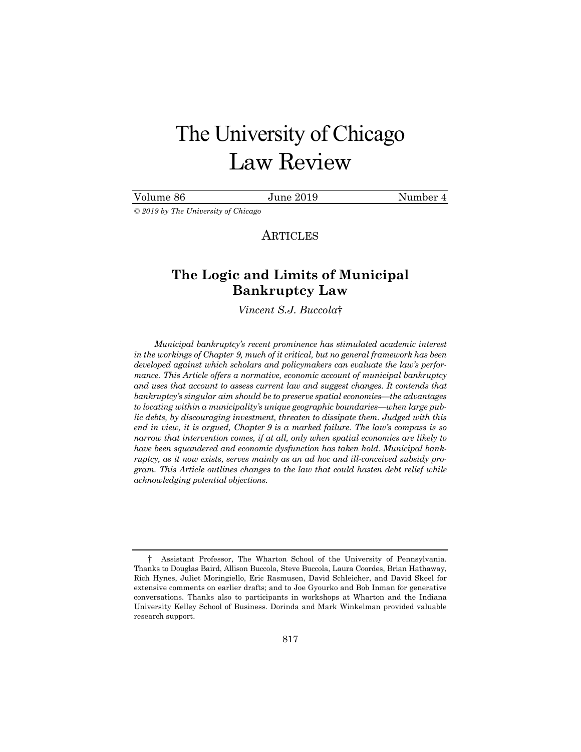# The University of Chicago Law Review

Volume 86 June 2019 Number 4

*© 2019 by The University of Chicago*

ARTICLES

## The Logic and Limits of Municipal Bankruptcy Law

*Vincent S.J. Buccola*†

*Municipal bankruptcy's recent prominence has stimulated academic interest in the workings of Chapter 9, much of it critical, but no general framework has been developed against which scholars and policymakers can evaluate the law's performance. This Article offers a normative, economic account of municipal bankruptcy and uses that account to assess current law and suggest changes. It contends that bankruptcy's singular aim should be to preserve spatial economies—the advantages to locating within a municipality's unique geographic boundaries—when large public debts, by discouraging investment, threaten to dissipate them. Judged with this end in view, it is argued, Chapter 9 is a marked failure. The law's compass is so narrow that intervention comes, if at all, only when spatial economies are likely to have been squandered and economic dysfunction has taken hold. Municipal bankruptcy, as it now exists, serves mainly as an ad hoc and ill-conceived subsidy program. This Article outlines changes to the law that could hasten debt relief while acknowledging potential objections.*

† Assistant Professor, The Wharton School of the University of Pennsylvania. Thanks to Douglas Baird, Allison Buccola, Steve Buccola, Laura Coordes, Brian Hathaway, Rich Hynes, Juliet Moringiello, Eric Rasmusen, David Schleicher, and David Skeel for extensive comments on earlier drafts; and to Joe Gyourko and Bob Inman for generative conversations. Thanks also to participants in workshops at Wharton and the Indiana University Kelley School of Business. Dorinda and Mark Winkelman provided valuable research support.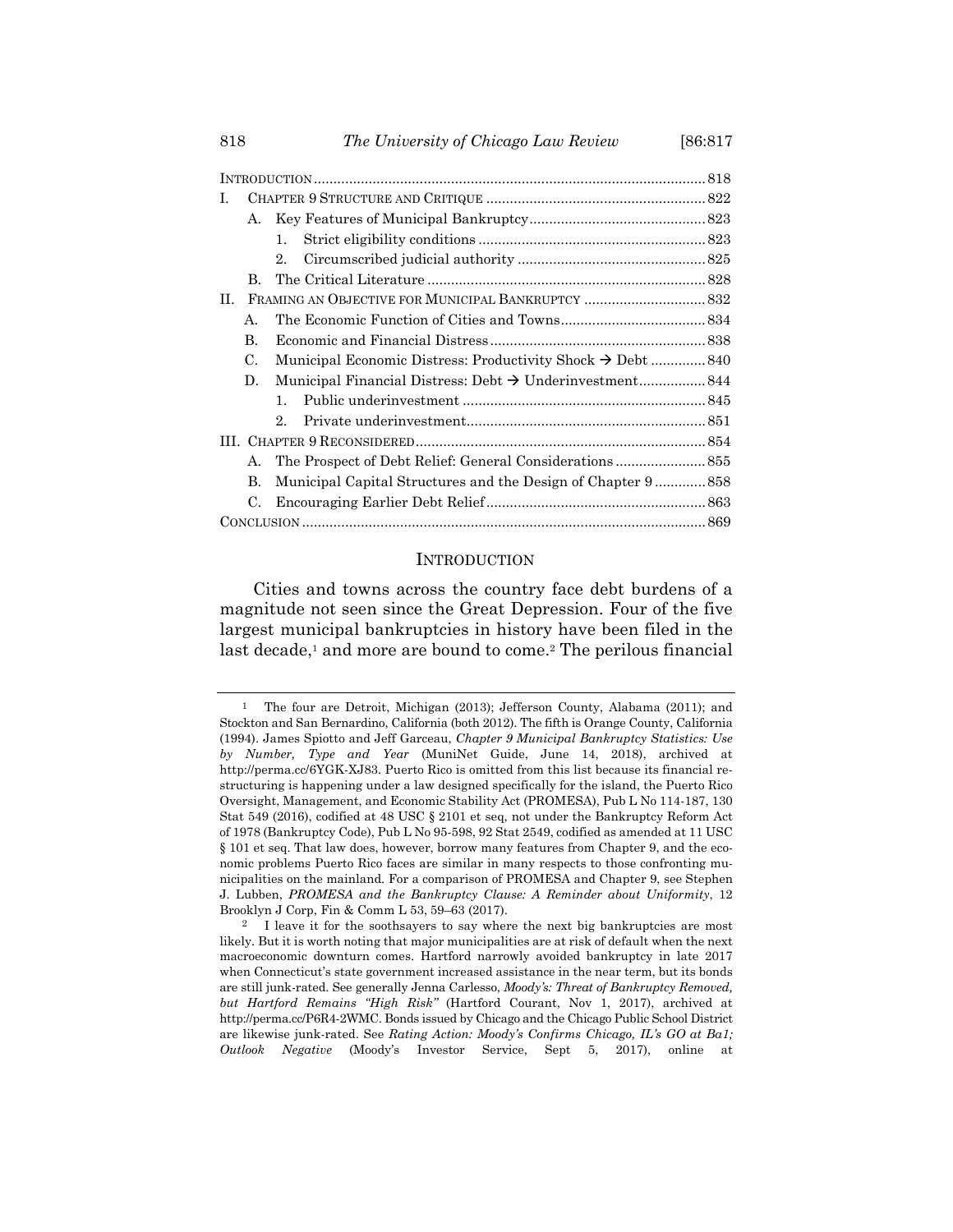| | | | Page |
|---|---|---|---|
| INTRODUCTION | | | 818 |
| I. | CHAPTER 9 STRUCTURE AND CRITIQUE | | 822 |
| | A. | Key Features of Municipal Bankruptcy | 823 |
| | | 1. Strict eligibility conditions | 823 |
| | | 2. Circumscribed judicial authority | 825 |
| | B. | The Critical Literature | 828 |
| II. | FRAMING AN OBJECTIVE FOR MUNICIPAL BANKRUPTCY | | 832 |
| | A. | The Economic Function of Cities and Towns | 834 |
| | B. | Economic and Financial Distress | 838 |
| | C. | Municipal Economic Distress: Productivity Shock → Debt | 840 |
| | D. | Municipal Financial Distress: Debt → Underinvestment | 844 |
| | | 1. Public underinvestment | 845 |
| | | 2. Private underinvestment | 851 |
| III. | CHAPTER 9 RECONSIDERED | | 854 |
| | A. | The Prospect of Debt Relief: General Considerations | 855 |
| | B. | Municipal Capital Structures and the Design of Chapter 9 | 858 |
| | C. | Encouraging Earlier Debt Relief | 863 |
| CONCLUSION | | | 869 |

## INTRODUCTION

Cities and towns across the country face debt burdens of a magnitude not seen since the Great Depression. Four of the five largest municipal bankruptcies in history have been filed in the last decade,[1] and more are bound to come.[2] The perilous financial

---

[1] The four are Detroit, Michigan (2013); Jefferson County, Alabama (2011); and Stockton and San Bernardino, California (both 2012). The fifth is Orange County, California (1994). James Spiotto and Jeff Garceau, *Chapter 9 Municipal Bankruptcy Statistics: Use by Number, Type and Year* (MuniNet Guide, June 14, 2018), archived at http://perma.cc/6YGK-XJ83. Puerto Rico is omitted from this list because its financial restructuring is happening under a law designed specifically for the island, the Puerto Rico Oversight, Management, and Economic Stability Act (PROMESA), Pub L No 114-187, 130 Stat 549 (2016), codified at 48 USC § 2101 et seq, not under the Bankruptcy Reform Act of 1978 (Bankruptcy Code), Pub L No 95-598, 92 Stat 2549, codified as amended at 11 USC § 101 et seq. That law does, however, borrow many features from Chapter 9, and the economic problems Puerto Rico faces are similar in many respects to those confronting municipalities on the mainland. For a comparison of PROMESA and Chapter 9, see Stephen J. Lubben, *PROMESA and the Bankruptcy Clause: A Reminder about Uniformity*, 12 Brooklyn J Corp, Fin & Comm L 53, 59–63 (2017).

[2] I leave it for the soothsayers to say where the next big bankruptcies are most likely. But it is worth noting that major municipalities are at risk of default when the next macroeconomic downturn comes. Hartford narrowly avoided bankruptcy in late 2017 when Connecticut's state government increased assistance in the near term, but its bonds are still junk-rated. See generally Jenna Carlesso, *Moody's: Threat of Bankruptcy Removed, but Hartford Remains "High Risk"* (Hartford Courant, Nov 1, 2017), archived at http://perma.cc/P6R4-2WMC. Bonds issued by Chicago and the Chicago Public School District are likewise junk-rated. See *Rating Action: Moody's Confirms Chicago, IL's GO at Ba1; Outlook Negative* (Moody's Investor Service, Sept 5, 2017), online at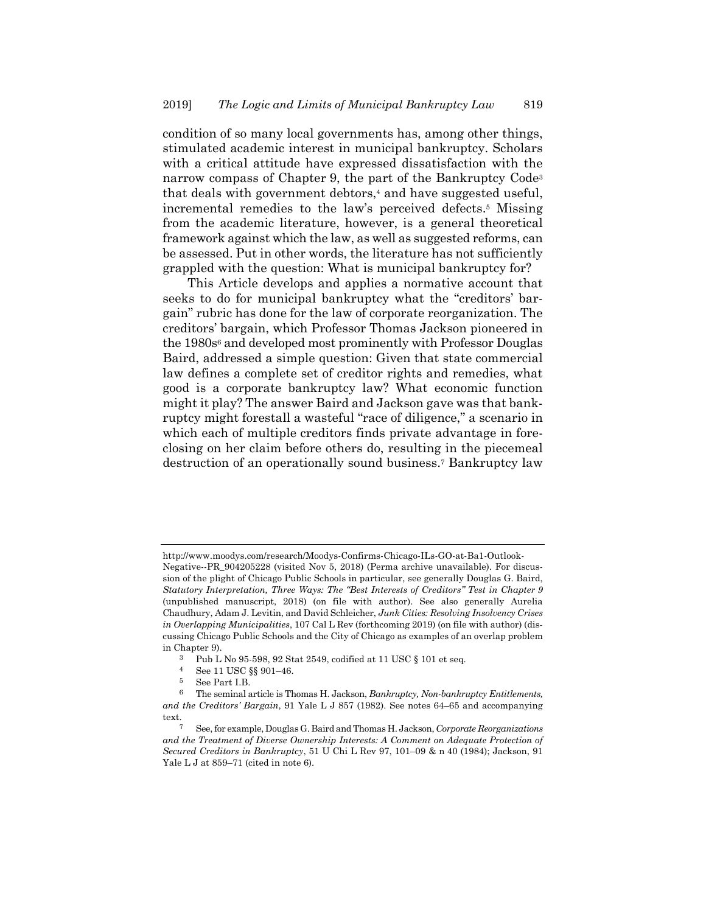condition of so many local governments has, among other things, stimulated academic interest in municipal bankruptcy. Scholars with a critical attitude have expressed dissatisfaction with the narrow compass of Chapter 9, the part of the Bankruptcy Code[3] that deals with government debtors,[4] and have suggested useful, incremental remedies to the law's perceived defects.[5] Missing from the academic literature, however, is a general theoretical framework against which the law, as well as suggested reforms, can be assessed. Put in other words, the literature has not sufficiently grappled with the question: What is municipal bankruptcy for?

This Article develops and applies a normative account that seeks to do for municipal bankruptcy what the "creditors' bargain" rubric has done for the law of corporate reorganization. The creditors' bargain, which Professor Thomas Jackson pioneered in the 1980s[6] and developed most prominently with Professor Douglas Baird, addressed a simple question: Given that state commercial law defines a complete set of creditor rights and remedies, what good is a corporate bankruptcy law? What economic function might it play? The answer Baird and Jackson gave was that bankruptcy might forestall a wasteful "race of diligence," a scenario in which each of multiple creditors finds private advantage in foreclosing on her claim before others do, resulting in the piecemeal destruction of an operationally sound business.[7] Bankruptcy law

---

http://www.moodys.com/research/Moodys-Confirms-Chicago-ILs-GO-at-Ba1-Outlook-Negative--PR_904205228 (visited Nov 5, 2018) (Perma archive unavailable). For discussion of the plight of Chicago Public Schools in particular, see generally Douglas G. Baird, *Statutory Interpretation, Three Ways: The "Best Interests of Creditors" Test in Chapter 9* (unpublished manuscript, 2018) (on file with author). See also generally Aurelia Chaudhury, Adam J. Levitin, and David Schleicher, *Junk Cities: Resolving Insolvency Crises in Overlapping Municipalities*, 107 Cal L Rev (forthcoming 2019) (on file with author) (discussing Chicago Public Schools and the City of Chicago as examples of an overlap problem in Chapter 9).

[3] Pub L No 95-598, 92 Stat 2549, codified at 11 USC § 101 et seq.

[4] See 11 USC §§ 901–46.

[5] See Part I.B.

[6] The seminal article is Thomas H. Jackson, *Bankruptcy, Non-bankruptcy Entitlements, and the Creditors' Bargain*, 91 Yale L J 857 (1982). See notes 64–65 and accompanying text.

[7] See, for example, Douglas G. Baird and Thomas H. Jackson, *Corporate Reorganizations and the Treatment of Diverse Ownership Interests: A Comment on Adequate Protection of Secured Creditors in Bankruptcy*, 51 U Chi L Rev 97, 101–09 & n 40 (1984); Jackson, 91 Yale L J at 859–71 (cited in note 6).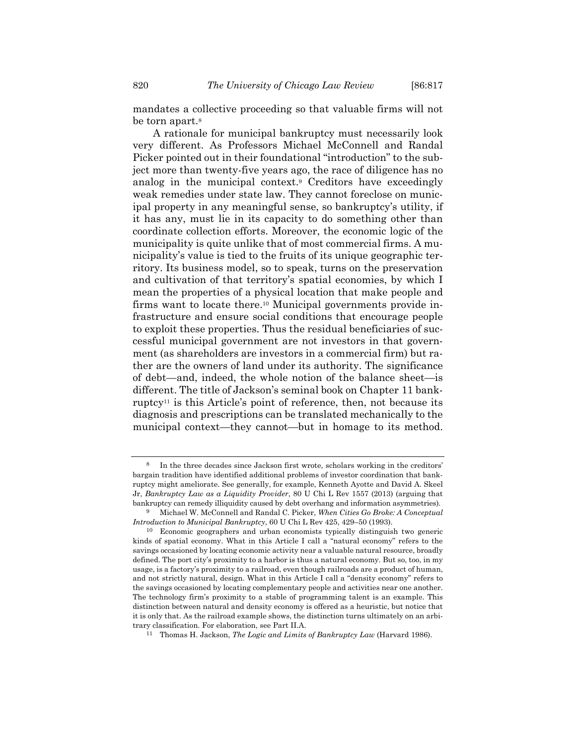mandates a collective proceeding so that valuable firms will not be torn apart.[8]

A rationale for municipal bankruptcy must necessarily look very different. As Professors Michael McConnell and Randal Picker pointed out in their foundational "introduction" to the subject more than twenty-five years ago, the race of diligence has no analog in the municipal context.[9] Creditors have exceedingly weak remedies under state law. They cannot foreclose on municipal property in any meaningful sense, so bankruptcy's utility, if it has any, must lie in its capacity to do something other than coordinate collection efforts. Moreover, the economic logic of the municipality is quite unlike that of most commercial firms. A municipality's value is tied to the fruits of its unique geographic territory. Its business model, so to speak, turns on the preservation and cultivation of that territory's spatial economies, by which I mean the properties of a physical location that make people and firms want to locate there.[10] Municipal governments provide infrastructure and ensure social conditions that encourage people to exploit these properties. Thus the residual beneficiaries of successful municipal government are not investors in that government (as shareholders are investors in a commercial firm) but rather are the owners of land under its authority. The significance of debt—and, indeed, the whole notion of the balance sheet—is different. The title of Jackson's seminal book on Chapter 11 bankruptcy[11] is this Article's point of reference, then, not because its diagnosis and prescriptions can be translated mechanically to the municipal context—they cannot—but in homage to its method.

---

[8] In the three decades since Jackson first wrote, scholars working in the creditors' bargain tradition have identified additional problems of investor coordination that bankruptcy might ameliorate. See generally, for example, Kenneth Ayotte and David A. Skeel Jr, *Bankruptcy Law as a Liquidity Provider*, 80 U Chi L Rev 1557 (2013) (arguing that bankruptcy can remedy illiquidity caused by debt overhang and information asymmetries).

[9] Michael W. McConnell and Randal C. Picker, *When Cities Go Broke: A Conceptual Introduction to Municipal Bankruptcy*, 60 U Chi L Rev 425, 429–50 (1993).

[10] Economic geographers and urban economists typically distinguish two generic kinds of spatial economy. What in this Article I call a "natural economy" refers to the savings occasioned by locating economic activity near a valuable natural resource, broadly defined. The port city's proximity to a harbor is thus a natural economy. But so, too, in my usage, is a factory's proximity to a railroad, even though railroads are a product of human, and not strictly natural, design. What in this Article I call a "density economy" refers to the savings occasioned by locating complementary people and activities near one another. The technology firm's proximity to a stable of programming talent is an example. This distinction between natural and density economy is offered as a heuristic, but notice that it is only that. As the railroad example shows, the distinction turns ultimately on an arbitrary classification. For elaboration, see Part II.A.

[11] Thomas H. Jackson, *The Logic and Limits of Bankruptcy Law* (Harvard 1986).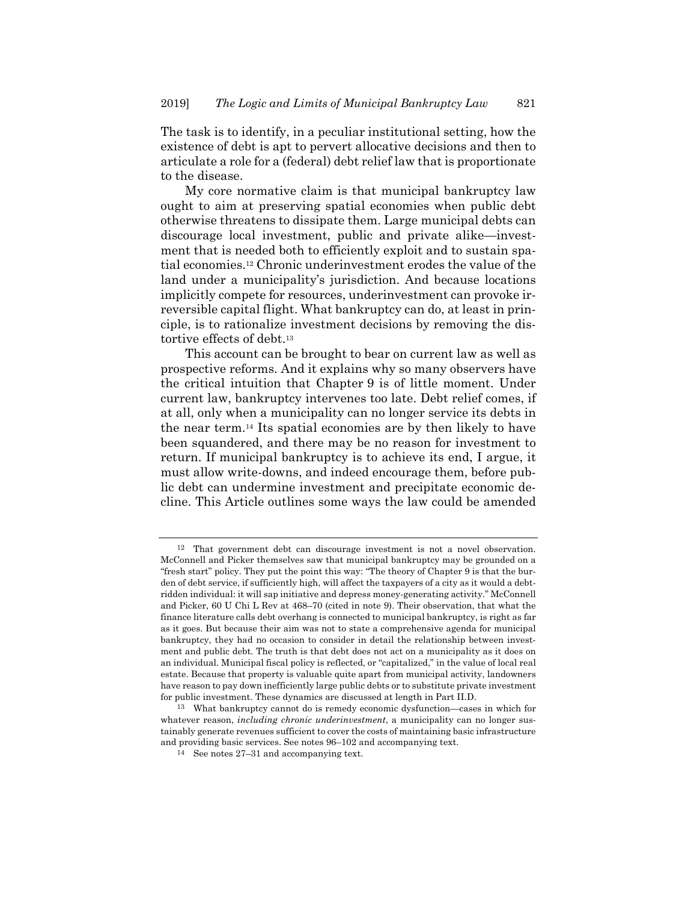The task is to identify, in a peculiar institutional setting, how the existence of debt is apt to pervert allocative decisions and then to articulate a role for a (federal) debt relief law that is proportionate to the disease.

My core normative claim is that municipal bankruptcy law ought to aim at preserving spatial economies when public debt otherwise threatens to dissipate them. Large municipal debts can discourage local investment, public and private alike—investment that is needed both to efficiently exploit and to sustain spatial economies.[12] Chronic underinvestment erodes the value of the land under a municipality's jurisdiction. And because locations implicitly compete for resources, underinvestment can provoke irreversible capital flight. What bankruptcy can do, at least in principle, is to rationalize investment decisions by removing the distortive effects of debt.[13]

This account can be brought to bear on current law as well as prospective reforms. And it explains why so many observers have the critical intuition that Chapter 9 is of little moment. Under current law, bankruptcy intervenes too late. Debt relief comes, if at all, only when a municipality can no longer service its debts in the near term.[14] Its spatial economies are by then likely to have been squandered, and there may be no reason for investment to return. If municipal bankruptcy is to achieve its end, I argue, it must allow write-downs, and indeed encourage them, before public debt can undermine investment and precipitate economic decline. This Article outlines some ways the law could be amended

---

[12] That government debt can discourage investment is not a novel observation. McConnell and Picker themselves saw that municipal bankruptcy may be grounded on a "fresh start" policy. They put the point this way: "The theory of Chapter 9 is that the burden of debt service, if sufficiently high, will affect the taxpayers of a city as it would a debt-ridden individual: it will sap initiative and depress money-generating activity." McConnell and Picker, 60 U Chi L Rev at 468–70 (cited in note 9). Their observation, that what the finance literature calls debt overhang is connected to municipal bankruptcy, is right as far as it goes. But because their aim was not to state a comprehensive agenda for municipal bankruptcy, they had no occasion to consider in detail the relationship between investment and public debt. The truth is that debt does not act on a municipality as it does on an individual. Municipal fiscal policy is reflected, or "capitalized," in the value of local real estate. Because that property is valuable quite apart from municipal activity, landowners have reason to pay down inefficiently large public debts or to substitute private investment for public investment. These dynamics are discussed at length in Part II.D.

[13] What bankruptcy cannot do is remedy economic dysfunction—cases in which for whatever reason, *including chronic underinvestment*, a municipality can no longer sustainably generate revenues sufficient to cover the costs of maintaining basic infrastructure and providing basic services. See notes 96–102 and accompanying text.

[14] See notes 27–31 and accompanying text.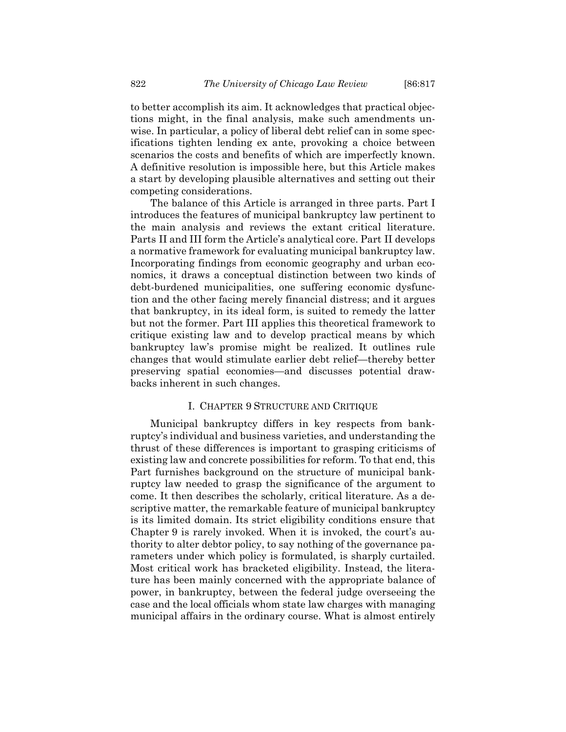to better accomplish its aim. It acknowledges that practical objections might, in the final analysis, make such amendments unwise. In particular, a policy of liberal debt relief can in some specifications tighten lending ex ante, provoking a choice between scenarios the costs and benefits of which are imperfectly known. A definitive resolution is impossible here, but this Article makes a start by developing plausible alternatives and setting out their competing considerations.

The balance of this Article is arranged in three parts. Part I introduces the features of municipal bankruptcy law pertinent to the main analysis and reviews the extant critical literature. Parts II and III form the Article's analytical core. Part II develops a normative framework for evaluating municipal bankruptcy law. Incorporating findings from economic geography and urban economics, it draws a conceptual distinction between two kinds of debt-burdened municipalities, one suffering economic dysfunction and the other facing merely financial distress; and it argues that bankruptcy, in its ideal form, is suited to remedy the latter but not the former. Part III applies this theoretical framework to critique existing law and to develop practical means by which bankruptcy law's promise might be realized. It outlines rule changes that would stimulate earlier debt relief—thereby better preserving spatial economies—and discusses potential drawbacks inherent in such changes.

## I. Chapter 9 Structure and Critique

Municipal bankruptcy differs in key respects from bankruptcy's individual and business varieties, and understanding the thrust of these differences is important to grasping criticisms of existing law and concrete possibilities for reform. To that end, this Part furnishes background on the structure of municipal bankruptcy law needed to grasp the significance of the argument to come. It then describes the scholarly, critical literature. As a descriptive matter, the remarkable feature of municipal bankruptcy is its limited domain. Its strict eligibility conditions ensure that Chapter 9 is rarely invoked. When it is invoked, the court's authority to alter debtor policy, to say nothing of the governance parameters under which policy is formulated, is sharply curtailed. Most critical work has bracketed eligibility. Instead, the literature has been mainly concerned with the appropriate balance of power, in bankruptcy, between the federal judge overseeing the case and the local officials whom state law charges with managing municipal affairs in the ordinary course. What is almost entirely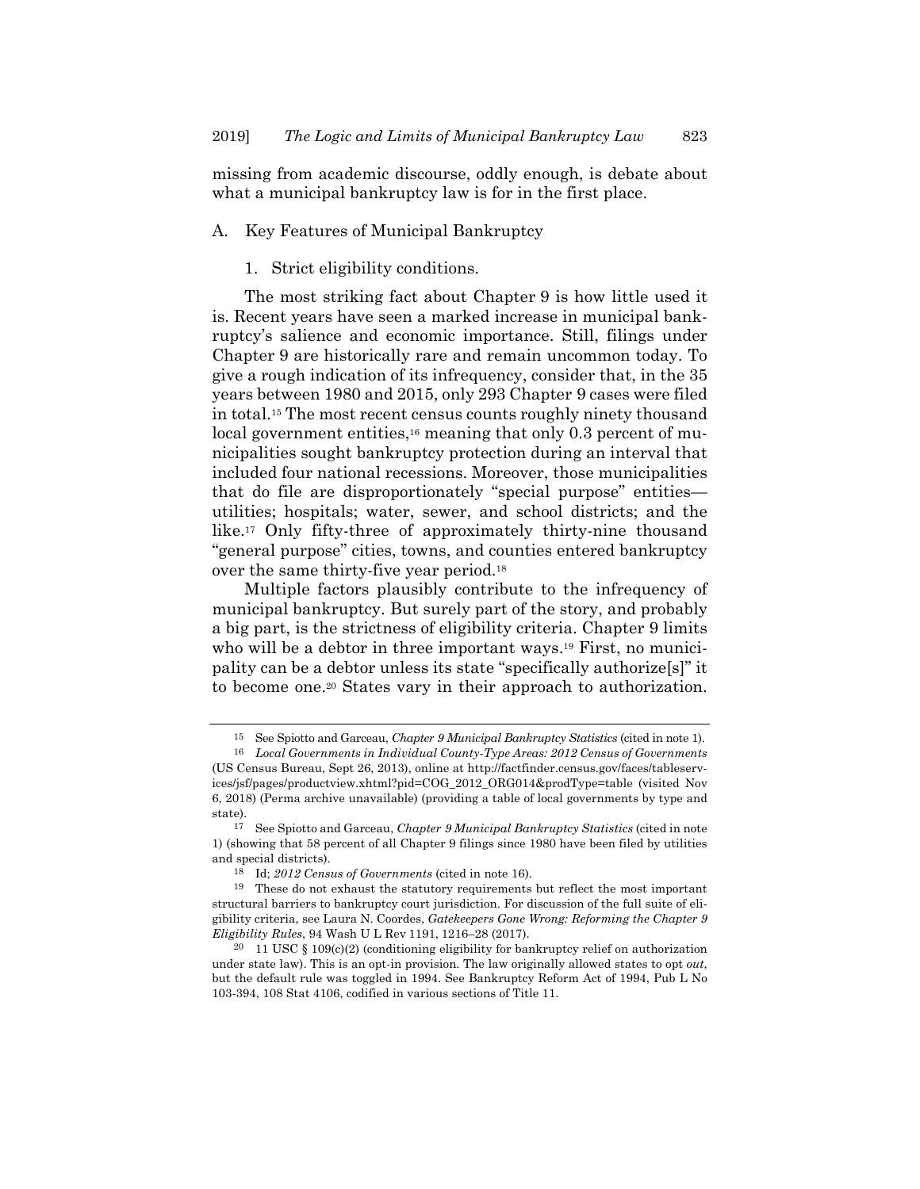missing from academic discourse, oddly enough, is debate about what a municipal bankruptcy law is for in the first place.

### A. Key Features of Municipal Bankruptcy

#### 1. Strict eligibility conditions.

The most striking fact about Chapter 9 is how little used it is. Recent years have seen a marked increase in municipal bankruptcy's salience and economic importance. Still, filings under Chapter 9 are historically rare and remain uncommon today. To give a rough indication of its infrequency, consider that, in the 35 years between 1980 and 2015, only 293 Chapter 9 cases were filed in total.[15] The most recent census counts roughly ninety thousand local government entities,[16] meaning that only 0.3 percent of municipalities sought bankruptcy protection during an interval that included four national recessions. Moreover, those municipalities that do file are disproportionately "special purpose" entities—utilities; hospitals; water, sewer, and school districts; and the like.[17] Only fifty-three of approximately thirty-nine thousand "general purpose" cities, towns, and counties entered bankruptcy over the same thirty-five year period.[18]

Multiple factors plausibly contribute to the infrequency of municipal bankruptcy. But surely part of the story, and probably a big part, is the strictness of eligibility criteria. Chapter 9 limits who will be a debtor in three important ways.[19] First, no municipality can be a debtor unless its state "specifically authorize[s]" it to become one.[20] States vary in their approach to authorization.

---

[15] See Spiotto and Garceau, *Chapter 9 Municipal Bankruptcy Statistics* (cited in note 1).

[16] *Local Governments in Individual County-Type Areas: 2012 Census of Governments* (US Census Bureau, Sept 26, 2013), online at http://factfinder.census.gov/faces/tableservices/jsf/pages/productview.xhtml?pid=COG_2012_ORG014&prodType=table (visited Nov 6, 2018) (Perma archive unavailable) (providing a table of local governments by type and state).

[17] See Spiotto and Garceau, *Chapter 9 Municipal Bankruptcy Statistics* (cited in note 1) (showing that 58 percent of all Chapter 9 filings since 1980 have been filed by utilities and special districts).

[18] Id; *2012 Census of Governments* (cited in note 16).

[19] These do not exhaust the statutory requirements but reflect the most important structural barriers to bankruptcy court jurisdiction. For discussion of the full suite of eligibility criteria, see Laura N. Coordes, *Gatekeepers Gone Wrong: Reforming the Chapter 9 Eligibility Rules*, 94 Wash U L Rev 1191, 1216–28 (2017).

[20] 11 USC § 109(c)(2) (conditioning eligibility for bankruptcy relief on authorization under state law). This is an opt-in provision. The law originally allowed states to opt *out*, but the default rule was toggled in 1994. See Bankruptcy Reform Act of 1994, Pub L No 103-394, 108 Stat 4106, codified in various sections of Title 11.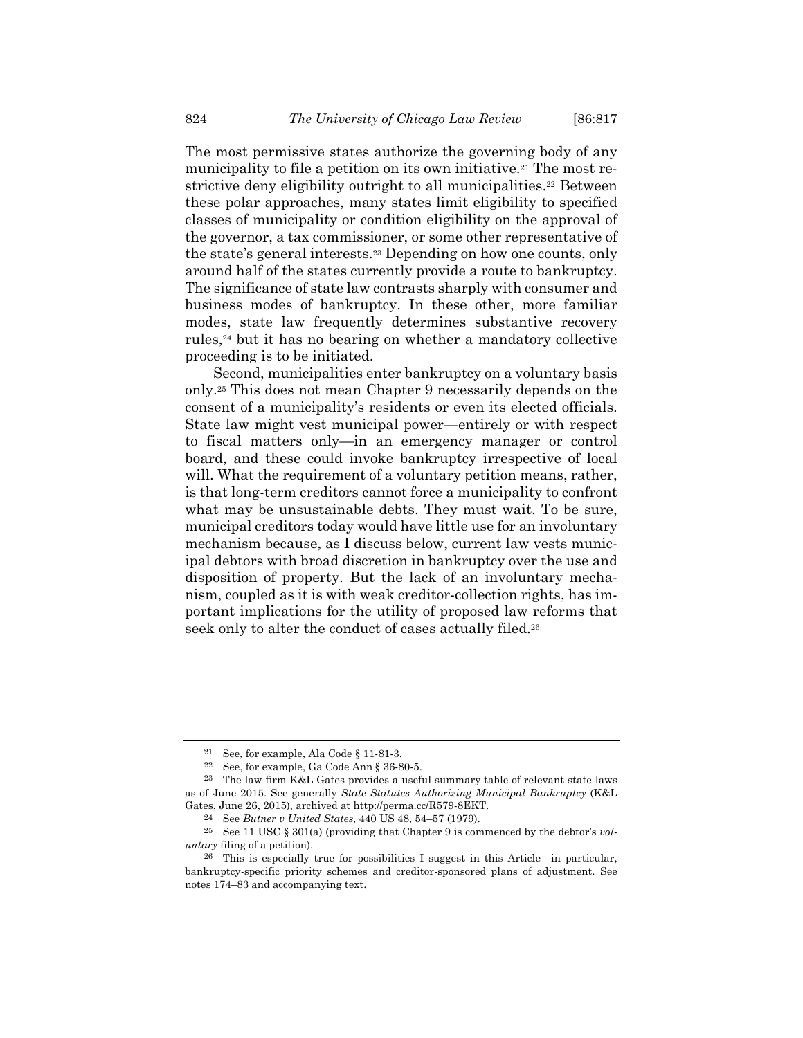The most permissive states authorize the governing body of any municipality to file a petition on its own initiative.[21] The most restrictive deny eligibility outright to all municipalities.[22] Between these polar approaches, many states limit eligibility to specified classes of municipality or condition eligibility on the approval of the governor, a tax commissioner, or some other representative of the state's general interests.[23] Depending on how one counts, only around half of the states currently provide a route to bankruptcy. The significance of state law contrasts sharply with consumer and business modes of bankruptcy. In these other, more familiar modes, state law frequently determines substantive recovery rules,[24] but it has no bearing on whether a mandatory collective proceeding is to be initiated.

Second, municipalities enter bankruptcy on a voluntary basis only.[25] This does not mean Chapter 9 necessarily depends on the consent of a municipality's residents or even its elected officials. State law might vest municipal power—entirely or with respect to fiscal matters only—in an emergency manager or control board, and these could invoke bankruptcy irrespective of local will. What the requirement of a voluntary petition means, rather, is that long-term creditors cannot force a municipality to confront what may be unsustainable debts. They must wait. To be sure, municipal creditors today would have little use for an involuntary mechanism because, as I discuss below, current law vests municipal debtors with broad discretion in bankruptcy over the use and disposition of property. But the lack of an involuntary mechanism, coupled as it is with weak creditor-collection rights, has important implications for the utility of proposed law reforms that seek only to alter the conduct of cases actually filed.[26]

---

[21] See, for example, Ala Code § 11-81-3.

[22] See, for example, Ga Code Ann § 36-80-5.

[23] The law firm K&L Gates provides a useful summary table of relevant state laws as of June 2015. See generally *State Statutes Authorizing Municipal Bankruptcy* (K&L Gates, June 26, 2015), archived at http://perma.cc/R579-8EKT.

[24] See *Butner v United States*, 440 US 48, 54–57 (1979).

[25] See 11 USC § 301(a) (providing that Chapter 9 is commenced by the debtor's *voluntary* filing of a petition).

[26] This is especially true for possibilities I suggest in this Article—in particular, bankruptcy-specific priority schemes and creditor-sponsored plans of adjustment. See notes 174–83 and accompanying text.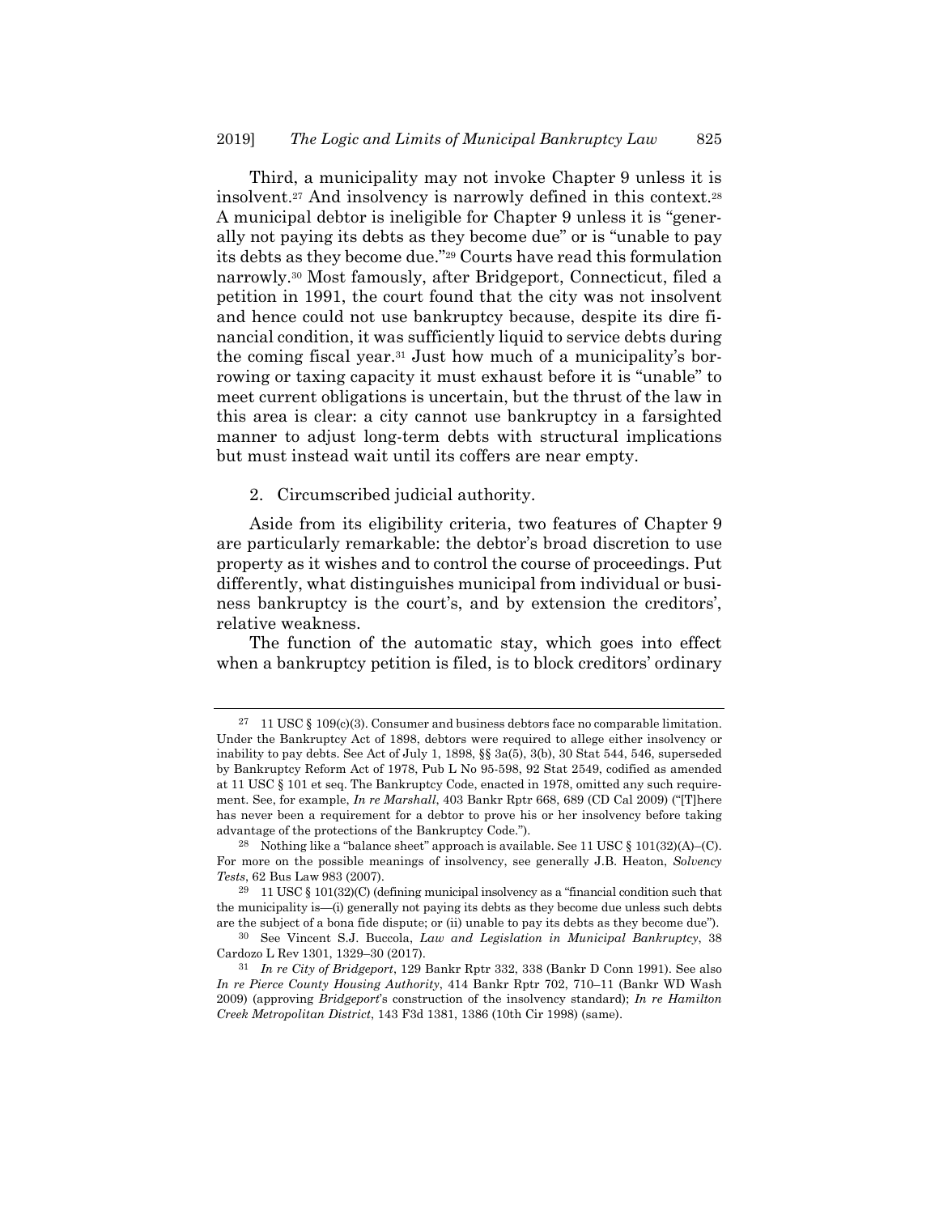Third, a municipality may not invoke Chapter 9 unless it is insolvent.[27] And insolvency is narrowly defined in this context.[28] A municipal debtor is ineligible for Chapter 9 unless it is "generally not paying its debts as they become due" or is "unable to pay its debts as they become due."[29] Courts have read this formulation narrowly.[30] Most famously, after Bridgeport, Connecticut, filed a petition in 1991, the court found that the city was not insolvent and hence could not use bankruptcy because, despite its dire financial condition, it was sufficiently liquid to service debts during the coming fiscal year.[31] Just how much of a municipality's borrowing or taxing capacity it must exhaust before it is "unable" to meet current obligations is uncertain, but the thrust of the law in this area is clear: a city cannot use bankruptcy in a farsighted manner to adjust long-term debts with structural implications but must instead wait until its coffers are near empty.

2. Circumscribed judicial authority.

Aside from its eligibility criteria, two features of Chapter 9 are particularly remarkable: the debtor's broad discretion to use property as it wishes and to control the course of proceedings. Put differently, what distinguishes municipal from individual or business bankruptcy is the court's, and by extension the creditors', relative weakness.

The function of the automatic stay, which goes into effect when a bankruptcy petition is filed, is to block creditors' ordinary

---

[27] 11 USC § 109(c)(3). Consumer and business debtors face no comparable limitation. Under the Bankruptcy Act of 1898, debtors were required to allege either insolvency or inability to pay debts. See Act of July 1, 1898, §§ 3a(5), 3(b), 30 Stat 544, 546, superseded by Bankruptcy Reform Act of 1978, Pub L No 95-598, 92 Stat 2549, codified as amended at 11 USC § 101 et seq. The Bankruptcy Code, enacted in 1978, omitted any such requirement. See, for example, *In re Marshall*, 403 Bankr Rptr 668, 689 (CD Cal 2009) ("[T]here has never been a requirement for a debtor to prove his or her insolvency before taking advantage of the protections of the Bankruptcy Code.").

[28] Nothing like a "balance sheet" approach is available. See 11 USC § 101(32)(A)–(C). For more on the possible meanings of insolvency, see generally J.B. Heaton, *Solvency Tests*, 62 Bus Law 983 (2007).

[29] 11 USC § 101(32)(C) (defining municipal insolvency as a "financial condition such that the municipality is—(i) generally not paying its debts as they become due unless such debts are the subject of a bona fide dispute; or (ii) unable to pay its debts as they become due").

[30] See Vincent S.J. Buccola, *Law and Legislation in Municipal Bankruptcy*, 38 Cardozo L Rev 1301, 1329–30 (2017).

[31] *In re City of Bridgeport*, 129 Bankr Rptr 332, 338 (Bankr D Conn 1991). See also *In re Pierce County Housing Authority*, 414 Bankr Rptr 702, 710–11 (Bankr WD Wash 2009) (approving *Bridgeport*'s construction of the insolvency standard); *In re Hamilton Creek Metropolitan District*, 143 F3d 1381, 1386 (10th Cir 1998) (same).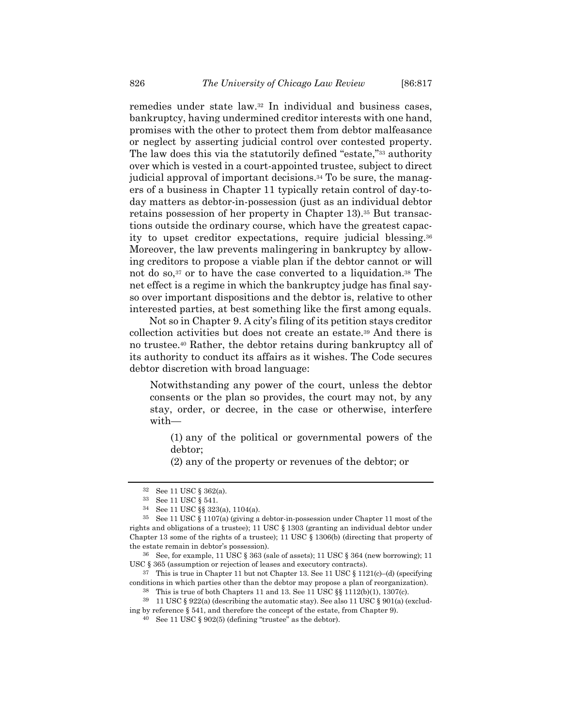remedies under state law.[32] In individual and business cases, bankruptcy, having undermined creditor interests with one hand, promises with the other to protect them from debtor malfeasance or neglect by asserting judicial control over contested property. The law does this via the statutorily defined "estate,"[33] authority over which is vested in a court-appointed trustee, subject to direct judicial approval of important decisions.[34] To be sure, the managers of a business in Chapter 11 typically retain control of day-to-day matters as debtor-in-possession (just as an individual debtor retains possession of her property in Chapter 13).[35] But transactions outside the ordinary course, which have the greatest capacity to upset creditor expectations, require judicial blessing.[36] Moreover, the law prevents malingering in bankruptcy by allowing creditors to propose a viable plan if the debtor cannot or will not do so,[37] or to have the case converted to a liquidation.[38] The net effect is a regime in which the bankruptcy judge has final say-so over important dispositions and the debtor is, relative to other interested parties, at best something like the first among equals.

Not so in Chapter 9. A city's filing of its petition stays creditor collection activities but does not create an estate.[39] And there is no trustee.[40] Rather, the debtor retains during bankruptcy all of its authority to conduct its affairs as it wishes. The Code secures debtor discretion with broad language:

> Notwithstanding any power of the court, unless the debtor consents or the plan so provides, the court may not, by any stay, order, or decree, in the case or otherwise, interfere with—
>
> (1) any of the political or governmental powers of the debtor;
>
> (2) any of the property or revenues of the debtor; or

---

[32] See 11 USC § 362(a).

[33] See 11 USC § 541.

[34] See 11 USC §§ 323(a), 1104(a).

[35] See 11 USC § 1107(a) (giving a debtor-in-possession under Chapter 11 most of the rights and obligations of a trustee); 11 USC § 1303 (granting an individual debtor under Chapter 13 some of the rights of a trustee); 11 USC § 1306(b) (directing that property of the estate remain in debtor's possession).

[36] See, for example, 11 USC § 363 (sale of assets); 11 USC § 364 (new borrowing); 11 USC § 365 (assumption or rejection of leases and executory contracts).

[37] This is true in Chapter 11 but not Chapter 13. See 11 USC § 1121(c)–(d) (specifying conditions in which parties other than the debtor may propose a plan of reorganization).

[38] This is true of both Chapters 11 and 13. See 11 USC §§ 1112(b)(1), 1307(c).

[39] 11 USC § 922(a) (describing the automatic stay). See also 11 USC § 901(a) (excluding by reference § 541, and therefore the concept of the estate, from Chapter 9).

[40] See 11 USC § 902(5) (defining "trustee" as the debtor).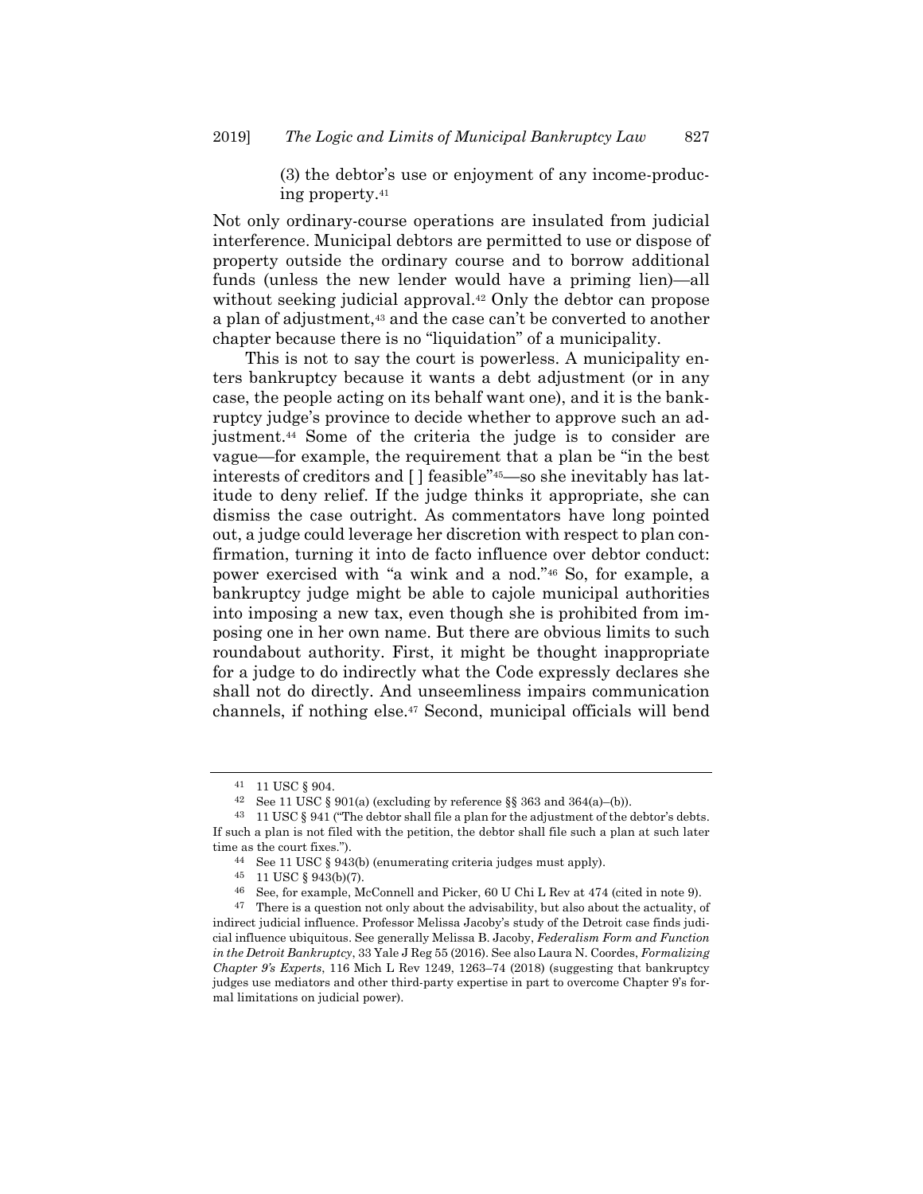> (3) the debtor's use or enjoyment of any income-producing property.[41]

Not only ordinary-course operations are insulated from judicial interference. Municipal debtors are permitted to use or dispose of property outside the ordinary course and to borrow additional funds (unless the new lender would have a priming lien)—all without seeking judicial approval.[42] Only the debtor can propose a plan of adjustment,[43] and the case can't be converted to another chapter because there is no "liquidation" of a municipality.

This is not to say the court is powerless. A municipality enters bankruptcy because it wants a debt adjustment (or in any case, the people acting on its behalf want one), and it is the bankruptcy judge's province to decide whether to approve such an adjustment.[44] Some of the criteria the judge is to consider are vague—for example, the requirement that a plan be "in the best interests of creditors and [ ] feasible"[45]—so she inevitably has latitude to deny relief. If the judge thinks it appropriate, she can dismiss the case outright. As commentators have long pointed out, a judge could leverage her discretion with respect to plan confirmation, turning it into de facto influence over debtor conduct: power exercised with "a wink and a nod."[46] So, for example, a bankruptcy judge might be able to cajole municipal authorities into imposing a new tax, even though she is prohibited from imposing one in her own name. But there are obvious limits to such roundabout authority. First, it might be thought inappropriate for a judge to do indirectly what the Code expressly declares she shall not do directly. And unseemliness impairs communication channels, if nothing else.[47] Second, municipal officials will bend

---

[41] 11 USC § 904.

[42] See 11 USC § 901(a) (excluding by reference §§ 363 and 364(a)–(b)).

[43] 11 USC § 941 ("The debtor shall file a plan for the adjustment of the debtor's debts. If such a plan is not filed with the petition, the debtor shall file such a plan at such later time as the court fixes.").

[44] See 11 USC § 943(b) (enumerating criteria judges must apply).

[45] 11 USC § 943(b)(7).

[46] See, for example, McConnell and Picker, 60 U Chi L Rev at 474 (cited in note 9).

[47] There is a question not only about the advisability, but also about the actuality, of indirect judicial influence. Professor Melissa Jacoby's study of the Detroit case finds judicial influence ubiquitous. See generally Melissa B. Jacoby, *Federalism Form and Function in the Detroit Bankruptcy*, 33 Yale J Reg 55 (2016). See also Laura N. Coordes, *Formalizing Chapter 9's Experts*, 116 Mich L Rev 1249, 1263–74 (2018) (suggesting that bankruptcy judges use mediators and other third-party expertise in part to overcome Chapter 9's formal limitations on judicial power).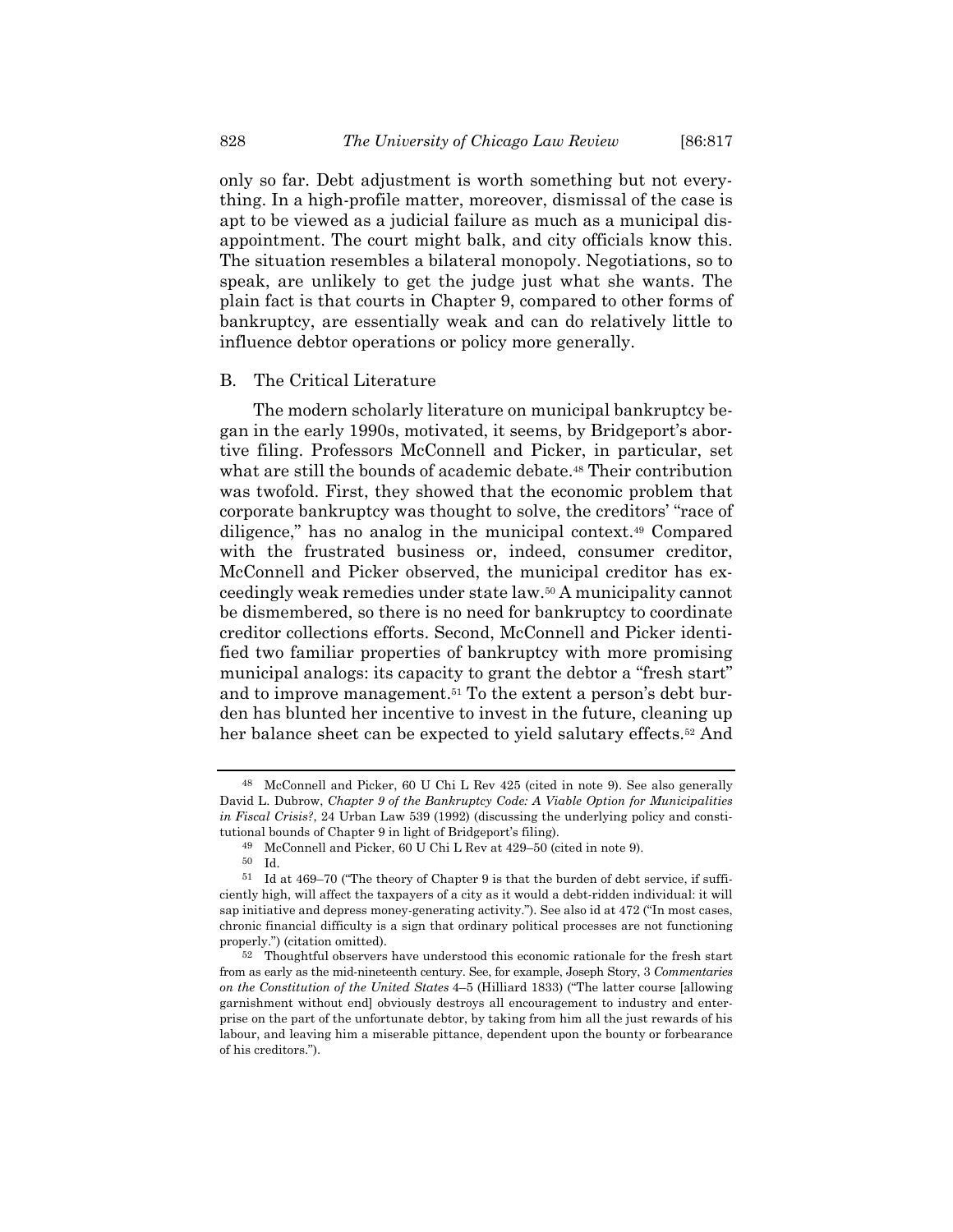only so far. Debt adjustment is worth something but not everything. In a high-profile matter, moreover, dismissal of the case is apt to be viewed as a judicial failure as much as a municipal disappointment. The court might balk, and city officials know this. The situation resembles a bilateral monopoly. Negotiations, so to speak, are unlikely to get the judge just what she wants. The plain fact is that courts in Chapter 9, compared to other forms of bankruptcy, are essentially weak and can do relatively little to influence debtor operations or policy more generally.

## B. The Critical Literature

The modern scholarly literature on municipal bankruptcy began in the early 1990s, motivated, it seems, by Bridgeport's abortive filing. Professors McConnell and Picker, in particular, set what are still the bounds of academic debate.[48] Their contribution was twofold. First, they showed that the economic problem that corporate bankruptcy was thought to solve, the creditors' "race of diligence," has no analog in the municipal context.[49] Compared with the frustrated business or, indeed, consumer creditor, McConnell and Picker observed, the municipal creditor has exceedingly weak remedies under state law.[50] A municipality cannot be dismembered, so there is no need for bankruptcy to coordinate creditor collections efforts. Second, McConnell and Picker identified two familiar properties of bankruptcy with more promising municipal analogs: its capacity to grant the debtor a "fresh start" and to improve management.[51] To the extent a person's debt burden has blunted her incentive to invest in the future, cleaning up her balance sheet can be expected to yield salutary effects.[52] And

---

[48] McConnell and Picker, 60 U Chi L Rev 425 (cited in note 9). See also generally David L. Dubrow, *Chapter 9 of the Bankruptcy Code: A Viable Option for Municipalities in Fiscal Crisis?*, 24 Urban Law 539 (1992) (discussing the underlying policy and constitutional bounds of Chapter 9 in light of Bridgeport's filing).

[49] McConnell and Picker, 60 U Chi L Rev at 429–50 (cited in note 9).

[50] Id.

[51] Id at 469–70 ("The theory of Chapter 9 is that the burden of debt service, if sufficiently high, will affect the taxpayers of a city as it would a debt-ridden individual: it will sap initiative and depress money-generating activity."). See also id at 472 ("In most cases, chronic financial difficulty is a sign that ordinary political processes are not functioning properly.") (citation omitted).

[52] Thoughtful observers have understood this economic rationale for the fresh start from as early as the mid-nineteenth century. See, for example, Joseph Story, 3 *Commentaries on the Constitution of the United States* 4–5 (Hilliard 1833) ("The latter course [allowing garnishment without end] obviously destroys all encouragement to industry and enterprise on the part of the unfortunate debtor, by taking from him all the just rewards of his labour, and leaving him a miserable pittance, dependent upon the bounty or forbearance of his creditors.").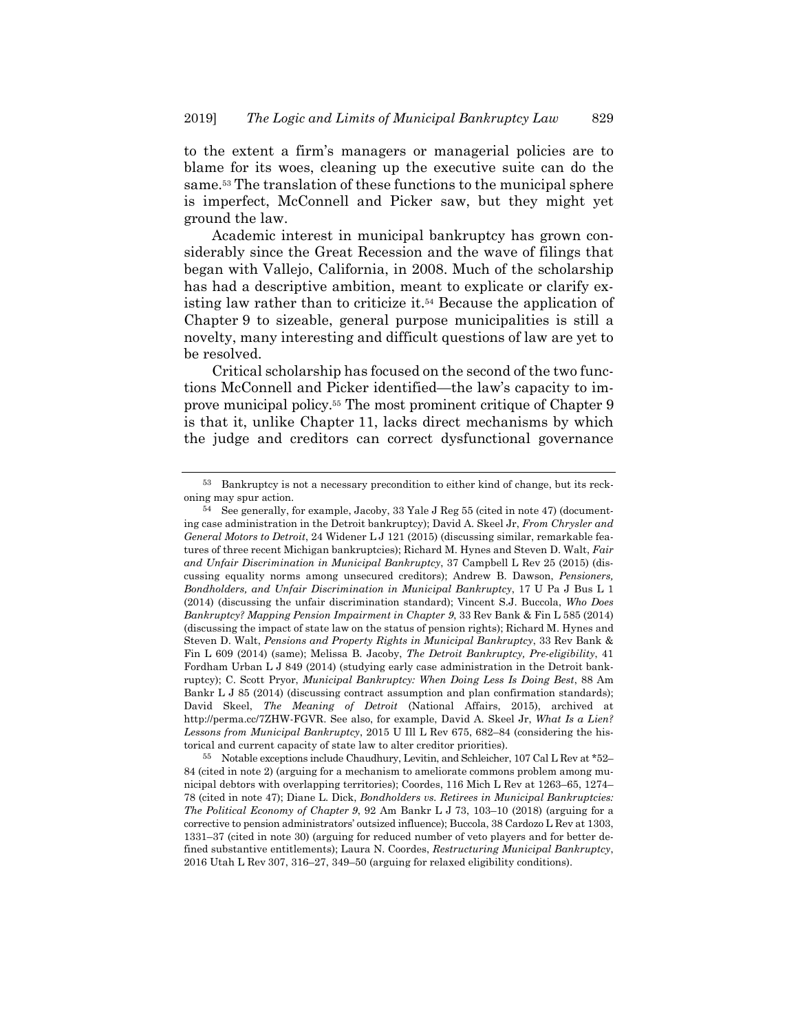to the extent a firm's managers or managerial policies are to blame for its woes, cleaning up the executive suite can do the same.[53] The translation of these functions to the municipal sphere is imperfect, McConnell and Picker saw, but they might yet ground the law.

Academic interest in municipal bankruptcy has grown considerably since the Great Recession and the wave of filings that began with Vallejo, California, in 2008. Much of the scholarship has had a descriptive ambition, meant to explicate or clarify existing law rather than to criticize it.[54] Because the application of Chapter 9 to sizeable, general purpose municipalities is still a novelty, many interesting and difficult questions of law are yet to be resolved.

Critical scholarship has focused on the second of the two functions McConnell and Picker identified—the law's capacity to improve municipal policy.[55] The most prominent critique of Chapter 9 is that it, unlike Chapter 11, lacks direct mechanisms by which the judge and creditors can correct dysfunctional governance

---

[53] Bankruptcy is not a necessary precondition to either kind of change, but its reckoning may spur action.

[54] See generally, for example, Jacoby, 33 Yale J Reg 55 (cited in note 47) (documenting case administration in the Detroit bankruptcy); David A. Skeel Jr, *From Chrysler and General Motors to Detroit*, 24 Widener L J 121 (2015) (discussing similar, remarkable features of three recent Michigan bankruptcies); Richard M. Hynes and Steven D. Walt, *Fair and Unfair Discrimination in Municipal Bankruptcy*, 37 Campbell L Rev 25 (2015) (discussing equality norms among unsecured creditors); Andrew B. Dawson, *Pensioners, Bondholders, and Unfair Discrimination in Municipal Bankruptcy*, 17 U Pa J Bus L 1 (2014) (discussing the unfair discrimination standard); Vincent S.J. Buccola, *Who Does Bankruptcy? Mapping Pension Impairment in Chapter 9*, 33 Rev Bank & Fin L 585 (2014) (discussing the impact of state law on the status of pension rights); Richard M. Hynes and Steven D. Walt, *Pensions and Property Rights in Municipal Bankruptcy*, 33 Rev Bank & Fin L 609 (2014) (same); Melissa B. Jacoby, *The Detroit Bankruptcy, Pre-eligibility*, 41 Fordham Urban L J 849 (2014) (studying early case administration in the Detroit bankruptcy); C. Scott Pryor, *Municipal Bankruptcy: When Doing Less Is Doing Best*, 88 Am Bankr L J 85 (2014) (discussing contract assumption and plan confirmation standards); David Skeel, *The Meaning of Detroit* (National Affairs, 2015), archived at http://perma.cc/7ZHW-FGVR. See also, for example, David A. Skeel Jr, *What Is a Lien? Lessons from Municipal Bankruptcy*, 2015 U Ill L Rev 675, 682–84 (considering the historical and current capacity of state law to alter creditor priorities).

[55] Notable exceptions include Chaudhury, Levitin, and Schleicher, 107 Cal L Rev at *52–84 (cited in note 2) (arguing for a mechanism to ameliorate commons problem among municipal debtors with overlapping territories); Coordes, 116 Mich L Rev at 1263–65, 1274–78 (cited in note 47); Diane L. Dick, *Bondholders vs. Retirees in Municipal Bankruptcies: The Political Economy of Chapter 9*, 92 Am Bankr L J 73, 103–10 (2018) (arguing for a corrective to pension administrators' outsized influence); Buccola, 38 Cardozo L Rev at 1303, 1331–37 (cited in note 30) (arguing for reduced number of veto players and for better defined substantive entitlements); Laura N. Coordes, *Restructuring Municipal Bankruptcy*, 2016 Utah L Rev 307, 316–27, 349–50 (arguing for relaxed eligibility conditions).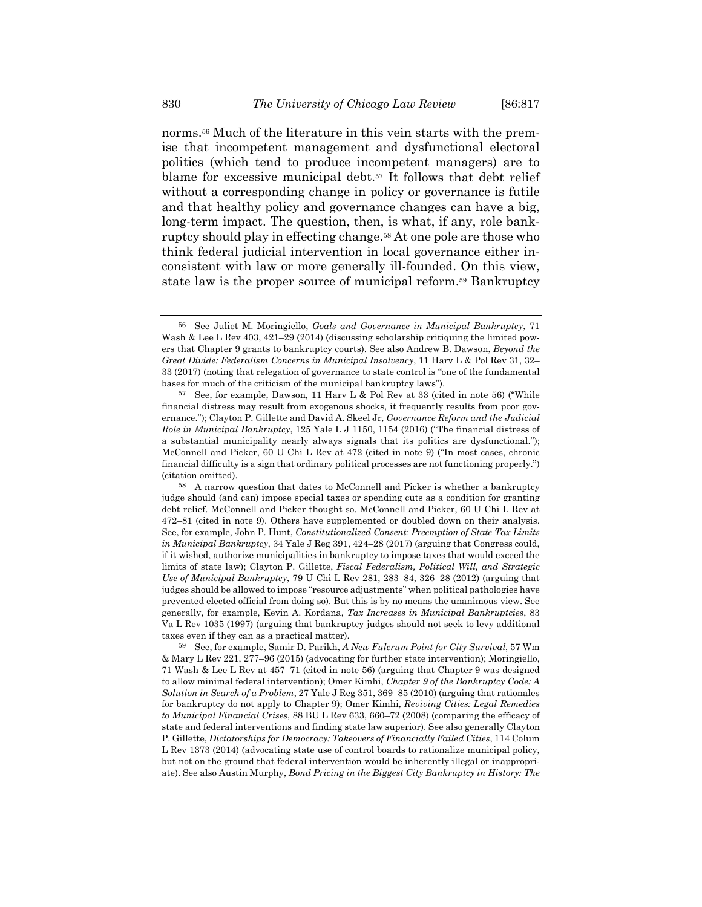norms.[56] Much of the literature in this vein starts with the premise that incompetent management and dysfunctional electoral politics (which tend to produce incompetent managers) are to blame for excessive municipal debt.[57] It follows that debt relief without a corresponding change in policy or governance is futile and that healthy policy and governance changes can have a big, long-term impact. The question, then, is what, if any, role bankruptcy should play in effecting change.[58] At one pole are those who think federal judicial intervention in local governance either inconsistent with law or more generally ill-founded. On this view, state law is the proper source of municipal reform.[59] Bankruptcy

---

[56] See Juliet M. Moringiello, *Goals and Governance in Municipal Bankruptcy*, 71 Wash & Lee L Rev 403, 421–29 (2014) (discussing scholarship critiquing the limited powers that Chapter 9 grants to bankruptcy courts). See also Andrew B. Dawson, *Beyond the Great Divide: Federalism Concerns in Municipal Insolvency*, 11 Harv L & Pol Rev 31, 32–33 (2017) (noting that relegation of governance to state control is "one of the fundamental bases for much of the criticism of the municipal bankruptcy laws").

[57] See, for example, Dawson, 11 Harv L & Pol Rev at 33 (cited in note 56) ("While financial distress may result from exogenous shocks, it frequently results from poor governance."); Clayton P. Gillette and David A. Skeel Jr, *Governance Reform and the Judicial Role in Municipal Bankruptcy*, 125 Yale L J 1150, 1154 (2016) ("The financial distress of a substantial municipality nearly always signals that its politics are dysfunctional."); McConnell and Picker, 60 U Chi L Rev at 472 (cited in note 9) ("In most cases, chronic financial difficulty is a sign that ordinary political processes are not functioning properly.") (citation omitted).

[58] A narrow question that dates to McConnell and Picker is whether a bankruptcy judge should (and can) impose special taxes or spending cuts as a condition for granting debt relief. McConnell and Picker thought so. McConnell and Picker, 60 U Chi L Rev at 472–81 (cited in note 9). Others have supplemented or doubled down on their analysis. See, for example, John P. Hunt, *Constitutionalized Consent: Preemption of State Tax Limits in Municipal Bankruptcy*, 34 Yale J Reg 391, 424–28 (2017) (arguing that Congress could, if it wished, authorize municipalities in bankruptcy to impose taxes that would exceed the limits of state law); Clayton P. Gillette, *Fiscal Federalism, Political Will, and Strategic Use of Municipal Bankruptcy*, 79 U Chi L Rev 281, 283–84, 326–28 (2012) (arguing that judges should be allowed to impose "resource adjustments" when political pathologies have prevented elected official from doing so). But this is by no means the unanimous view. See generally, for example, Kevin A. Kordana, *Tax Increases in Municipal Bankruptcies*, 83 Va L Rev 1035 (1997) (arguing that bankruptcy judges should not seek to levy additional taxes even if they can as a practical matter).

[59] See, for example, Samir D. Parikh, *A New Fulcrum Point for City Survival*, 57 Wm & Mary L Rev 221, 277–96 (2015) (advocating for further state intervention); Moringiello, 71 Wash & Lee L Rev at 457–71 (cited in note 56) (arguing that Chapter 9 was designed to allow minimal federal intervention); Omer Kimhi, *Chapter 9 of the Bankruptcy Code: A Solution in Search of a Problem*, 27 Yale J Reg 351, 369–85 (2010) (arguing that rationales for bankruptcy do not apply to Chapter 9); Omer Kimhi, *Reviving Cities: Legal Remedies to Municipal Financial Crises*, 88 BU L Rev 633, 660–72 (2008) (comparing the efficacy of state and federal interventions and finding state law superior). See also generally Clayton P. Gillette, *Dictatorships for Democracy: Takeovers of Financially Failed Cities*, 114 Colum L Rev 1373 (2014) (advocating state use of control boards to rationalize municipal policy, but not on the ground that federal intervention would be inherently illegal or inappropriate). See also Austin Murphy, *Bond Pricing in the Biggest City Bankruptcy in History: The*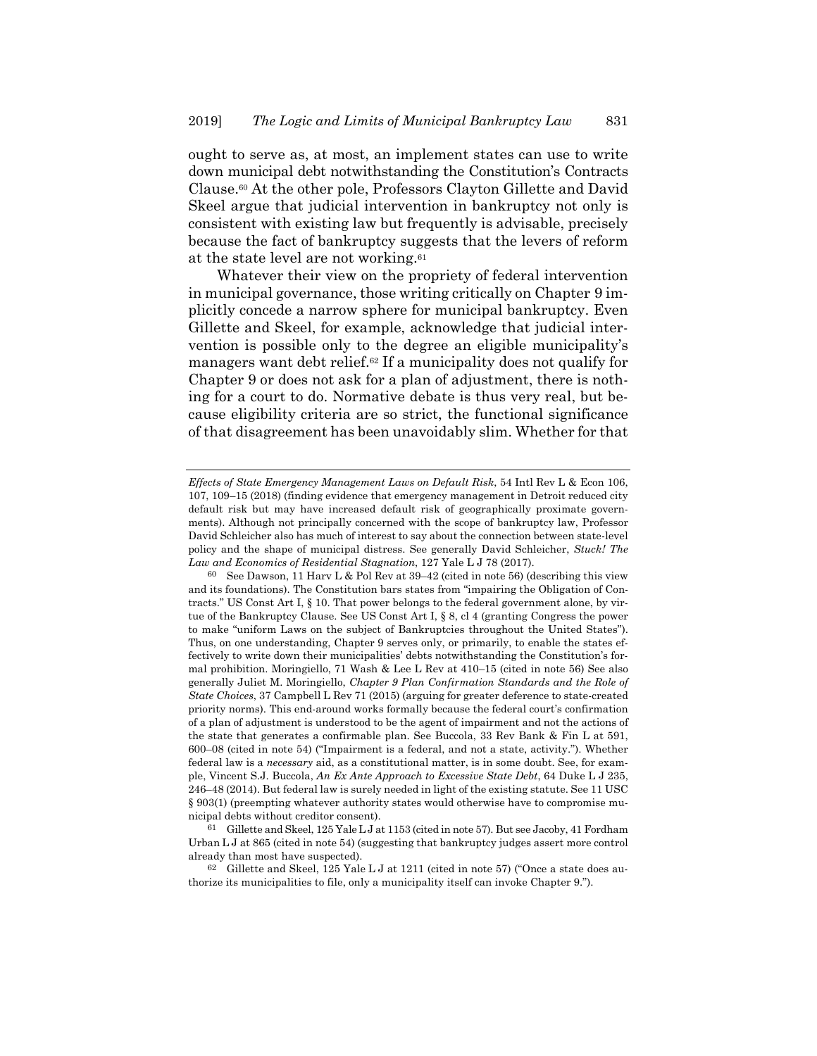ought to serve as, at most, an implement states can use to write down municipal debt notwithstanding the Constitution's Contracts Clause.[60] At the other pole, Professors Clayton Gillette and David Skeel argue that judicial intervention in bankruptcy not only is consistent with existing law but frequently is advisable, precisely because the fact of bankruptcy suggests that the levers of reform at the state level are not working.[61]

Whatever their view on the propriety of federal intervention in municipal governance, those writing critically on Chapter 9 implicitly concede a narrow sphere for municipal bankruptcy. Even Gillette and Skeel, for example, acknowledge that judicial intervention is possible only to the degree an eligible municipality's managers want debt relief.[62] If a municipality does not qualify for Chapter 9 or does not ask for a plan of adjustment, there is nothing for a court to do. Normative debate is thus very real, but because eligibility criteria are so strict, the functional significance of that disagreement has been unavoidably slim. Whether for that

---

*Effects of State Emergency Management Laws on Default Risk*, 54 Intl Rev L & Econ 106, 107, 109–15 (2018) (finding evidence that emergency management in Detroit reduced city default risk but may have increased default risk of geographically proximate governments). Although not principally concerned with the scope of bankruptcy law, Professor David Schleicher also has much of interest to say about the connection between state-level policy and the shape of municipal distress. See generally David Schleicher, *Stuck! The Law and Economics of Residential Stagnation*, 127 Yale L J 78 (2017).

[60] See Dawson, 11 Harv L & Pol Rev at 39–42 (cited in note 56) (describing this view and its foundations). The Constitution bars states from "impairing the Obligation of Contracts." US Const Art I, § 10. That power belongs to the federal government alone, by virtue of the Bankruptcy Clause. See US Const Art I, § 8, cl 4 (granting Congress the power to make "uniform Laws on the subject of Bankruptcies throughout the United States"). Thus, on one understanding, Chapter 9 serves only, or primarily, to enable the states effectively to write down their municipalities' debts notwithstanding the Constitution's formal prohibition. Moringiello, 71 Wash & Lee L Rev at 410–15 (cited in note 56) See also generally Juliet M. Moringiello, *Chapter 9 Plan Confirmation Standards and the Role of State Choices*, 37 Campbell L Rev 71 (2015) (arguing for greater deference to state-created priority norms). This end-around works formally because the federal court's confirmation of a plan of adjustment is understood to be the agent of impairment and not the actions of the state that generates a confirmable plan. See Buccola, 33 Rev Bank & Fin L at 591, 600–08 (cited in note 54) ("Impairment is a federal, and not a state, activity."). Whether federal law is a *necessary* aid, as a constitutional matter, is in some doubt. See, for example, Vincent S.J. Buccola, *An Ex Ante Approach to Excessive State Debt*, 64 Duke L J 235, 246–48 (2014). But federal law is surely needed in light of the existing statute. See 11 USC § 903(1) (preempting whatever authority states would otherwise have to compromise municipal debts without creditor consent).

[61] Gillette and Skeel, 125 Yale L J at 1153 (cited in note 57). But see Jacoby, 41 Fordham Urban L J at 865 (cited in note 54) (suggesting that bankruptcy judges assert more control already than most have suspected).

[62] Gillette and Skeel, 125 Yale L J at 1211 (cited in note 57) ("Once a state does authorize its municipalities to file, only a municipality itself can invoke Chapter 9.").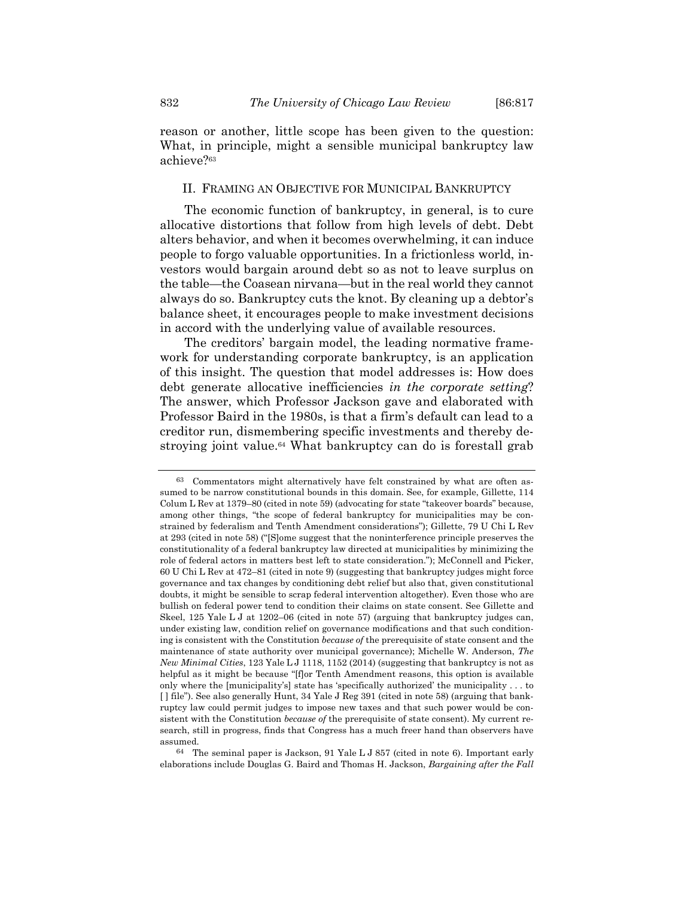reason or another, little scope has been given to the question: What, in principle, might a sensible municipal bankruptcy law achieve?[63]

## II. FRAMING AN OBJECTIVE FOR MUNICIPAL BANKRUPTCY

The economic function of bankruptcy, in general, is to cure allocative distortions that follow from high levels of debt. Debt alters behavior, and when it becomes overwhelming, it can induce people to forgo valuable opportunities. In a frictionless world, investors would bargain around debt so as not to leave surplus on the table—the Coasean nirvana—but in the real world they cannot always do so. Bankruptcy cuts the knot. By cleaning up a debtor's balance sheet, it encourages people to make investment decisions in accord with the underlying value of available resources.

The creditors' bargain model, the leading normative framework for understanding corporate bankruptcy, is an application of this insight. The question that model addresses is: How does debt generate allocative inefficiencies *in the corporate setting*? The answer, which Professor Jackson gave and elaborated with Professor Baird in the 1980s, is that a firm's default can lead to a creditor run, dismembering specific investments and thereby destroying joint value.[64] What bankruptcy can do is forestall grab

---

[63] Commentators might alternatively have felt constrained by what are often assumed to be narrow constitutional bounds in this domain. See, for example, Gillette, 114 Colum L Rev at 1379–80 (cited in note 59) (advocating for state "takeover boards" because, among other things, "the scope of federal bankruptcy for municipalities may be constrained by federalism and Tenth Amendment considerations"); Gillette, 79 U Chi L Rev at 293 (cited in note 58) ("[S]ome suggest that the noninterference principle preserves the constitutionality of a federal bankruptcy law directed at municipalities by minimizing the role of federal actors in matters best left to state consideration."); McConnell and Picker, 60 U Chi L Rev at 472–81 (cited in note 9) (suggesting that bankruptcy judges might force governance and tax changes by conditioning debt relief but also that, given constitutional doubts, it might be sensible to scrap federal intervention altogether). Even those who are bullish on federal power tend to condition their claims on state consent. See Gillette and Skeel, 125 Yale L J at 1202–06 (cited in note 57) (arguing that bankruptcy judges can, under existing law, condition relief on governance modifications and that such conditioning is consistent with the Constitution *because of* the prerequisite of state consent and the maintenance of state authority over municipal governance); Michelle W. Anderson, *The New Minimal Cities*, 123 Yale L J 1118, 1152 (2014) (suggesting that bankruptcy is not as helpful as it might be because "[f]or Tenth Amendment reasons, this option is available only where the [municipality's] state has 'specifically authorized' the municipality . . . to [ ] file"). See also generally Hunt, 34 Yale J Reg 391 (cited in note 58) (arguing that bankruptcy law could permit judges to impose new taxes and that such power would be consistent with the Constitution *because of* the prerequisite of state consent). My current research, still in progress, finds that Congress has a much freer hand than observers have assumed.

[64] The seminal paper is Jackson, 91 Yale L J 857 (cited in note 6). Important early elaborations include Douglas G. Baird and Thomas H. Jackson, *Bargaining after the Fall*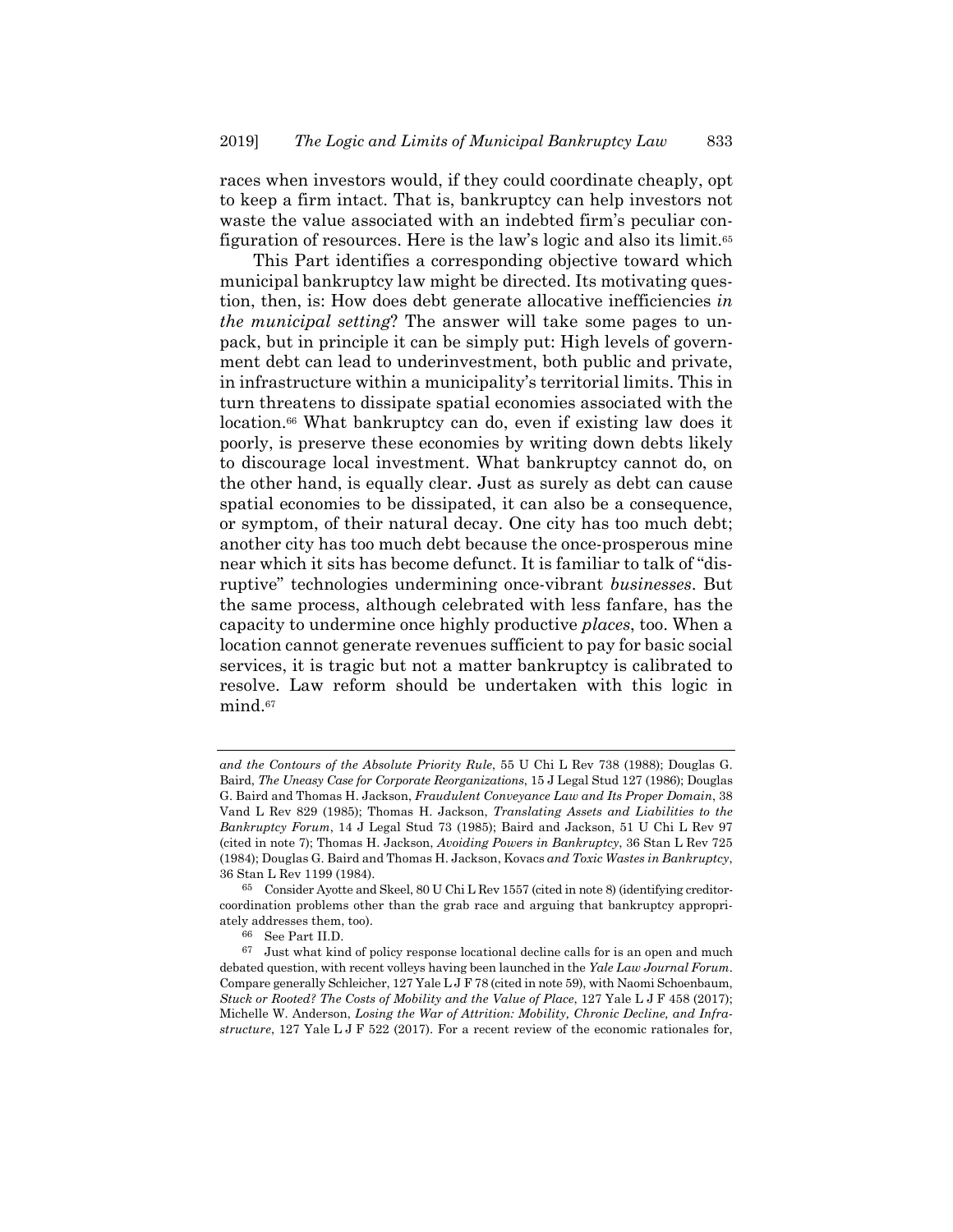races when investors would, if they could coordinate cheaply, opt to keep a firm intact. That is, bankruptcy can help investors not waste the value associated with an indebted firm's peculiar configuration of resources. Here is the law's logic and also its limit.[65]

This Part identifies a corresponding objective toward which municipal bankruptcy law might be directed. Its motivating question, then, is: How does debt generate allocative inefficiencies *in the municipal setting*? The answer will take some pages to unpack, but in principle it can be simply put: High levels of government debt can lead to underinvestment, both public and private, in infrastructure within a municipality's territorial limits. This in turn threatens to dissipate spatial economies associated with the location.[66] What bankruptcy can do, even if existing law does it poorly, is preserve these economies by writing down debts likely to discourage local investment. What bankruptcy cannot do, on the other hand, is equally clear. Just as surely as debt can cause spatial economies to be dissipated, it can also be a consequence, or symptom, of their natural decay. One city has too much debt; another city has too much debt because the once-prosperous mine near which it sits has become defunct. It is familiar to talk of "disruptive" technologies undermining once-vibrant *businesses*. But the same process, although celebrated with less fanfare, has the capacity to undermine once highly productive *places*, too. When a location cannot generate revenues sufficient to pay for basic social services, it is tragic but not a matter bankruptcy is calibrated to resolve. Law reform should be undertaken with this logic in mind.[67]

---

*and the Contours of the Absolute Priority Rule*, 55 U Chi L Rev 738 (1988); Douglas G. Baird, *The Uneasy Case for Corporate Reorganizations*, 15 J Legal Stud 127 (1986); Douglas G. Baird and Thomas H. Jackson, *Fraudulent Conveyance Law and Its Proper Domain*, 38 Vand L Rev 829 (1985); Thomas H. Jackson, *Translating Assets and Liabilities to the Bankruptcy Forum*, 14 J Legal Stud 73 (1985); Baird and Jackson, 51 U Chi L Rev 97 (cited in note 7); Thomas H. Jackson, *Avoiding Powers in Bankruptcy*, 36 Stan L Rev 725 (1984); Douglas G. Baird and Thomas H. Jackson, *Kovacs and Toxic Wastes in Bankruptcy*, 36 Stan L Rev 1199 (1984).

[65] Consider Ayotte and Skeel, 80 U Chi L Rev 1557 (cited in note 8) (identifying creditor-coordination problems other than the grab race and arguing that bankruptcy appropriately addresses them, too).

[66] See Part II.D.

[67] Just what kind of policy response locational decline calls for is an open and much debated question, with recent volleys having been launched in the *Yale Law Journal Forum*. Compare generally Schleicher, 127 Yale L J F 78 (cited in note 59), with Naomi Schoenbaum, *Stuck or Rooted? The Costs of Mobility and the Value of Place*, 127 Yale L J F 458 (2017); Michelle W. Anderson, *Losing the War of Attrition: Mobility, Chronic Decline, and Infrastructure*, 127 Yale L J F 522 (2017). For a recent review of the economic rationales for,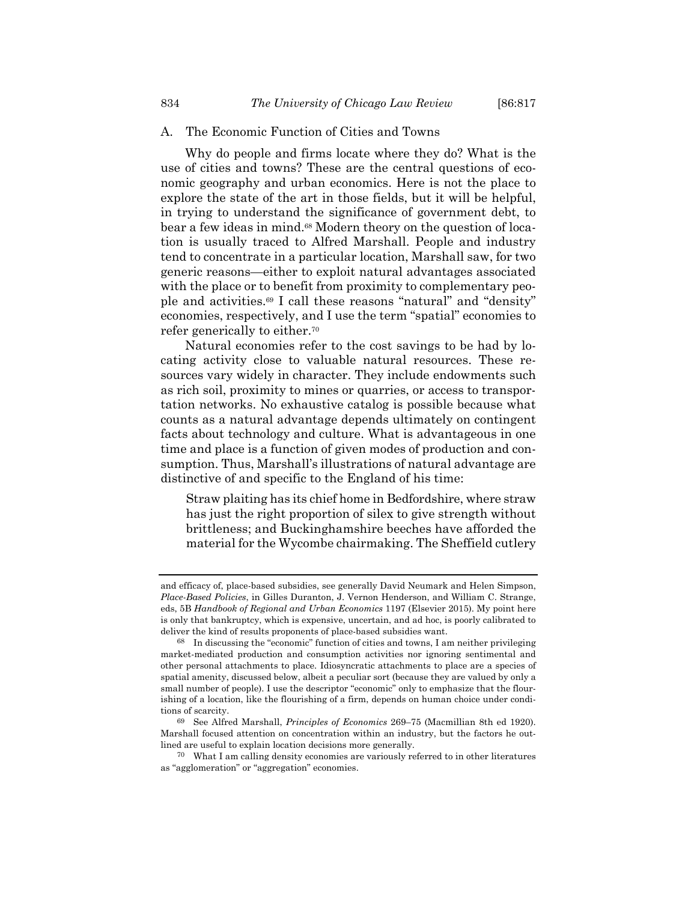### A. The Economic Function of Cities and Towns

Why do people and firms locate where they do? What is the use of cities and towns? These are the central questions of economic geography and urban economics. Here is not the place to explore the state of the art in those fields, but it will be helpful, in trying to understand the significance of government debt, to bear a few ideas in mind.[68] Modern theory on the question of location is usually traced to Alfred Marshall. People and industry tend to concentrate in a particular location, Marshall saw, for two generic reasons—either to exploit natural advantages associated with the place or to benefit from proximity to complementary people and activities.[69] I call these reasons "natural" and "density" economies, respectively, and I use the term "spatial" economies to refer generically to either.[70]

Natural economies refer to the cost savings to be had by locating activity close to valuable natural resources. These resources vary widely in character. They include endowments such as rich soil, proximity to mines or quarries, or access to transportation networks. No exhaustive catalog is possible because what counts as a natural advantage depends ultimately on contingent facts about technology and culture. What is advantageous in one time and place is a function of given modes of production and consumption. Thus, Marshall's illustrations of natural advantage are distinctive of and specific to the England of his time:

> Straw plaiting has its chief home in Bedfordshire, where straw has just the right proportion of silex to give strength without brittleness; and Buckinghamshire beeches have afforded the material for the Wycombe chairmaking. The Sheffield cutlery

---

and efficacy of, place-based subsidies, see generally David Neumark and Helen Simpson, *Place-Based Policies*, in Gilles Duranton, J. Vernon Henderson, and William C. Strange, eds, 5B *Handbook of Regional and Urban Economics* 1197 (Elsevier 2015). My point here is only that bankruptcy, which is expensive, uncertain, and ad hoc, is poorly calibrated to deliver the kind of results proponents of place-based subsidies want.

[68] In discussing the "economic" function of cities and towns, I am neither privileging market-mediated production and consumption activities nor ignoring sentimental and other personal attachments to place. Idiosyncratic attachments to place are a species of spatial amenity, discussed below, albeit a peculiar sort (because they are valued by only a small number of people). I use the descriptor "economic" only to emphasize that the flourishing of a location, like the flourishing of a firm, depends on human choice under conditions of scarcity.

[69] See Alfred Marshall, *Principles of Economics* 269–75 (Macmillian 8th ed 1920). Marshall focused attention on concentration within an industry, but the factors he outlined are useful to explain location decisions more generally.

[70] What I am calling density economies are variously referred to in other literatures as "agglomeration" or "aggregation" economies.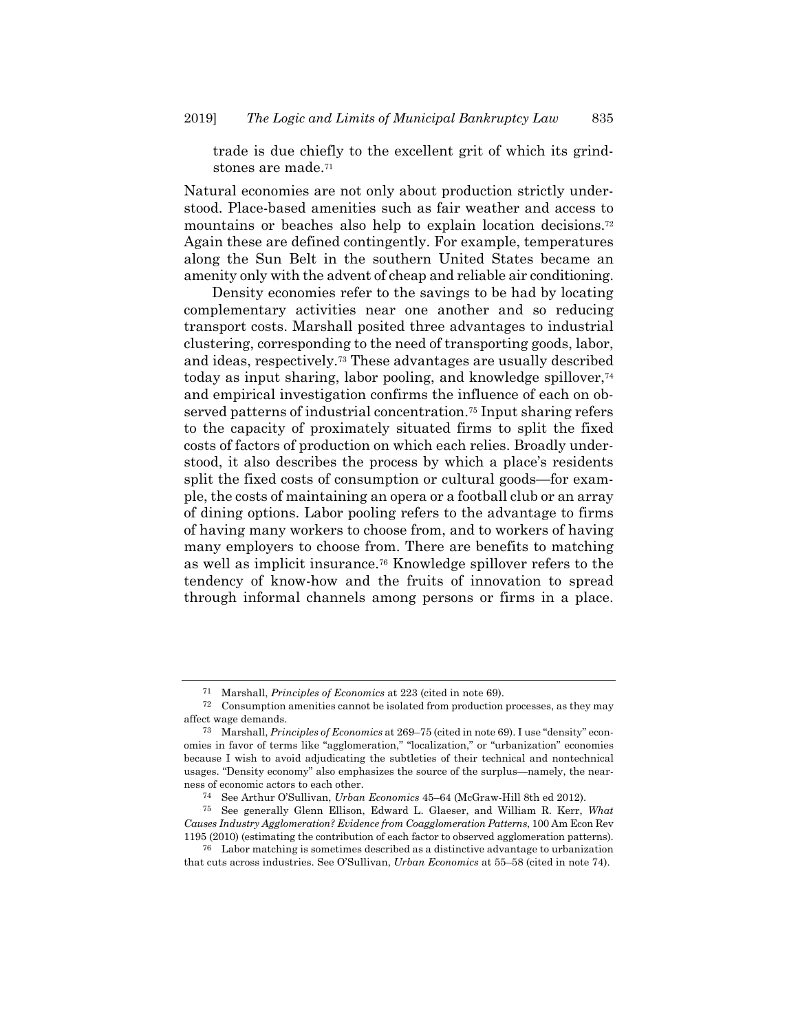trade is due chiefly to the excellent grit of which its grindstones are made.[71]

Natural economies are not only about production strictly understood. Place-based amenities such as fair weather and access to mountains or beaches also help to explain location decisions.[72] Again these are defined contingently. For example, temperatures along the Sun Belt in the southern United States became an amenity only with the advent of cheap and reliable air conditioning.

Density economies refer to the savings to be had by locating complementary activities near one another and so reducing transport costs. Marshall posited three advantages to industrial clustering, corresponding to the need of transporting goods, labor, and ideas, respectively.[73] These advantages are usually described today as input sharing, labor pooling, and knowledge spillover,[74] and empirical investigation confirms the influence of each on observed patterns of industrial concentration.[75] Input sharing refers to the capacity of proximately situated firms to split the fixed costs of factors of production on which each relies. Broadly understood, it also describes the process by which a place's residents split the fixed costs of consumption or cultural goods—for example, the costs of maintaining an opera or a football club or an array of dining options. Labor pooling refers to the advantage to firms of having many workers to choose from, and to workers of having many employers to choose from. There are benefits to matching as well as implicit insurance.[76] Knowledge spillover refers to the tendency of know-how and the fruits of innovation to spread through informal channels among persons or firms in a place.

---

[71] Marshall, *Principles of Economics* at 223 (cited in note 69).

[72] Consumption amenities cannot be isolated from production processes, as they may affect wage demands.

[73] Marshall, *Principles of Economics* at 269–75 (cited in note 69). I use "density" economies in favor of terms like "agglomeration," "localization," or "urbanization" economies because I wish to avoid adjudicating the subtleties of their technical and nontechnical usages. "Density economy" also emphasizes the source of the surplus—namely, the nearness of economic actors to each other.

[74] See Arthur O'Sullivan, *Urban Economics* 45–64 (McGraw-Hill 8th ed 2012).

[75] See generally Glenn Ellison, Edward L. Glaeser, and William R. Kerr, *What Causes Industry Agglomeration? Evidence from Coagglomeration Patterns*, 100 Am Econ Rev 1195 (2010) (estimating the contribution of each factor to observed agglomeration patterns).

[76] Labor matching is sometimes described as a distinctive advantage to urbanization that cuts across industries. See O'Sullivan, *Urban Economics* at 55–58 (cited in note 74).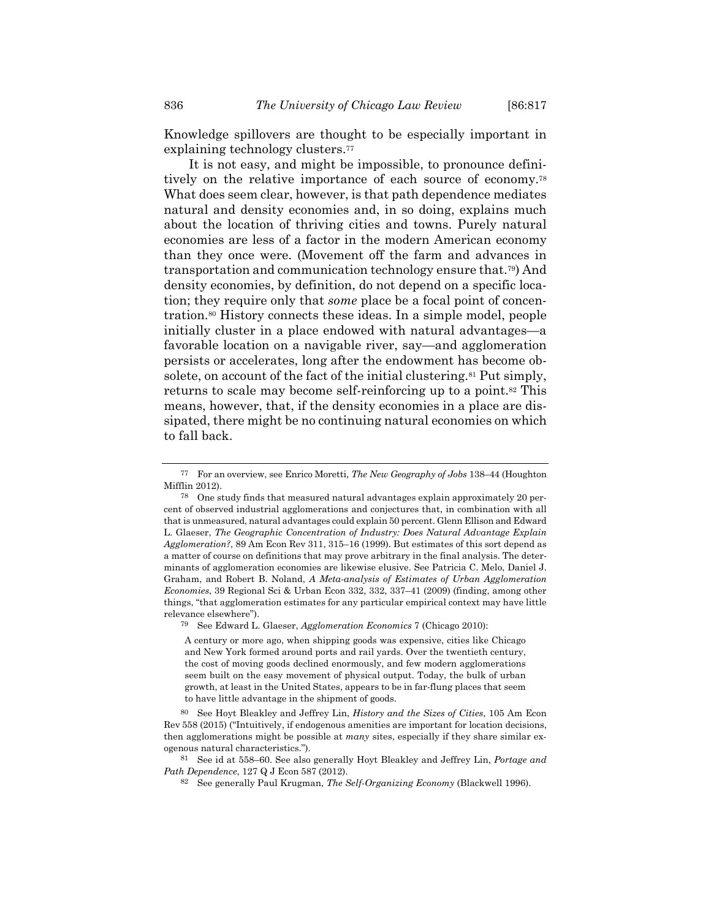Knowledge spillovers are thought to be especially important in explaining technology clusters.[77]

It is not easy, and might be impossible, to pronounce definitively on the relative importance of each source of economy.[78] What does seem clear, however, is that path dependence mediates natural and density economies and, in so doing, explains much about the location of thriving cities and towns. Purely natural economies are less of a factor in the modern American economy than they once were. (Movement off the farm and advances in transportation and communication technology ensure that.[79]) And density economies, by definition, do not depend on a specific location; they require only that *some* place be a focal point of concentration.[80] History connects these ideas. In a simple model, people initially cluster in a place endowed with natural advantages—a favorable location on a navigable river, say—and agglomeration persists or accelerates, long after the endowment has become obsolete, on account of the fact of the initial clustering.[81] Put simply, returns to scale may become self-reinforcing up to a point.[82] This means, however, that, if the density economies in a place are dissipated, there might be no continuing natural economies on which to fall back.

---

[77] For an overview, see Enrico Moretti, *The New Geography of Jobs* 138–44 (Houghton Mifflin 2012).

[78] One study finds that measured natural advantages explain approximately 20 percent of observed industrial agglomerations and conjectures that, in combination with all that is unmeasured, natural advantages could explain 50 percent. Glenn Ellison and Edward L. Glaeser, *The Geographic Concentration of Industry: Does Natural Advantage Explain Agglomeration?*, 89 Am Econ Rev 311, 315–16 (1999). But estimates of this sort depend as a matter of course on definitions that may prove arbitrary in the final analysis. The determinants of agglomeration economies are likewise elusive. See Patricia C. Melo, Daniel J. Graham, and Robert B. Noland, *A Meta-analysis of Estimates of Urban Agglomeration Economies*, 39 Regional Sci & Urban Econ 332, 332, 337–41 (2009) (finding, among other things, "that agglomeration estimates for any particular empirical context may have little relevance elsewhere").

[79] See Edward L. Glaeser, *Agglomeration Economics* 7 (Chicago 2010):

> A century or more ago, when shipping goods was expensive, cities like Chicago and New York formed around ports and rail yards. Over the twentieth century, the cost of moving goods declined enormously, and few modern agglomerations seem built on the easy movement of physical output. Today, the bulk of urban growth, at least in the United States, appears to be in far-flung places that seem to have little advantage in the shipment of goods.

[80] See Hoyt Bleakley and Jeffrey Lin, *History and the Sizes of Cities*, 105 Am Econ Rev 558 (2015) ("Intuitively, if endogenous amenities are important for location decisions, then agglomerations might be possible at *many* sites, especially if they share similar exogenous natural characteristics.").

[81] See id at 558–60. See also generally Hoyt Bleakley and Jeffrey Lin, *Portage and Path Dependence*, 127 Q J Econ 587 (2012).

[82] See generally Paul Krugman, *The Self-Organizing Economy* (Blackwell 1996).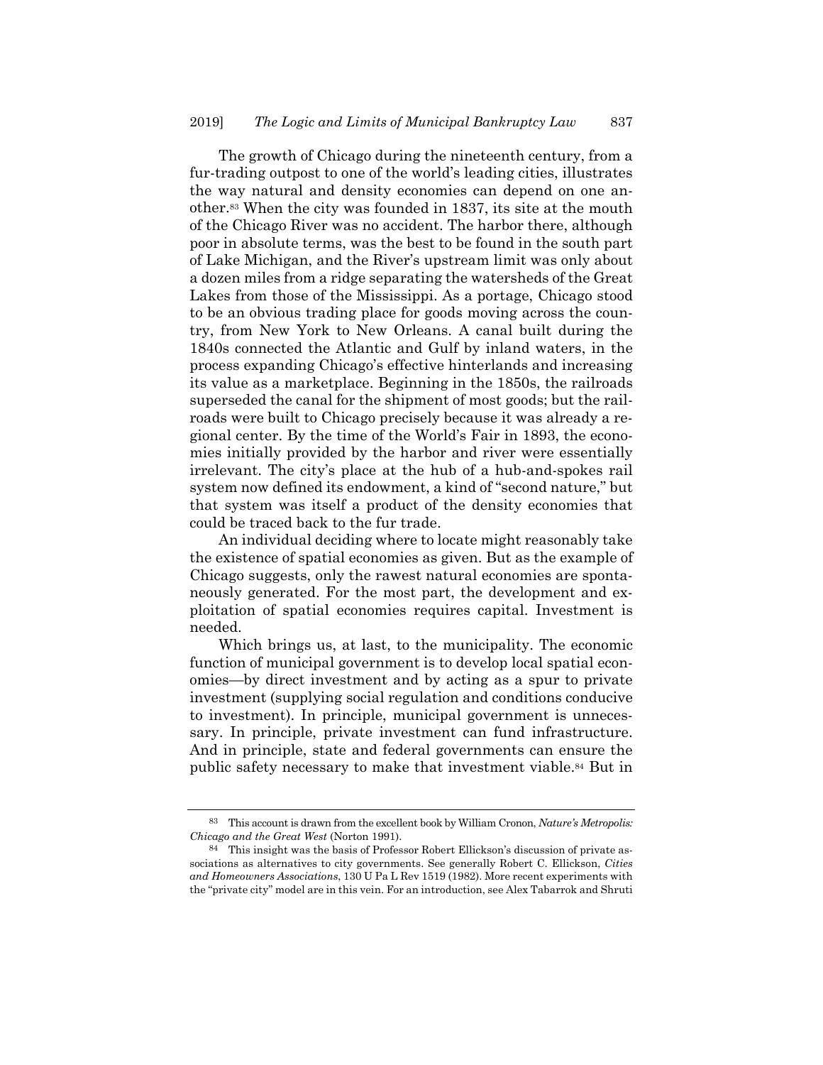The growth of Chicago during the nineteenth century, from a fur-trading outpost to one of the world's leading cities, illustrates the way natural and density economies can depend on one another.[83] When the city was founded in 1837, its site at the mouth of the Chicago River was no accident. The harbor there, although poor in absolute terms, was the best to be found in the south part of Lake Michigan, and the River's upstream limit was only about a dozen miles from a ridge separating the watersheds of the Great Lakes from those of the Mississippi. As a portage, Chicago stood to be an obvious trading place for goods moving across the country, from New York to New Orleans. A canal built during the 1840s connected the Atlantic and Gulf by inland waters, in the process expanding Chicago's effective hinterlands and increasing its value as a marketplace. Beginning in the 1850s, the railroads superseded the canal for the shipment of most goods; but the railroads were built to Chicago precisely because it was already a regional center. By the time of the World's Fair in 1893, the economies initially provided by the harbor and river were essentially irrelevant. The city's place at the hub of a hub-and-spokes rail system now defined its endowment, a kind of "second nature," but that system was itself a product of the density economies that could be traced back to the fur trade.

An individual deciding where to locate might reasonably take the existence of spatial economies as given. But as the example of Chicago suggests, only the rawest natural economies are spontaneously generated. For the most part, the development and exploitation of spatial economies requires capital. Investment is needed.

Which brings us, at last, to the municipality. The economic function of municipal government is to develop local spatial economies—by direct investment and by acting as a spur to private investment (supplying social regulation and conditions conducive to investment). In principle, municipal government is unnecessary. In principle, private investment can fund infrastructure. And in principle, state and federal governments can ensure the public safety necessary to make that investment viable.[84] But in

---

[83] This account is drawn from the excellent book by William Cronon, *Nature's Metropolis: Chicago and the Great West* (Norton 1991).

[84] This insight was the basis of Professor Robert Ellickson's discussion of private associations as alternatives to city governments. See generally Robert C. Ellickson, *Cities and Homeowners Associations*, 130 U Pa L Rev 1519 (1982). More recent experiments with the "private city" model are in this vein. For an introduction, see Alex Tabarrok and Shruti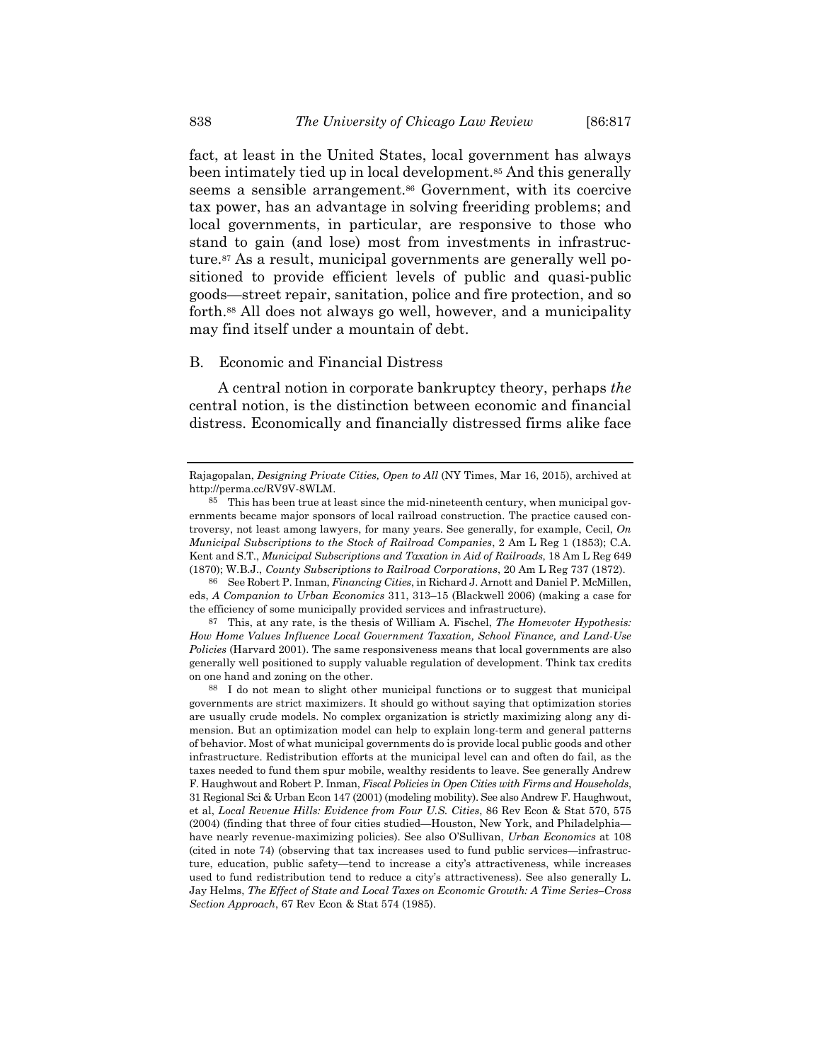fact, at least in the United States, local government has always been intimately tied up in local development.[85] And this generally seems a sensible arrangement.[86] Government, with its coercive tax power, has an advantage in solving freeriding problems; and local governments, in particular, are responsive to those who stand to gain (and lose) most from investments in infrastructure.[87] As a result, municipal governments are generally well positioned to provide efficient levels of public and quasi-public goods—street repair, sanitation, police and fire protection, and so forth.[88] All does not always go well, however, and a municipality may find itself under a mountain of debt.

### B. Economic and Financial Distress

A central notion in corporate bankruptcy theory, perhaps *the* central notion, is the distinction between economic and financial distress. Economically and financially distressed firms alike face

---

Rajagopalan, *Designing Private Cities, Open to All* (NY Times, Mar 16, 2015), archived at http://perma.cc/RV9V-8WLM.

[85] This has been true at least since the mid-nineteenth century, when municipal governments became major sponsors of local railroad construction. The practice caused controversy, not least among lawyers, for many years. See generally, for example, Cecil, *On Municipal Subscriptions to the Stock of Railroad Companies*, 2 Am L Reg 1 (1853); C.A. Kent and S.T., *Municipal Subscriptions and Taxation in Aid of Railroads*, 18 Am L Reg 649 (1870); W.B.J., *County Subscriptions to Railroad Corporations*, 20 Am L Reg 737 (1872).

[86] See Robert P. Inman, *Financing Cities*, in Richard J. Arnott and Daniel P. McMillen, eds, *A Companion to Urban Economics* 311, 313–15 (Blackwell 2006) (making a case for the efficiency of some municipally provided services and infrastructure).

[87] This, at any rate, is the thesis of William A. Fischel, *The Homevoter Hypothesis: How Home Values Influence Local Government Taxation, School Finance, and Land-Use Policies* (Harvard 2001). The same responsiveness means that local governments are also generally well positioned to supply valuable regulation of development. Think tax credits on one hand and zoning on the other.

[88] I do not mean to slight other municipal functions or to suggest that municipal governments are strict maximizers. It should go without saying that optimization stories are usually crude models. No complex organization is strictly maximizing along any dimension. But an optimization model can help to explain long-term and general patterns of behavior. Most of what municipal governments do is provide local public goods and other infrastructure. Redistribution efforts at the municipal level can and often do fail, as the taxes needed to fund them spur mobile, wealthy residents to leave. See generally Andrew F. Haughwout and Robert P. Inman, *Fiscal Policies in Open Cities with Firms and Households*, 31 Regional Sci & Urban Econ 147 (2001) (modeling mobility). See also Andrew F. Haughwout, et al, *Local Revenue Hills: Evidence from Four U.S. Cities*, 86 Rev Econ & Stat 570, 575 (2004) (finding that three of four cities studied—Houston, New York, and Philadelphia—have nearly revenue-maximizing policies). See also O'Sullivan, *Urban Economics* at 108 (cited in note 74) (observing that tax increases used to fund public services—infrastructure, education, public safety—tend to increase a city's attractiveness, while increases used to fund redistribution tend to reduce a city's attractiveness). See also generally L. Jay Helms, *The Effect of State and Local Taxes on Economic Growth: A Time Series–Cross Section Approach*, 67 Rev Econ & Stat 574 (1985).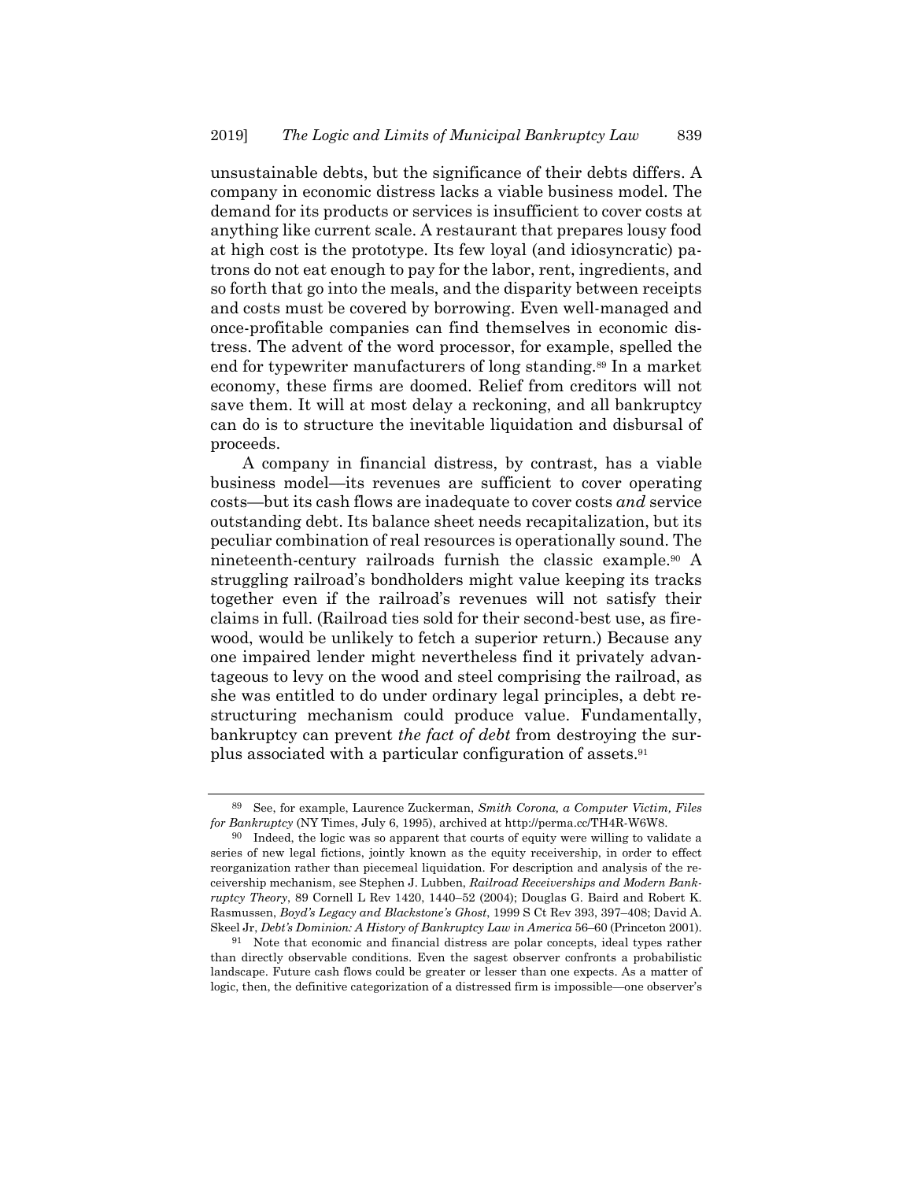unsustainable debts, but the significance of their debts differs. A company in economic distress lacks a viable business model. The demand for its products or services is insufficient to cover costs at anything like current scale. A restaurant that prepares lousy food at high cost is the prototype. Its few loyal (and idiosyncratic) patrons do not eat enough to pay for the labor, rent, ingredients, and so forth that go into the meals, and the disparity between receipts and costs must be covered by borrowing. Even well-managed and once-profitable companies can find themselves in economic distress. The advent of the word processor, for example, spelled the end for typewriter manufacturers of long standing.[89] In a market economy, these firms are doomed. Relief from creditors will not save them. It will at most delay a reckoning, and all bankruptcy can do is to structure the inevitable liquidation and disbursal of proceeds.

A company in financial distress, by contrast, has a viable business model—its revenues are sufficient to cover operating costs—but its cash flows are inadequate to cover costs *and* service outstanding debt. Its balance sheet needs recapitalization, but its peculiar combination of real resources is operationally sound. The nineteenth-century railroads furnish the classic example.[90] A struggling railroad's bondholders might value keeping its tracks together even if the railroad's revenues will not satisfy their claims in full. (Railroad ties sold for their second-best use, as firewood, would be unlikely to fetch a superior return.) Because any one impaired lender might nevertheless find it privately advantageous to levy on the wood and steel comprising the railroad, as she was entitled to do under ordinary legal principles, a debt restructuring mechanism could produce value. Fundamentally, bankruptcy can prevent *the fact of debt* from destroying the surplus associated with a particular configuration of assets.[91]

---

[89] See, for example, Laurence Zuckerman, *Smith Corona, a Computer Victim, Files for Bankruptcy* (NY Times, July 6, 1995), archived at http://perma.cc/TH4R-W6W8.

[90] Indeed, the logic was so apparent that courts of equity were willing to validate a series of new legal fictions, jointly known as the equity receivership, in order to effect reorganization rather than piecemeal liquidation. For description and analysis of the receivership mechanism, see Stephen J. Lubben, *Railroad Receiverships and Modern Bankruptcy Theory*, 89 Cornell L Rev 1420, 1440–52 (2004); Douglas G. Baird and Robert K. Rasmussen, *Boyd's Legacy and Blackstone's Ghost*, 1999 S Ct Rev 393, 397–408; David A. Skeel Jr, *Debt's Dominion: A History of Bankruptcy Law in America* 56–60 (Princeton 2001).

[91] Note that economic and financial distress are polar concepts, ideal types rather than directly observable conditions. Even the sagest observer confronts a probabilistic landscape. Future cash flows could be greater or lesser than one expects. As a matter of logic, then, the definitive categorization of a distressed firm is impossible—one observer's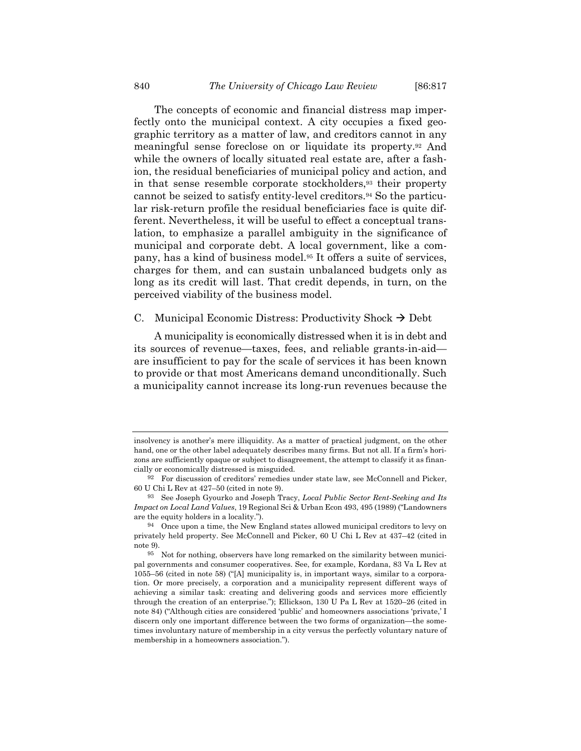The concepts of economic and financial distress map imperfectly onto the municipal context. A city occupies a fixed geographic territory as a matter of law, and creditors cannot in any meaningful sense foreclose on or liquidate its property.[92] And while the owners of locally situated real estate are, after a fashion, the residual beneficiaries of municipal policy and action, and in that sense resemble corporate stockholders,[93] their property cannot be seized to satisfy entity-level creditors.[94] So the particular risk-return profile the residual beneficiaries face is quite different. Nevertheless, it will be useful to effect a conceptual translation, to emphasize a parallel ambiguity in the significance of municipal and corporate debt. A local government, like a company, has a kind of business model.[95] It offers a suite of services, charges for them, and can sustain unbalanced budgets only as long as its credit will last. That credit depends, in turn, on the perceived viability of the business model.

### C. Municipal Economic Distress: Productivity Shock → Debt

A municipality is economically distressed when it is in debt and its sources of revenue—taxes, fees, and reliable grants-in-aid—are insufficient to pay for the scale of services it has been known to provide or that most Americans demand unconditionally. Such a municipality cannot increase its long-run revenues because the

---

insolvency is another's mere illiquidity. As a matter of practical judgment, on the other hand, one or the other label adequately describes many firms. But not all. If a firm's horizons are sufficiently opaque or subject to disagreement, the attempt to classify it as financially or economically distressed is misguided.

[92] For discussion of creditors' remedies under state law, see McConnell and Picker, 60 U Chi L Rev at 427–50 (cited in note 9).

[93] See Joseph Gyourko and Joseph Tracy, *Local Public Sector Rent-Seeking and Its Impact on Local Land Values*, 19 Regional Sci & Urban Econ 493, 495 (1989) ("Landowners are the equity holders in a locality.").

[94] Once upon a time, the New England states allowed municipal creditors to levy on privately held property. See McConnell and Picker, 60 U Chi L Rev at 437–42 (cited in note 9).

[95] Not for nothing, observers have long remarked on the similarity between municipal governments and consumer cooperatives. See, for example, Kordana, 83 Va L Rev at 1055–56 (cited in note 58) ("[A] municipality is, in important ways, similar to a corporation. Or more precisely, a corporation and a municipality represent different ways of achieving a similar task: creating and delivering goods and services more efficiently through the creation of an enterprise."); Ellickson, 130 U Pa L Rev at 1520–26 (cited in note 84) ("Although cities are considered 'public' and homeowners associations 'private,' I discern only one important difference between the two forms of organization—the sometimes involuntary nature of membership in a city versus the perfectly voluntary nature of membership in a homeowners association.").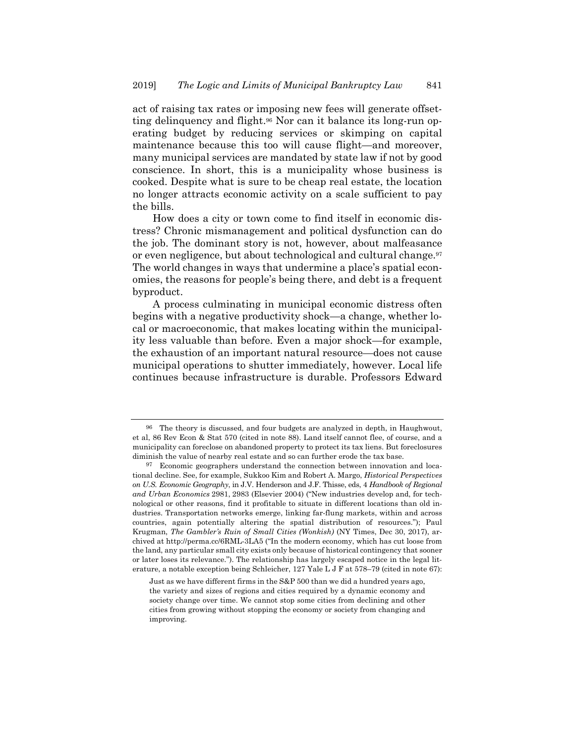act of raising tax rates or imposing new fees will generate offsetting delinquency and flight.[96] Nor can it balance its long-run operating budget by reducing services or skimping on capital maintenance because this too will cause flight—and moreover, many municipal services are mandated by state law if not by good conscience. In short, this is a municipality whose business is cooked. Despite what is sure to be cheap real estate, the location no longer attracts economic activity on a scale sufficient to pay the bills.

How does a city or town come to find itself in economic distress? Chronic mismanagement and political dysfunction can do the job. The dominant story is not, however, about malfeasance or even negligence, but about technological and cultural change.[97] The world changes in ways that undermine a place's spatial economies, the reasons for people's being there, and debt is a frequent byproduct.

A process culminating in municipal economic distress often begins with a negative productivity shock—a change, whether local or macroeconomic, that makes locating within the municipality less valuable than before. Even a major shock—for example, the exhaustion of an important natural resource—does not cause municipal operations to shutter immediately, however. Local life continues because infrastructure is durable. Professors Edward

---

[96] The theory is discussed, and four budgets are analyzed in depth, in Haughwout, et al, 86 Rev Econ & Stat 570 (cited in note 88). Land itself cannot flee, of course, and a municipality can foreclose on abandoned property to protect its tax liens. But foreclosures diminish the value of nearby real estate and so can further erode the tax base.

[97] Economic geographers understand the connection between innovation and locational decline. See, for example, Sukkoo Kim and Robert A. Margo, *Historical Perspectives on U.S. Economic Geography*, in J.V. Henderson and J.F. Thisse, eds, 4 *Handbook of Regional and Urban Economics* 2981, 2983 (Elsevier 2004) ("New industries develop and, for technological or other reasons, find it profitable to situate in different locations than old industries. Transportation networks emerge, linking far-flung markets, within and across countries, again potentially altering the spatial distribution of resources."); Paul Krugman, *The Gambler's Ruin of Small Cities (Wonkish)* (NY Times, Dec 30, 2017), archived at http://perma.cc/6RML-3LA5 ("In the modern economy, which has cut loose from the land, any particular small city exists only because of historical contingency that sooner or later loses its relevance."). The relationship has largely escaped notice in the legal literature, a notable exception being Schleicher, 127 Yale L J F at 578–79 (cited in note 67):

> Just as we have different firms in the S&P 500 than we did a hundred years ago, the variety and sizes of regions and cities required by a dynamic economy and society change over time. We cannot stop some cities from declining and other cities from growing without stopping the economy or society from changing and improving.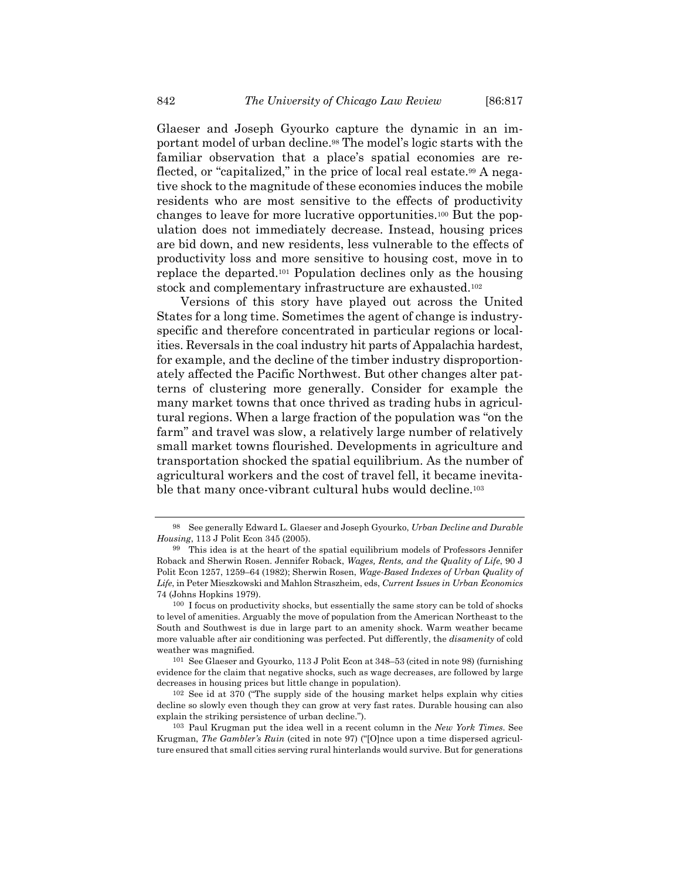Glaeser and Joseph Gyourko capture the dynamic in an important model of urban decline.[98] The model's logic starts with the familiar observation that a place's spatial economies are reflected, or "capitalized," in the price of local real estate.[99] A negative shock to the magnitude of these economies induces the mobile residents who are most sensitive to the effects of productivity changes to leave for more lucrative opportunities.[100] But the population does not immediately decrease. Instead, housing prices are bid down, and new residents, less vulnerable to the effects of productivity loss and more sensitive to housing cost, move in to replace the departed.[101] Population declines only as the housing stock and complementary infrastructure are exhausted.[102]

Versions of this story have played out across the United States for a long time. Sometimes the agent of change is industry-specific and therefore concentrated in particular regions or localities. Reversals in the coal industry hit parts of Appalachia hardest, for example, and the decline of the timber industry disproportionately affected the Pacific Northwest. But other changes alter patterns of clustering more generally. Consider for example the many market towns that once thrived as trading hubs in agricultural regions. When a large fraction of the population was "on the farm" and travel was slow, a relatively large number of relatively small market towns flourished. Developments in agriculture and transportation shocked the spatial equilibrium. As the number of agricultural workers and the cost of travel fell, it became inevitable that many once-vibrant cultural hubs would decline.[103]

---

98 See generally Edward L. Glaeser and Joseph Gyourko, *Urban Decline and Durable Housing*, 113 J Polit Econ 345 (2005).

99 This idea is at the heart of the spatial equilibrium models of Professors Jennifer Roback and Sherwin Rosen. Jennifer Roback, *Wages, Rents, and the Quality of Life*, 90 J Polit Econ 1257, 1259–64 (1982); Sherwin Rosen, *Wage-Based Indexes of Urban Quality of Life*, in Peter Mieszkowski and Mahlon Straszheim, eds, *Current Issues in Urban Economics* 74 (Johns Hopkins 1979).

100 I focus on productivity shocks, but essentially the same story can be told of shocks to level of amenities. Arguably the move of population from the American Northeast to the South and Southwest is due in large part to an amenity shock. Warm weather became more valuable after air conditioning was perfected. Put differently, the *disamenity* of cold weather was magnified.

101 See Glaeser and Gyourko, 113 J Polit Econ at 348–53 (cited in note 98) (furnishing evidence for the claim that negative shocks, such as wage decreases, are followed by large decreases in housing prices but little change in population).

102 See id at 370 ("The supply side of the housing market helps explain why cities decline so slowly even though they can grow at very fast rates. Durable housing can also explain the striking persistence of urban decline.").

103 Paul Krugman put the idea well in a recent column in the *New York Times*. See Krugman, *The Gambler's Ruin* (cited in note 97) ("[O]nce upon a time dispersed agriculture ensured that small cities serving rural hinterlands would survive. But for generations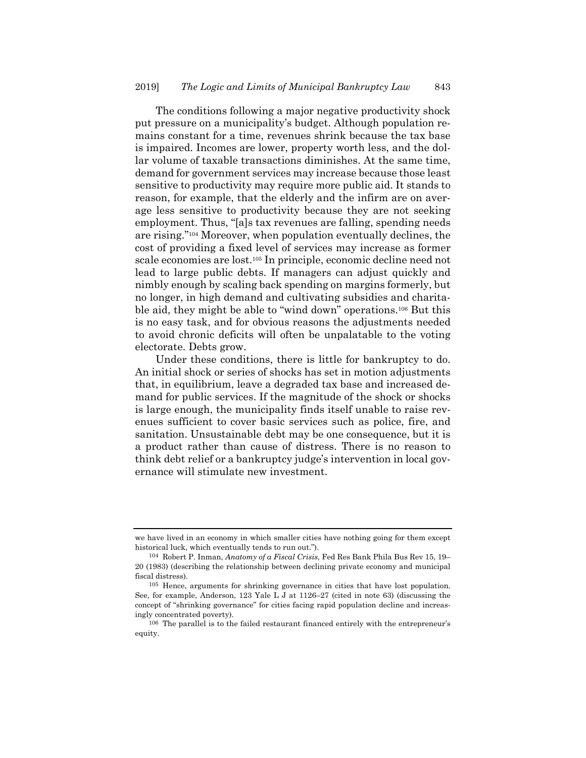The conditions following a major negative productivity shock put pressure on a municipality's budget. Although population remains constant for a time, revenues shrink because the tax base is impaired. Incomes are lower, property worth less, and the dollar volume of taxable transactions diminishes. At the same time, demand for government services may increase because those least sensitive to productivity may require more public aid. It stands to reason, for example, that the elderly and the infirm are on average less sensitive to productivity because they are not seeking employment. Thus, "[a]s tax revenues are falling, spending needs are rising."[104] Moreover, when population eventually declines, the cost of providing a fixed level of services may increase as former scale economies are lost.[105] In principle, economic decline need not lead to large public debts. If managers can adjust quickly and nimbly enough by scaling back spending on margins formerly, but no longer, in high demand and cultivating subsidies and charitable aid, they might be able to "wind down" operations.[106] But this is no easy task, and for obvious reasons the adjustments needed to avoid chronic deficits will often be unpalatable to the voting electorate. Debts grow.

Under these conditions, there is little for bankruptcy to do. An initial shock or series of shocks has set in motion adjustments that, in equilibrium, leave a degraded tax base and increased demand for public services. If the magnitude of the shock or shocks is large enough, the municipality finds itself unable to raise revenues sufficient to cover basic services such as police, fire, and sanitation. Unsustainable debt may be one consequence, but it is a product rather than cause of distress. There is no reason to think debt relief or a bankruptcy judge's intervention in local governance will stimulate new investment.

---

we have lived in an economy in which smaller cities have nothing going for them except historical luck, which eventually tends to run out.").

[104] Robert P. Inman, *Anatomy of a Fiscal Crisis*, Fed Res Bank Phila Bus Rev 15, 19–20 (1983) (describing the relationship between declining private economy and municipal fiscal distress).

[105] Hence, arguments for shrinking governance in cities that have lost population. See, for example, Anderson, 123 Yale L J at 1126–27 (cited in note 63) (discussing the concept of "shrinking governance" for cities facing rapid population decline and increasingly concentrated poverty).

[106] The parallel is to the failed restaurant financed entirely with the entrepreneur's equity.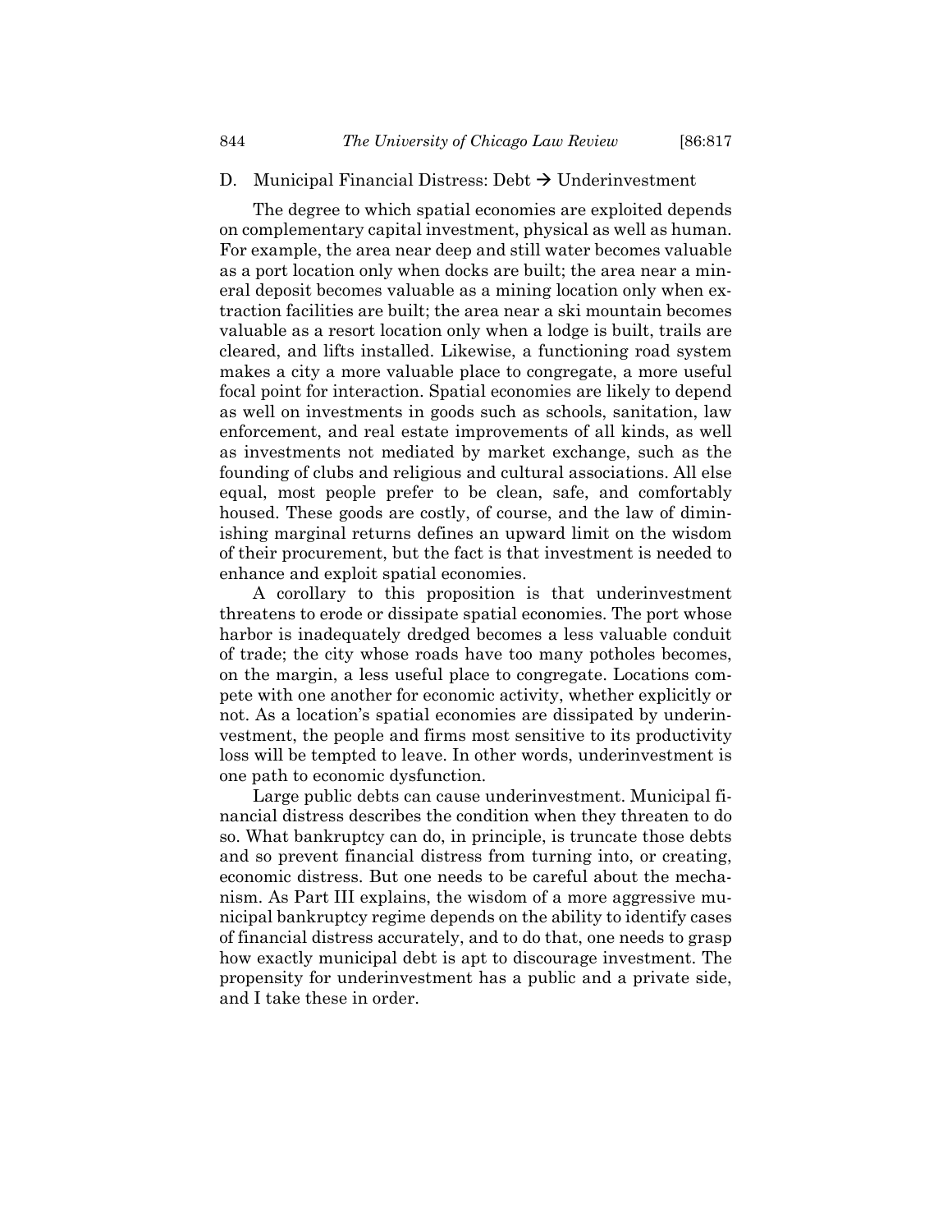### D. Municipal Financial Distress: Debt → Underinvestment

The degree to which spatial economies are exploited depends on complementary capital investment, physical as well as human. For example, the area near deep and still water becomes valuable as a port location only when docks are built; the area near a mineral deposit becomes valuable as a mining location only when extraction facilities are built; the area near a ski mountain becomes valuable as a resort location only when a lodge is built, trails are cleared, and lifts installed. Likewise, a functioning road system makes a city a more valuable place to congregate, a more useful focal point for interaction. Spatial economies are likely to depend as well on investments in goods such as schools, sanitation, law enforcement, and real estate improvements of all kinds, as well as investments not mediated by market exchange, such as the founding of clubs and religious and cultural associations. All else equal, most people prefer to be clean, safe, and comfortably housed. These goods are costly, of course, and the law of diminishing marginal returns defines an upward limit on the wisdom of their procurement, but the fact is that investment is needed to enhance and exploit spatial economies.

A corollary to this proposition is that underinvestment threatens to erode or dissipate spatial economies. The port whose harbor is inadequately dredged becomes a less valuable conduit of trade; the city whose roads have too many potholes becomes, on the margin, a less useful place to congregate. Locations compete with one another for economic activity, whether explicitly or not. As a location's spatial economies are dissipated by underinvestment, the people and firms most sensitive to its productivity loss will be tempted to leave. In other words, underinvestment is one path to economic dysfunction.

Large public debts can cause underinvestment. Municipal financial distress describes the condition when they threaten to do so. What bankruptcy can do, in principle, is truncate those debts and so prevent financial distress from turning into, or creating, economic distress. But one needs to be careful about the mechanism. As Part III explains, the wisdom of a more aggressive municipal bankruptcy regime depends on the ability to identify cases of financial distress accurately, and to do that, one needs to grasp how exactly municipal debt is apt to discourage investment. The propensity for underinvestment has a public and a private side, and I take these in order.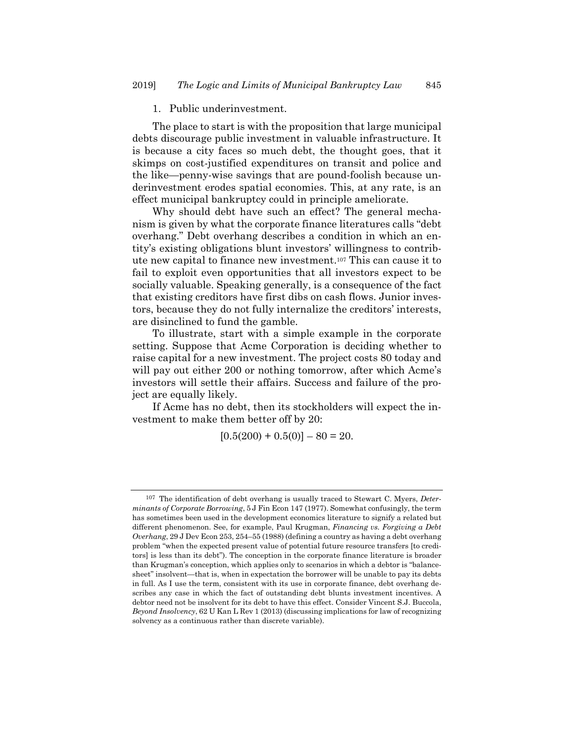### 1. Public underinvestment.

The place to start is with the proposition that large municipal debts discourage public investment in valuable infrastructure. It is because a city faces so much debt, the thought goes, that it skimps on cost-justified expenditures on transit and police and the like—penny-wise savings that are pound-foolish because underinvestment erodes spatial economies. This, at any rate, is an effect municipal bankruptcy could in principle ameliorate.

Why should debt have such an effect? The general mechanism is given by what the corporate finance literatures calls "debt overhang." Debt overhang describes a condition in which an entity's existing obligations blunt investors' willingness to contribute new capital to finance new investment.[107] This can cause it to fail to exploit even opportunities that all investors expect to be socially valuable. Speaking generally, is a consequence of the fact that existing creditors have first dibs on cash flows. Junior investors, because they do not fully internalize the creditors' interests, are disinclined to fund the gamble.

To illustrate, start with a simple example in the corporate setting. Suppose that Acme Corporation is deciding whether to raise capital for a new investment. The project costs 80 today and will pay out either 200 or nothing tomorrow, after which Acme's investors will settle their affairs. Success and failure of the project are equally likely.

If Acme has no debt, then its stockholders will expect the investment to make them better off by 20:

$$[0.5(200) + 0.5(0)] - 80 = 20.$$

---

[107] The identification of debt overhang is usually traced to Stewart C. Myers, *Determinants of Corporate Borrowing*, 5 J Fin Econ 147 (1977). Somewhat confusingly, the term has sometimes been used in the development economics literature to signify a related but different phenomenon. See, for example, Paul Krugman, *Financing vs. Forgiving a Debt Overhang*, 29 J Dev Econ 253, 254–55 (1988) (defining a country as having a debt overhang problem "when the expected present value of potential future resource transfers [to creditors] is less than its debt"). The conception in the corporate finance literature is broader than Krugman's conception, which applies only to scenarios in which a debtor is "balance-sheet" insolvent—that is, when in expectation the borrower will be unable to pay its debts in full. As I use the term, consistent with its use in corporate finance, debt overhang describes any case in which the fact of outstanding debt blunts investment incentives. A debtor need not be insolvent for its debt to have this effect. Consider Vincent S.J. Buccola, *Beyond Insolvency*, 62 U Kan L Rev 1 (2013) (discussing implications for law of recognizing solvency as a continuous rather than discrete variable).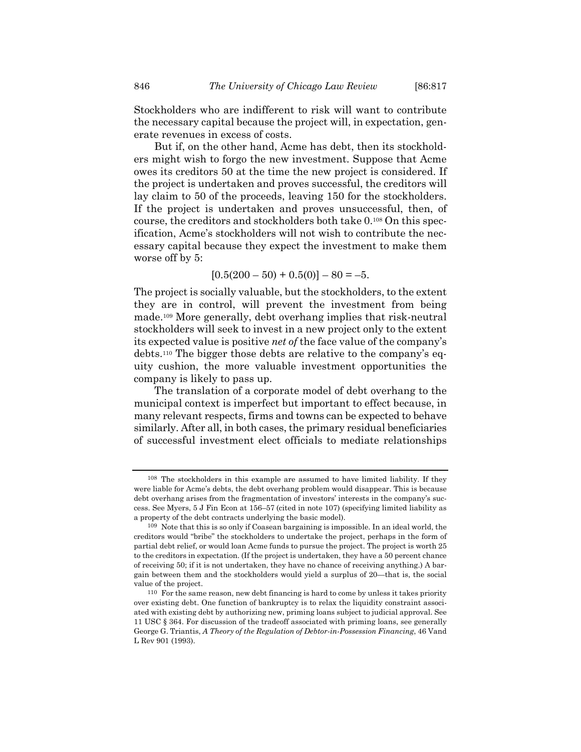Stockholders who are indifferent to risk will want to contribute the necessary capital because the project will, in expectation, generate revenues in excess of costs.

But if, on the other hand, Acme has debt, then its stockholders might wish to forgo the new investment. Suppose that Acme owes its creditors 50 at the time the new project is considered. If the project is undertaken and proves successful, the creditors will lay claim to 50 of the proceeds, leaving 150 for the stockholders. If the project is undertaken and proves unsuccessful, then, of course, the creditors and stockholders both take 0.[108] On this specification, Acme's stockholders will not wish to contribute the necessary capital because they expect the investment to make them worse off by 5:

$$[0.5(200 - 50) + 0.5(0)] - 80 = -5.$$

The project is socially valuable, but the stockholders, to the extent they are in control, will prevent the investment from being made.[109] More generally, debt overhang implies that risk-neutral stockholders will seek to invest in a new project only to the extent its expected value is positive *net of* the face value of the company's debts.[110] The bigger those debts are relative to the company's equity cushion, the more valuable investment opportunities the company is likely to pass up.

The translation of a corporate model of debt overhang to the municipal context is imperfect but important to effect because, in many relevant respects, firms and towns can be expected to behave similarly. After all, in both cases, the primary residual beneficiaries of successful investment elect officials to mediate relationships

---

[108] The stockholders in this example are assumed to have limited liability. If they were liable for Acme's debts, the debt overhang problem would disappear. This is because debt overhang arises from the fragmentation of investors' interests in the company's success. See Myers, 5 J Fin Econ at 156–57 (cited in note 107) (specifying limited liability as a property of the debt contracts underlying the basic model).

[109] Note that this is so only if Coasean bargaining is impossible. In an ideal world, the creditors would "bribe" the stockholders to undertake the project, perhaps in the form of partial debt relief, or would loan Acme funds to pursue the project. The project is worth 25 to the creditors in expectation. (If the project is undertaken, they have a 50 percent chance of receiving 50; if it is not undertaken, they have no chance of receiving anything.) A bargain between them and the stockholders would yield a surplus of 20—that is, the social value of the project.

[110] For the same reason, new debt financing is hard to come by unless it takes priority over existing debt. One function of bankruptcy is to relax the liquidity constraint associated with existing debt by authorizing new, priming loans subject to judicial approval. See 11 USC § 364. For discussion of the tradeoff associated with priming loans, see generally George G. Triantis, *A Theory of the Regulation of Debtor-in-Possession Financing*, 46 Vand L Rev 901 (1993).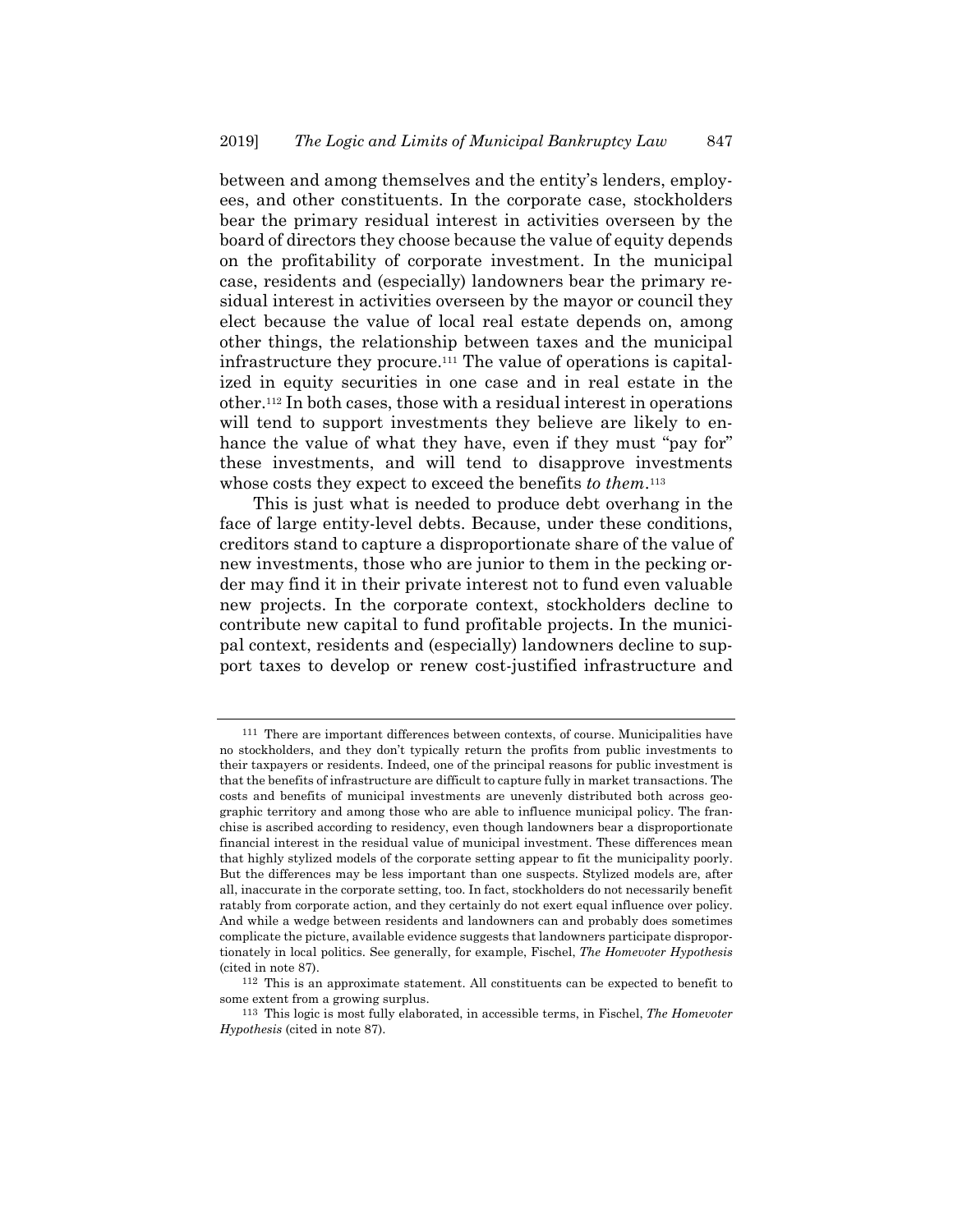between and among themselves and the entity's lenders, employees, and other constituents. In the corporate case, stockholders bear the primary residual interest in activities overseen by the board of directors they choose because the value of equity depends on the profitability of corporate investment. In the municipal case, residents and (especially) landowners bear the primary residual interest in activities overseen by the mayor or council they elect because the value of local real estate depends on, among other things, the relationship between taxes and the municipal infrastructure they procure.[111] The value of operations is capitalized in equity securities in one case and in real estate in the other.[112] In both cases, those with a residual interest in operations will tend to support investments they believe are likely to enhance the value of what they have, even if they must "pay for" these investments, and will tend to disapprove investments whose costs they expect to exceed the benefits *to them*.[113]

This is just what is needed to produce debt overhang in the face of large entity-level debts. Because, under these conditions, creditors stand to capture a disproportionate share of the value of new investments, those who are junior to them in the pecking order may find it in their private interest not to fund even valuable new projects. In the corporate context, stockholders decline to contribute new capital to fund profitable projects. In the municipal context, residents and (especially) landowners decline to support taxes to develop or renew cost-justified infrastructure and

---

[111] There are important differences between contexts, of course. Municipalities have no stockholders, and they don't typically return the profits from public investments to their taxpayers or residents. Indeed, one of the principal reasons for public investment is that the benefits of infrastructure are difficult to capture fully in market transactions. The costs and benefits of municipal investments are unevenly distributed both across geographic territory and among those who are able to influence municipal policy. The franchise is ascribed according to residency, even though landowners bear a disproportionate financial interest in the residual value of municipal investment. These differences mean that highly stylized models of the corporate setting appear to fit the municipality poorly. But the differences may be less important than one suspects. Stylized models are, after all, inaccurate in the corporate setting, too. In fact, stockholders do not necessarily benefit ratably from corporate action, and they certainly do not exert equal influence over policy. And while a wedge between residents and landowners can and probably does sometimes complicate the picture, available evidence suggests that landowners participate disproportionately in local politics. See generally, for example, Fischel, *The Homevoter Hypothesis* (cited in note 87).

[112] This is an approximate statement. All constituents can be expected to benefit to some extent from a growing surplus.

[113] This logic is most fully elaborated, in accessible terms, in Fischel, *The Homevoter Hypothesis* (cited in note 87).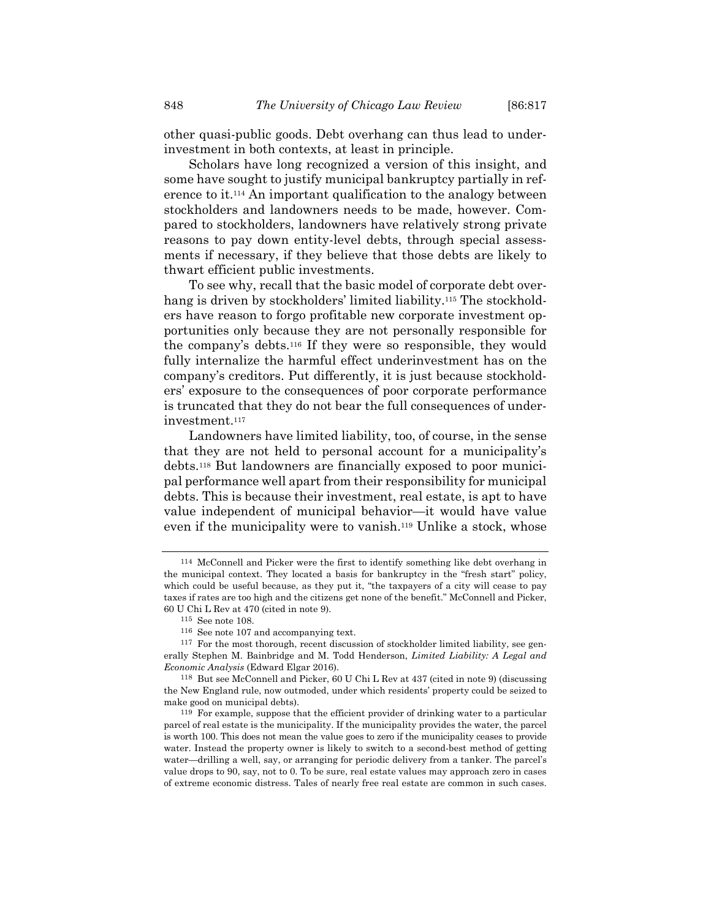other quasi-public goods. Debt overhang can thus lead to underinvestment in both contexts, at least in principle.

Scholars have long recognized a version of this insight, and some have sought to justify municipal bankruptcy partially in reference to it.[114] An important qualification to the analogy between stockholders and landowners needs to be made, however. Compared to stockholders, landowners have relatively strong private reasons to pay down entity-level debts, through special assessments if necessary, if they believe that those debts are likely to thwart efficient public investments.

To see why, recall that the basic model of corporate debt overhang is driven by stockholders' limited liability.[115] The stockholders have reason to forgo profitable new corporate investment opportunities only because they are not personally responsible for the company's debts.[116] If they were so responsible, they would fully internalize the harmful effect underinvestment has on the company's creditors. Put differently, it is just because stockholders' exposure to the consequences of poor corporate performance is truncated that they do not bear the full consequences of underinvestment.[117]

Landowners have limited liability, too, of course, in the sense that they are not held to personal account for a municipality's debts.[118] But landowners are financially exposed to poor municipal performance well apart from their responsibility for municipal debts. This is because their investment, real estate, is apt to have value independent of municipal behavior—it would have value even if the municipality were to vanish.[119] Unlike a stock, whose

---

[114] McConnell and Picker were the first to identify something like debt overhang in the municipal context. They located a basis for bankruptcy in the "fresh start" policy, which could be useful because, as they put it, "the taxpayers of a city will cease to pay taxes if rates are too high and the citizens get none of the benefit." McConnell and Picker, 60 U Chi L Rev at 470 (cited in note 9).

[115] See note 108.

[116] See note 107 and accompanying text.

[117] For the most thorough, recent discussion of stockholder limited liability, see generally Stephen M. Bainbridge and M. Todd Henderson, *Limited Liability: A Legal and Economic Analysis* (Edward Elgar 2016).

[118] But see McConnell and Picker, 60 U Chi L Rev at 437 (cited in note 9) (discussing the New England rule, now outmoded, under which residents' property could be seized to make good on municipal debts).

[119] For example, suppose that the efficient provider of drinking water to a particular parcel of real estate is the municipality. If the municipality provides the water, the parcel is worth 100. This does not mean the value goes to zero if the municipality ceases to provide water. Instead the property owner is likely to switch to a second-best method of getting water—drilling a well, say, or arranging for periodic delivery from a tanker. The parcel's value drops to 90, say, not to 0. To be sure, real estate values may approach zero in cases of extreme economic distress. Tales of nearly free real estate are common in such cases.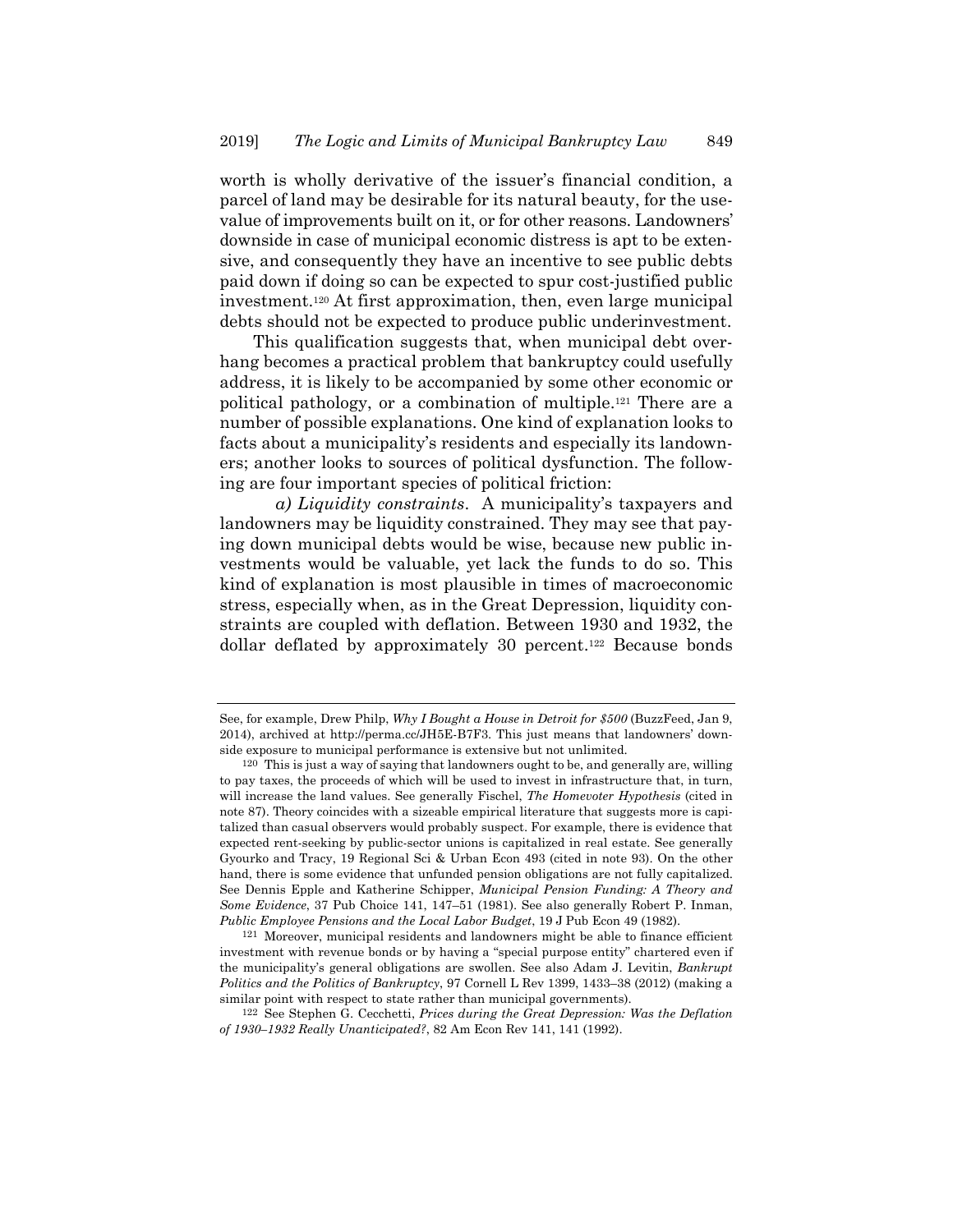worth is wholly derivative of the issuer's financial condition, a parcel of land may be desirable for its natural beauty, for the use-value of improvements built on it, or for other reasons. Landowners' downside in case of municipal economic distress is apt to be extensive, and consequently they have an incentive to see public debts paid down if doing so can be expected to spur cost-justified public investment.[120] At first approximation, then, even large municipal debts should not be expected to produce public underinvestment.

This qualification suggests that, when municipal debt overhang becomes a practical problem that bankruptcy could usefully address, it is likely to be accompanied by some other economic or political pathology, or a combination of multiple.[121] There are a number of possible explanations. One kind of explanation looks to facts about a municipality's residents and especially its landowners; another looks to sources of political dysfunction. The following are four important species of political friction:

*a) Liquidity constraints*. A municipality's taxpayers and landowners may be liquidity constrained. They may see that paying down municipal debts would be wise, because new public investments would be valuable, yet lack the funds to do so. This kind of explanation is most plausible in times of macroeconomic stress, especially when, as in the Great Depression, liquidity constraints are coupled with deflation. Between 1930 and 1932, the dollar deflated by approximately 30 percent.[122] Because bonds

---

See, for example, Drew Philp, *Why I Bought a House in Detroit for $500* (BuzzFeed, Jan 9, 2014), archived at http://perma.cc/JH5E-B7F3. This just means that landowners' downside exposure to municipal performance is extensive but not unlimited.

[120] This is just a way of saying that landowners ought to be, and generally are, willing to pay taxes, the proceeds of which will be used to invest in infrastructure that, in turn, will increase the land values. See generally Fischel, *The Homevoter Hypothesis* (cited in note 87). Theory coincides with a sizeable empirical literature that suggests more is capitalized than casual observers would probably suspect. For example, there is evidence that expected rent-seeking by public-sector unions is capitalized in real estate. See generally Gyourko and Tracy, 19 Regional Sci & Urban Econ 493 (cited in note 93). On the other hand, there is some evidence that unfunded pension obligations are not fully capitalized. See Dennis Epple and Katherine Schipper, *Municipal Pension Funding: A Theory and Some Evidence*, 37 Pub Choice 141, 147–51 (1981). See also generally Robert P. Inman, *Public Employee Pensions and the Local Labor Budget*, 19 J Pub Econ 49 (1982).

[121] Moreover, municipal residents and landowners might be able to finance efficient investment with revenue bonds or by having a "special purpose entity" chartered even if the municipality's general obligations are swollen. See also Adam J. Levitin, *Bankrupt Politics and the Politics of Bankruptcy*, 97 Cornell L Rev 1399, 1433–38 (2012) (making a similar point with respect to state rather than municipal governments).

[122] See Stephen G. Cecchetti, *Prices during the Great Depression: Was the Deflation of 1930–1932 Really Unanticipated?*, 82 Am Econ Rev 141, 141 (1992).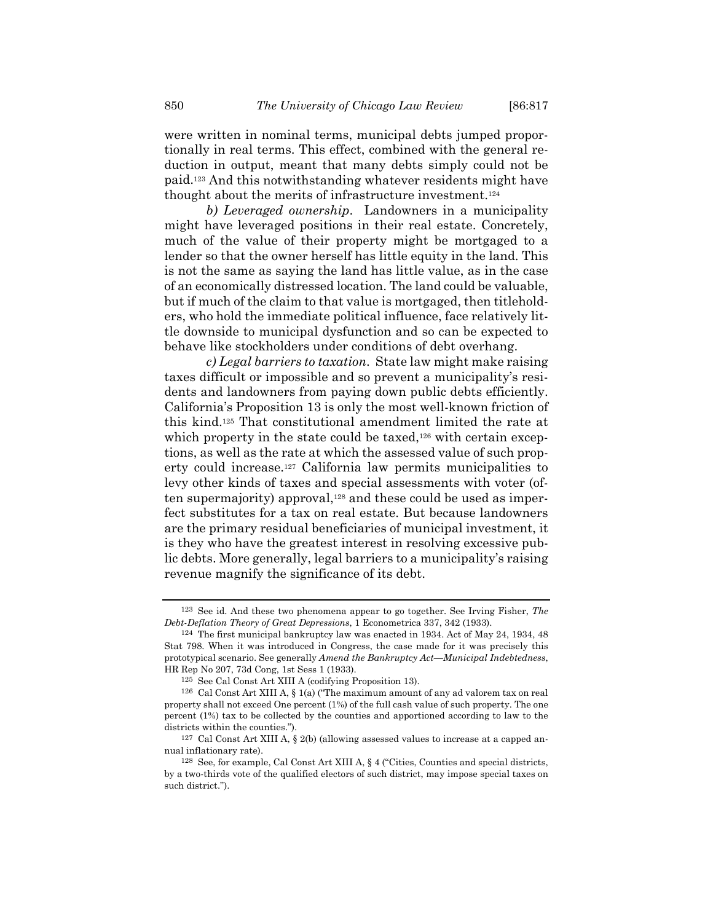were written in nominal terms, municipal debts jumped proportionally in real terms. This effect, combined with the general reduction in output, meant that many debts simply could not be paid.[123] And this notwithstanding whatever residents might have thought about the merits of infrastructure investment.[124]

*b) Leveraged ownership*. Landowners in a municipality might have leveraged positions in their real estate. Concretely, much of the value of their property might be mortgaged to a lender so that the owner herself has little equity in the land. This is not the same as saying the land has little value, as in the case of an economically distressed location. The land could be valuable, but if much of the claim to that value is mortgaged, then titleholders, who hold the immediate political influence, face relatively little downside to municipal dysfunction and so can be expected to behave like stockholders under conditions of debt overhang.

*c) Legal barriers to taxation*. State law might make raising taxes difficult or impossible and so prevent a municipality's residents and landowners from paying down public debts efficiently. California's Proposition 13 is only the most well-known friction of this kind.[125] That constitutional amendment limited the rate at which property in the state could be taxed,[126] with certain exceptions, as well as the rate at which the assessed value of such property could increase.[127] California law permits municipalities to levy other kinds of taxes and special assessments with voter (often supermajority) approval,[128] and these could be used as imperfect substitutes for a tax on real estate. But because landowners are the primary residual beneficiaries of municipal investment, it is they who have the greatest interest in resolving excessive public debts. More generally, legal barriers to a municipality's raising revenue magnify the significance of its debt.

---

[123] See id. And these two phenomena appear to go together. See Irving Fisher, *The Debt-Deflation Theory of Great Depressions*, 1 Econometrica 337, 342 (1933).

[124] The first municipal bankruptcy law was enacted in 1934. Act of May 24, 1934, 48 Stat 798. When it was introduced in Congress, the case made for it was precisely this prototypical scenario. See generally *Amend the Bankruptcy Act—Municipal Indebtedness*, HR Rep No 207, 73d Cong, 1st Sess 1 (1933).

[125] See Cal Const Art XIII A (codifying Proposition 13).

[126] Cal Const Art XIII A, § 1(a) ("The maximum amount of any ad valorem tax on real property shall not exceed One percent (1%) of the full cash value of such property. The one percent (1%) tax to be collected by the counties and apportioned according to law to the districts within the counties.").

[127] Cal Const Art XIII A, § 2(b) (allowing assessed values to increase at a capped annual inflationary rate).

[128] See, for example, Cal Const Art XIII A, § 4 ("Cities, Counties and special districts, by a two-thirds vote of the qualified electors of such district, may impose special taxes on such district.").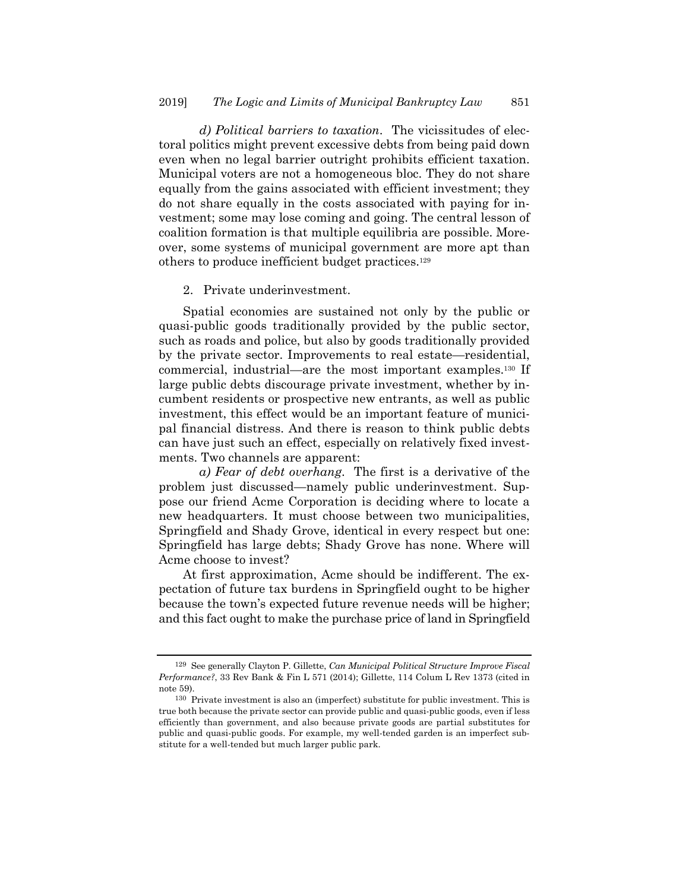*d) Political barriers to taxation*. The vicissitudes of electoral politics might prevent excessive debts from being paid down even when no legal barrier outright prohibits efficient taxation. Municipal voters are not a homogeneous bloc. They do not share equally from the gains associated with efficient investment; they do not share equally in the costs associated with paying for investment; some may lose coming and going. The central lesson of coalition formation is that multiple equilibria are possible. Moreover, some systems of municipal government are more apt than others to produce inefficient budget practices.[129]

2. Private underinvestment.

Spatial economies are sustained not only by the public or quasi-public goods traditionally provided by the public sector, such as roads and police, but also by goods traditionally provided by the private sector. Improvements to real estate—residential, commercial, industrial—are the most important examples.[130] If large public debts discourage private investment, whether by incumbent residents or prospective new entrants, as well as public investment, this effect would be an important feature of municipal financial distress. And there is reason to think public debts can have just such an effect, especially on relatively fixed investments. Two channels are apparent:

*a) Fear of debt overhang*. The first is a derivative of the problem just discussed—namely public underinvestment. Suppose our friend Acme Corporation is deciding where to locate a new headquarters. It must choose between two municipalities, Springfield and Shady Grove, identical in every respect but one: Springfield has large debts; Shady Grove has none. Where will Acme choose to invest?

At first approximation, Acme should be indifferent. The expectation of future tax burdens in Springfield ought to be higher because the town's expected future revenue needs will be higher; and this fact ought to make the purchase price of land in Springfield

---

[129] See generally Clayton P. Gillette, *Can Municipal Political Structure Improve Fiscal Performance?*, 33 Rev Bank & Fin L 571 (2014); Gillette, 114 Colum L Rev 1373 (cited in note 59).

[130] Private investment is also an (imperfect) substitute for public investment. This is true both because the private sector can provide public and quasi-public goods, even if less efficiently than government, and also because private goods are partial substitutes for public and quasi-public goods. For example, my well-tended garden is an imperfect substitute for a well-tended but much larger public park.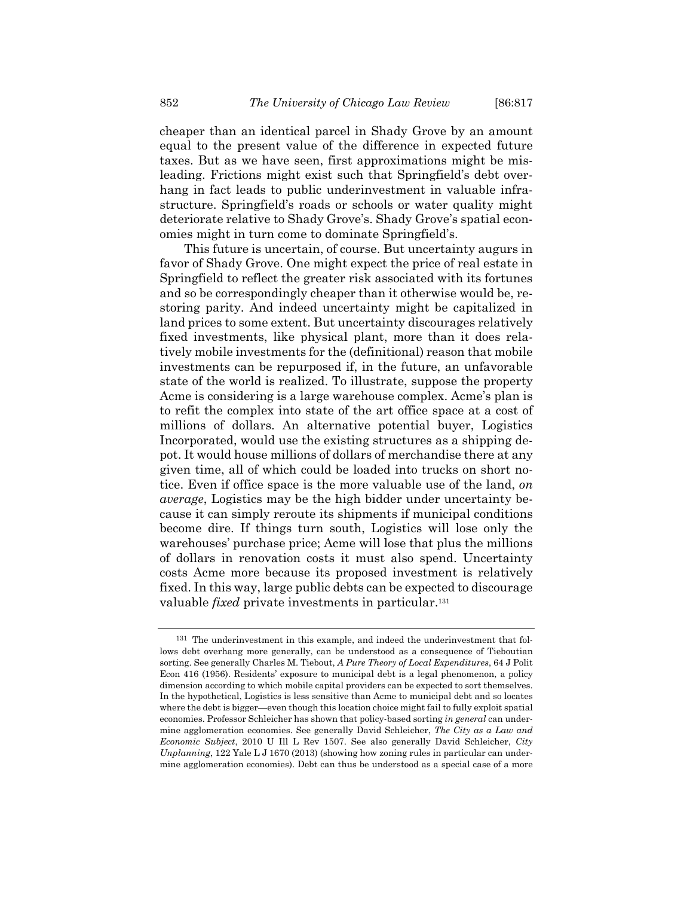cheaper than an identical parcel in Shady Grove by an amount equal to the present value of the difference in expected future taxes. But as we have seen, first approximations might be misleading. Frictions might exist such that Springfield's debt overhang in fact leads to public underinvestment in valuable infrastructure. Springfield's roads or schools or water quality might deteriorate relative to Shady Grove's. Shady Grove's spatial economies might in turn come to dominate Springfield's.

This future is uncertain, of course. But uncertainty augurs in favor of Shady Grove. One might expect the price of real estate in Springfield to reflect the greater risk associated with its fortunes and so be correspondingly cheaper than it otherwise would be, restoring parity. And indeed uncertainty might be capitalized in land prices to some extent. But uncertainty discourages relatively fixed investments, like physical plant, more than it does relatively mobile investments for the (definitional) reason that mobile investments can be repurposed if, in the future, an unfavorable state of the world is realized. To illustrate, suppose the property Acme is considering is a large warehouse complex. Acme's plan is to refit the complex into state of the art office space at a cost of millions of dollars. An alternative potential buyer, Logistics Incorporated, would use the existing structures as a shipping depot. It would house millions of dollars of merchandise there at any given time, all of which could be loaded into trucks on short notice. Even if office space is the more valuable use of the land, *on average*, Logistics may be the high bidder under uncertainty because it can simply reroute its shipments if municipal conditions become dire. If things turn south, Logistics will lose only the warehouses' purchase price; Acme will lose that plus the millions of dollars in renovation costs it must also spend. Uncertainty costs Acme more because its proposed investment is relatively fixed. In this way, large public debts can be expected to discourage valuable *fixed* private investments in particular.[131]

[131] The underinvestment in this example, and indeed the underinvestment that follows debt overhang more generally, can be understood as a consequence of Tieboutian sorting. See generally Charles M. Tiebout, *A Pure Theory of Local Expenditures*, 64 J Polit Econ 416 (1956). Residents' exposure to municipal debt is a legal phenomenon, a policy dimension according to which mobile capital providers can be expected to sort themselves. In the hypothetical, Logistics is less sensitive than Acme to municipal debt and so locates where the debt is bigger—even though this location choice might fail to fully exploit spatial economies. Professor Schleicher has shown that policy-based sorting *in general* can undermine agglomeration economies. See generally David Schleicher, *The City as a Law and Economic Subject*, 2010 U Ill L Rev 1507. See also generally David Schleicher, *City Unplanning*, 122 Yale L J 1670 (2013) (showing how zoning rules in particular can undermine agglomeration economies). Debt can thus be understood as a special case of a more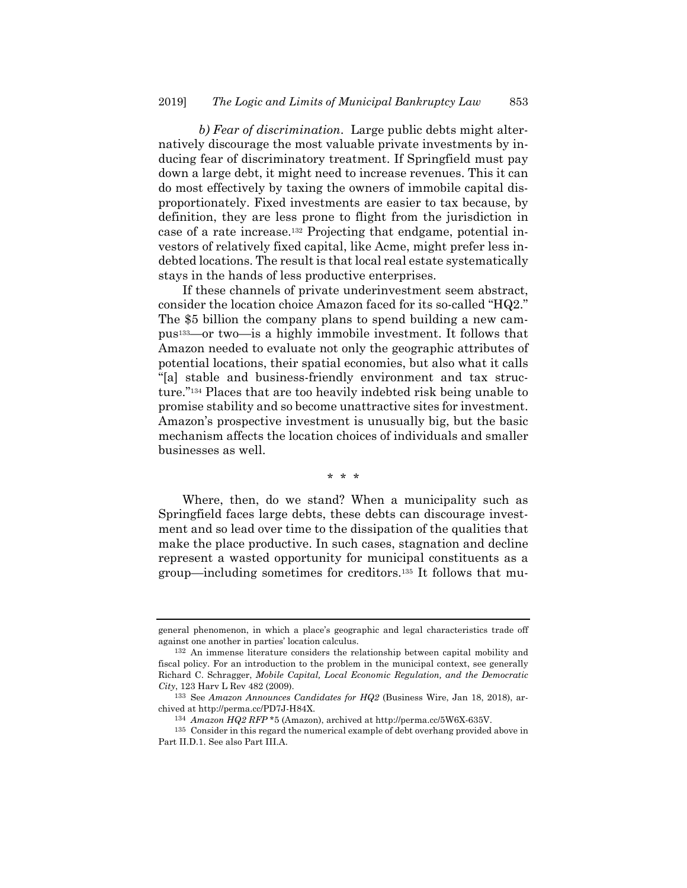*b) Fear of discrimination*. Large public debts might alternatively discourage the most valuable private investments by inducing fear of discriminatory treatment. If Springfield must pay down a large debt, it might need to increase revenues. This it can do most effectively by taxing the owners of immobile capital disproportionately. Fixed investments are easier to tax because, by definition, they are less prone to flight from the jurisdiction in case of a rate increase.[132] Projecting that endgame, potential investors of relatively fixed capital, like Acme, might prefer less indebted locations. The result is that local real estate systematically stays in the hands of less productive enterprises.

If these channels of private underinvestment seem abstract, consider the location choice Amazon faced for its so-called "HQ2." The $5 billion the company plans to spend building a new campus[133]—or two—is a highly immobile investment. It follows that Amazon needed to evaluate not only the geographic attributes of potential locations, their spatial economies, but also what it calls "[a] stable and business-friendly environment and tax structure."[134] Places that are too heavily indebted risk being unable to promise stability and so become unattractive sites for investment. Amazon's prospective investment is unusually big, but the basic mechanism affects the location choices of individuals and smaller businesses as well.

\* \* \*

Where, then, do we stand? When a municipality such as Springfield faces large debts, these debts can discourage investment and so lead over time to the dissipation of the qualities that make the place productive. In such cases, stagnation and decline represent a wasted opportunity for municipal constituents as a group—including sometimes for creditors.[135] It follows that mu-

---

general phenomenon, in which a place's geographic and legal characteristics trade off against one another in parties' location calculus.

[132] An immense literature considers the relationship between capital mobility and fiscal policy. For an introduction to the problem in the municipal context, see generally Richard C. Schragger, *Mobile Capital, Local Economic Regulation, and the Democratic City*, 123 Harv L Rev 482 (2009).

[133] See *Amazon Announces Candidates for HQ2* (Business Wire, Jan 18, 2018), archived at http://perma.cc/PD7J-H84X.

[134] *Amazon HQ2 RFP* *5 (Amazon), archived at http://perma.cc/5W6X-635V.

[135] Consider in this regard the numerical example of debt overhang provided above in Part II.D.1. See also Part III.A.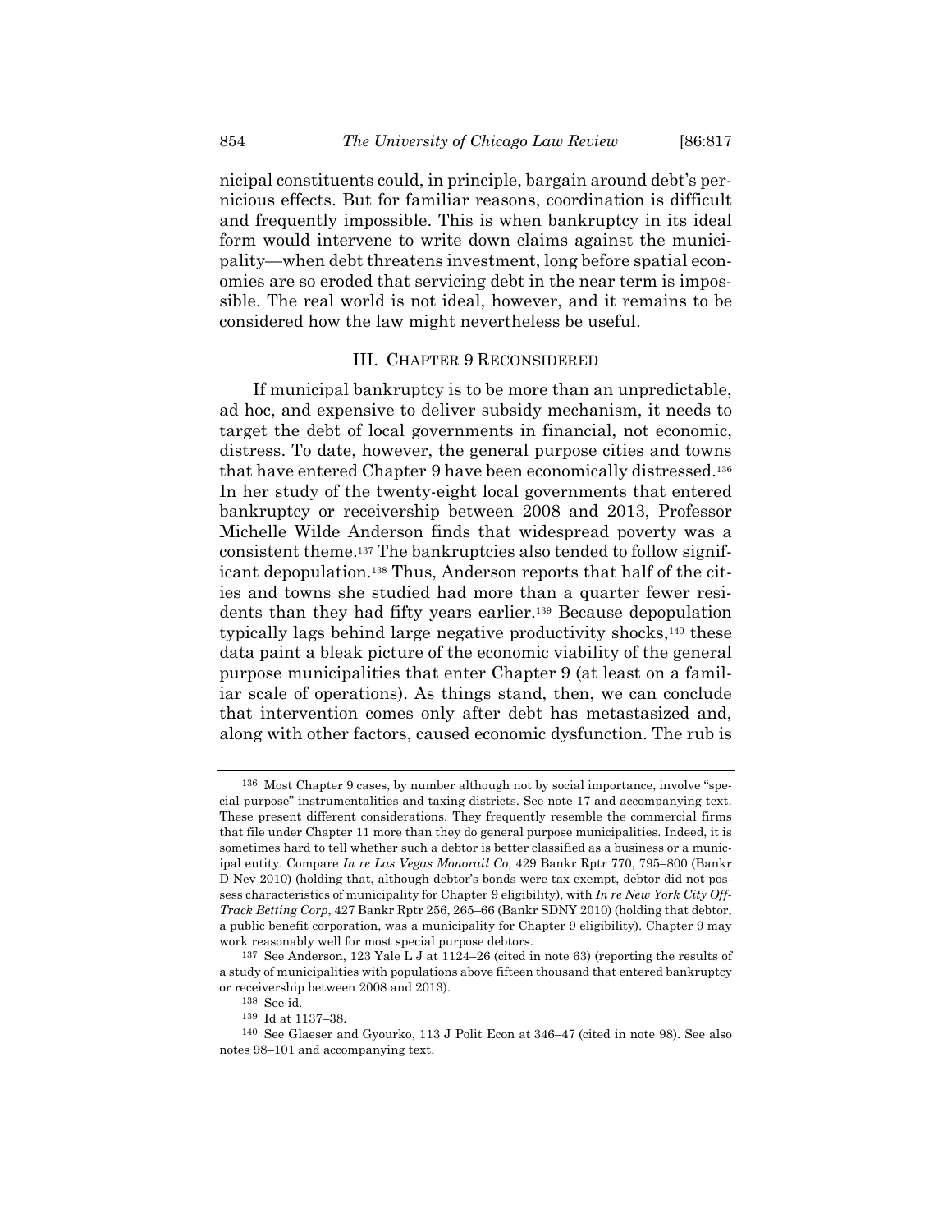nicipal constituents could, in principle, bargain around debt's pernicious effects. But for familiar reasons, coordination is difficult and frequently impossible. This is when bankruptcy in its ideal form would intervene to write down claims against the municipality—when debt threatens investment, long before spatial economies are so eroded that servicing debt in the near term is impossible. The real world is not ideal, however, and it remains to be considered how the law might nevertheless be useful.

## III. CHAPTER 9 RECONSIDERED

If municipal bankruptcy is to be more than an unpredictable, ad hoc, and expensive to deliver subsidy mechanism, it needs to target the debt of local governments in financial, not economic, distress. To date, however, the general purpose cities and towns that have entered Chapter 9 have been economically distressed.[136] In her study of the twenty-eight local governments that entered bankruptcy or receivership between 2008 and 2013, Professor Michelle Wilde Anderson finds that widespread poverty was a consistent theme.[137] The bankruptcies also tended to follow significant depopulation.[138] Thus, Anderson reports that half of the cities and towns she studied had more than a quarter fewer residents than they had fifty years earlier.[139] Because depopulation typically lags behind large negative productivity shocks,[140] these data paint a bleak picture of the economic viability of the general purpose municipalities that enter Chapter 9 (at least on a familiar scale of operations). As things stand, then, we can conclude that intervention comes only after debt has metastasized and, along with other factors, caused economic dysfunction. The rub is

---

[136] Most Chapter 9 cases, by number although not by social importance, involve "special purpose" instrumentalities and taxing districts. See note 17 and accompanying text. These present different considerations. They frequently resemble the commercial firms that file under Chapter 11 more than they do general purpose municipalities. Indeed, it is sometimes hard to tell whether such a debtor is better classified as a business or a municipal entity. Compare *In re Las Vegas Monorail Co*, 429 Bankr Rptr 770, 795–800 (Bankr D Nev 2010) (holding that, although debtor's bonds were tax exempt, debtor did not possess characteristics of municipality for Chapter 9 eligibility), with *In re New York City Off-Track Betting Corp*, 427 Bankr Rptr 256, 265–66 (Bankr SDNY 2010) (holding that debtor, a public benefit corporation, was a municipality for Chapter 9 eligibility). Chapter 9 may work reasonably well for most special purpose debtors.

[137] See Anderson, 123 Yale L J at 1124–26 (cited in note 63) (reporting the results of a study of municipalities with populations above fifteen thousand that entered bankruptcy or receivership between 2008 and 2013).

[138] See id.

[139] Id at 1137–38.

[140] See Glaeser and Gyourko, 113 J Polit Econ at 346–47 (cited in note 98). See also notes 98–101 and accompanying text.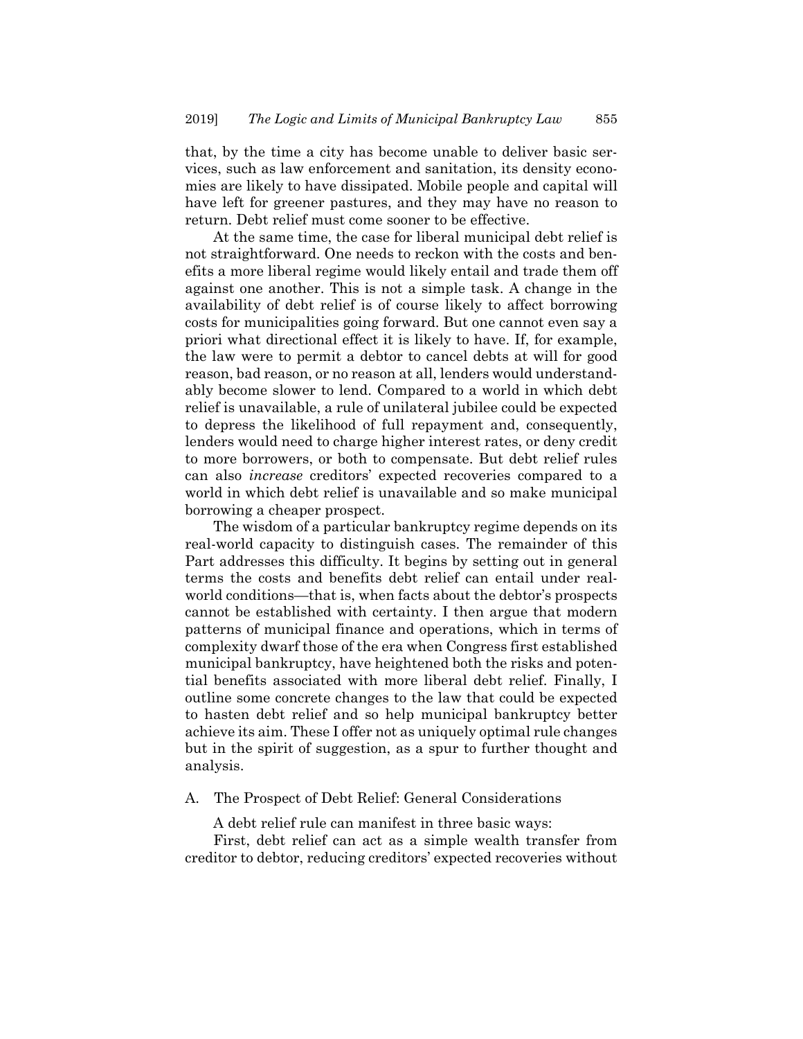that, by the time a city has become unable to deliver basic services, such as law enforcement and sanitation, its density economies are likely to have dissipated. Mobile people and capital will have left for greener pastures, and they may have no reason to return. Debt relief must come sooner to be effective.

At the same time, the case for liberal municipal debt relief is not straightforward. One needs to reckon with the costs and benefits a more liberal regime would likely entail and trade them off against one another. This is not a simple task. A change in the availability of debt relief is of course likely to affect borrowing costs for municipalities going forward. But one cannot even say a priori what directional effect it is likely to have. If, for example, the law were to permit a debtor to cancel debts at will for good reason, bad reason, or no reason at all, lenders would understandably become slower to lend. Compared to a world in which debt relief is unavailable, a rule of unilateral jubilee could be expected to depress the likelihood of full repayment and, consequently, lenders would need to charge higher interest rates, or deny credit to more borrowers, or both to compensate. But debt relief rules can also *increase* creditors' expected recoveries compared to a world in which debt relief is unavailable and so make municipal borrowing a cheaper prospect.

The wisdom of a particular bankruptcy regime depends on its real-world capacity to distinguish cases. The remainder of this Part addresses this difficulty. It begins by setting out in general terms the costs and benefits debt relief can entail under real-world conditions—that is, when facts about the debtor's prospects cannot be established with certainty. I then argue that modern patterns of municipal finance and operations, which in terms of complexity dwarf those of the era when Congress first established municipal bankruptcy, have heightened both the risks and potential benefits associated with more liberal debt relief. Finally, I outline some concrete changes to the law that could be expected to hasten debt relief and so help municipal bankruptcy better achieve its aim. These I offer not as uniquely optimal rule changes but in the spirit of suggestion, as a spur to further thought and analysis.

### A. The Prospect of Debt Relief: General Considerations

A debt relief rule can manifest in three basic ways:

First, debt relief can act as a simple wealth transfer from creditor to debtor, reducing creditors' expected recoveries without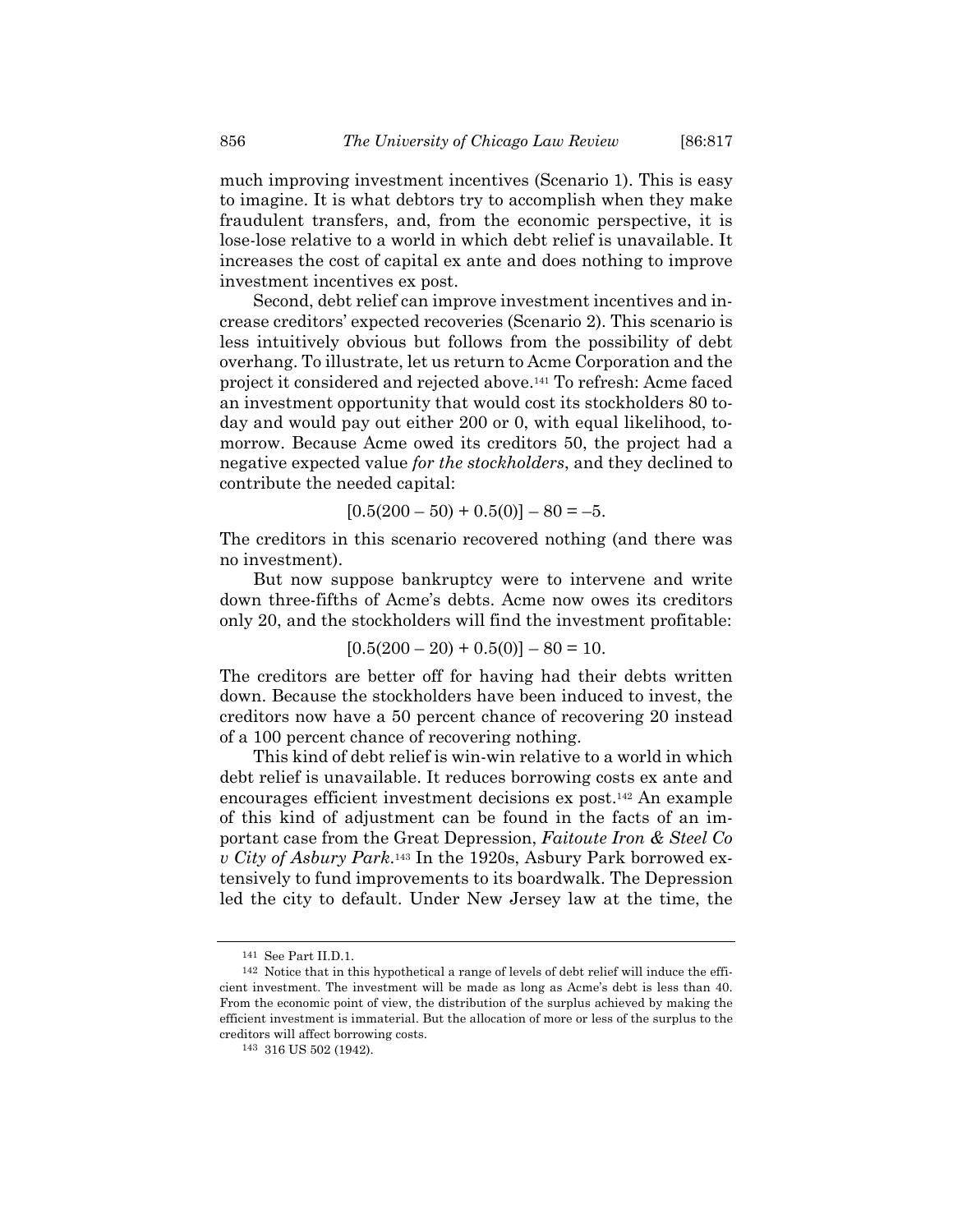much improving investment incentives (Scenario 1). This is easy to imagine. It is what debtors try to accomplish when they make fraudulent transfers, and, from the economic perspective, it is lose-lose relative to a world in which debt relief is unavailable. It increases the cost of capital ex ante and does nothing to improve investment incentives ex post.

Second, debt relief can improve investment incentives and increase creditors' expected recoveries (Scenario 2). This scenario is less intuitively obvious but follows from the possibility of debt overhang. To illustrate, let us return to Acme Corporation and the project it considered and rejected above.[141] To refresh: Acme faced an investment opportunity that would cost its stockholders 80 today and would pay out either 200 or 0, with equal likelihood, tomorrow. Because Acme owed its creditors 50, the project had a negative expected value *for the stockholders*, and they declined to contribute the needed capital:

$$[0.5(200 - 50) + 0.5(0)] - 80 = -5.$$

The creditors in this scenario recovered nothing (and there was no investment).

But now suppose bankruptcy were to intervene and write down three-fifths of Acme's debts. Acme now owes its creditors only 20, and the stockholders will find the investment profitable:

$$[0.5(200 - 20) + 0.5(0)] - 80 = 10.$$

The creditors are better off for having had their debts written down. Because the stockholders have been induced to invest, the creditors now have a 50 percent chance of recovering 20 instead of a 100 percent chance of recovering nothing.

This kind of debt relief is win-win relative to a world in which debt relief is unavailable. It reduces borrowing costs ex ante and encourages efficient investment decisions ex post.[142] An example of this kind of adjustment can be found in the facts of an important case from the Great Depression, *Faitoute Iron & Steel Co v City of Asbury Park*.[143] In the 1920s, Asbury Park borrowed extensively to fund improvements to its boardwalk. The Depression led the city to default. Under New Jersey law at the time, the

---

[141] See Part II.D.1.

[142] Notice that in this hypothetical a range of levels of debt relief will induce the efficient investment. The investment will be made as long as Acme's debt is less than 40. From the economic point of view, the distribution of the surplus achieved by making the efficient investment is immaterial. But the allocation of more or less of the surplus to the creditors will affect borrowing costs.

[143] 316 US 502 (1942).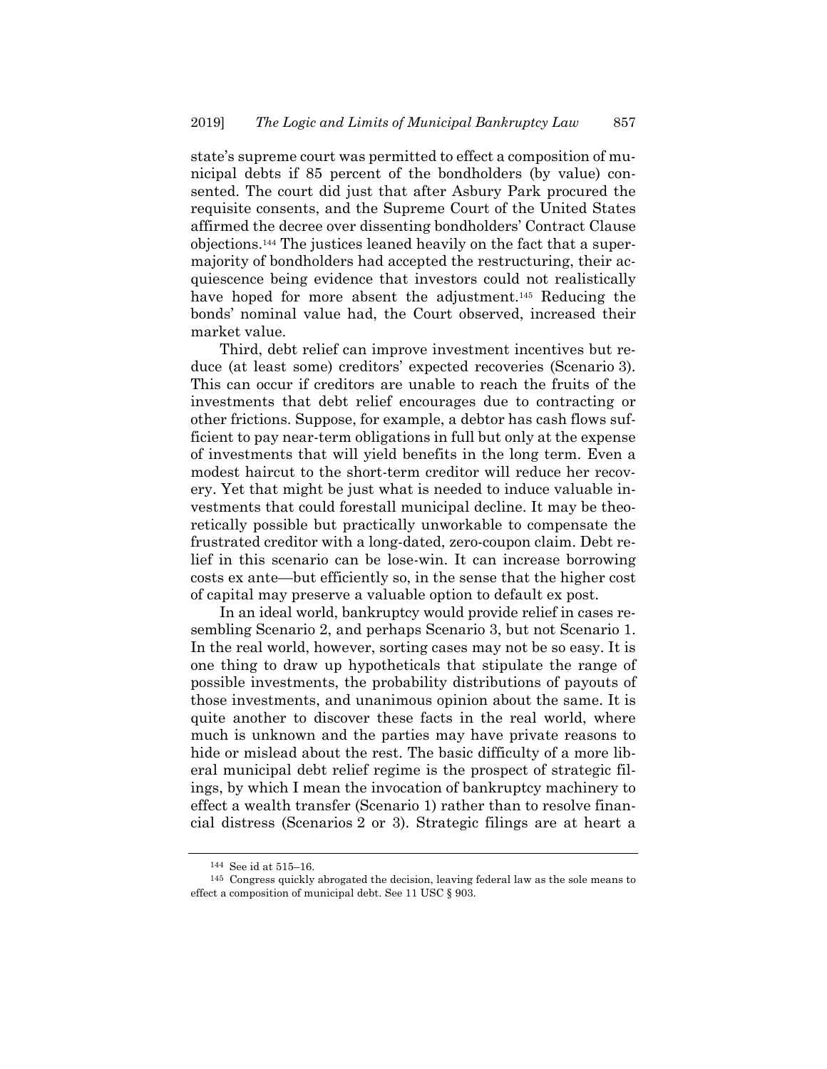state's supreme court was permitted to effect a composition of municipal debts if 85 percent of the bondholders (by value) consented. The court did just that after Asbury Park procured the requisite consents, and the Supreme Court of the United States affirmed the decree over dissenting bondholders' Contract Clause objections.[144] The justices leaned heavily on the fact that a supermajority of bondholders had accepted the restructuring, their acquiescence being evidence that investors could not realistically have hoped for more absent the adjustment.[145] Reducing the bonds' nominal value had, the Court observed, increased their market value.

Third, debt relief can improve investment incentives but reduce (at least some) creditors' expected recoveries (Scenario 3). This can occur if creditors are unable to reach the fruits of the investments that debt relief encourages due to contracting or other frictions. Suppose, for example, a debtor has cash flows sufficient to pay near-term obligations in full but only at the expense of investments that will yield benefits in the long term. Even a modest haircut to the short-term creditor will reduce her recovery. Yet that might be just what is needed to induce valuable investments that could forestall municipal decline. It may be theoretically possible but practically unworkable to compensate the frustrated creditor with a long-dated, zero-coupon claim. Debt relief in this scenario can be lose-win. It can increase borrowing costs ex ante—but efficiently so, in the sense that the higher cost of capital may preserve a valuable option to default ex post.

In an ideal world, bankruptcy would provide relief in cases resembling Scenario 2, and perhaps Scenario 3, but not Scenario 1. In the real world, however, sorting cases may not be so easy. It is one thing to draw up hypotheticals that stipulate the range of possible investments, the probability distributions of payouts of those investments, and unanimous opinion about the same. It is quite another to discover these facts in the real world, where much is unknown and the parties may have private reasons to hide or mislead about the rest. The basic difficulty of a more liberal municipal debt relief regime is the prospect of strategic filings, by which I mean the invocation of bankruptcy machinery to effect a wealth transfer (Scenario 1) rather than to resolve financial distress (Scenarios 2 or 3). Strategic filings are at heart a

---

[144] See id at 515–16.

[145] Congress quickly abrogated the decision, leaving federal law as the sole means to effect a composition of municipal debt. See 11 USC § 903.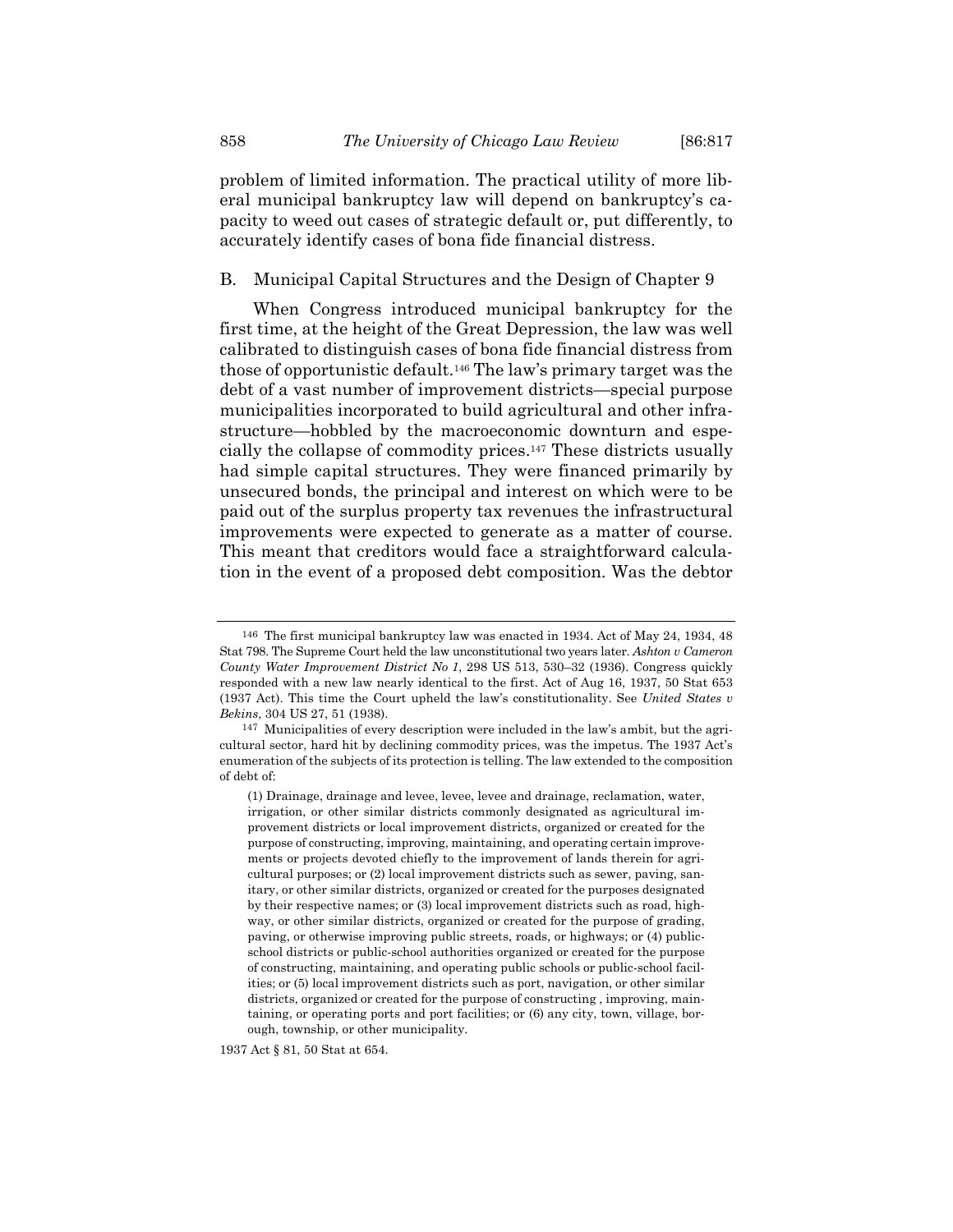problem of limited information. The practical utility of more liberal municipal bankruptcy law will depend on bankruptcy's capacity to weed out cases of strategic default or, put differently, to accurately identify cases of bona fide financial distress.

## B. Municipal Capital Structures and the Design of Chapter 9

When Congress introduced municipal bankruptcy for the first time, at the height of the Great Depression, the law was well calibrated to distinguish cases of bona fide financial distress from those of opportunistic default.[146] The law's primary target was the debt of a vast number of improvement districts—special purpose municipalities incorporated to build agricultural and other infrastructure—hobbled by the macroeconomic downturn and especially the collapse of commodity prices.[147] These districts usually had simple capital structures. They were financed primarily by unsecured bonds, the principal and interest on which were to be paid out of the surplus property tax revenues the infrastructural improvements were expected to generate as a matter of course. This meant that creditors would face a straightforward calculation in the event of a proposed debt composition. Was the debtor

---

[146] The first municipal bankruptcy law was enacted in 1934. Act of May 24, 1934, 48 Stat 798. The Supreme Court held the law unconstitutional two years later. *Ashton v Cameron County Water Improvement District No 1*, 298 US 513, 530–32 (1936). Congress quickly responded with a new law nearly identical to the first. Act of Aug 16, 1937, 50 Stat 653 (1937 Act). This time the Court upheld the law's constitutionality. See *United States v Bekins*, 304 US 27, 51 (1938).

[147] Municipalities of every description were included in the law's ambit, but the agricultural sector, hard hit by declining commodity prices, was the impetus. The 1937 Act's enumeration of the subjects of its protection is telling. The law extended to the composition of debt of:

> (1) Drainage, drainage and levee, levee, levee and drainage, reclamation, water, irrigation, or other similar districts commonly designated as agricultural improvement districts or local improvement districts, organized or created for the purpose of constructing, improving, maintaining, and operating certain improvements or projects devoted chiefly to the improvement of lands therein for agricultural purposes; or (2) local improvement districts such as sewer, paving, sanitary, or other similar districts, organized or created for the purposes designated by their respective names; or (3) local improvement districts such as road, highway, or other similar districts, organized or created for the purpose of grading, paving, or otherwise improving public streets, roads, or highways; or (4) public-school districts or public-school authorities organized or created for the purpose of constructing, maintaining, and operating public schools or public-school facilities; or (5) local improvement districts such as port, navigation, or other similar districts, organized or created for the purpose of constructing , improving, maintaining, or operating ports and port facilities; or (6) any city, town, village, borough, township, or other municipality.

1937 Act § 81, 50 Stat at 654.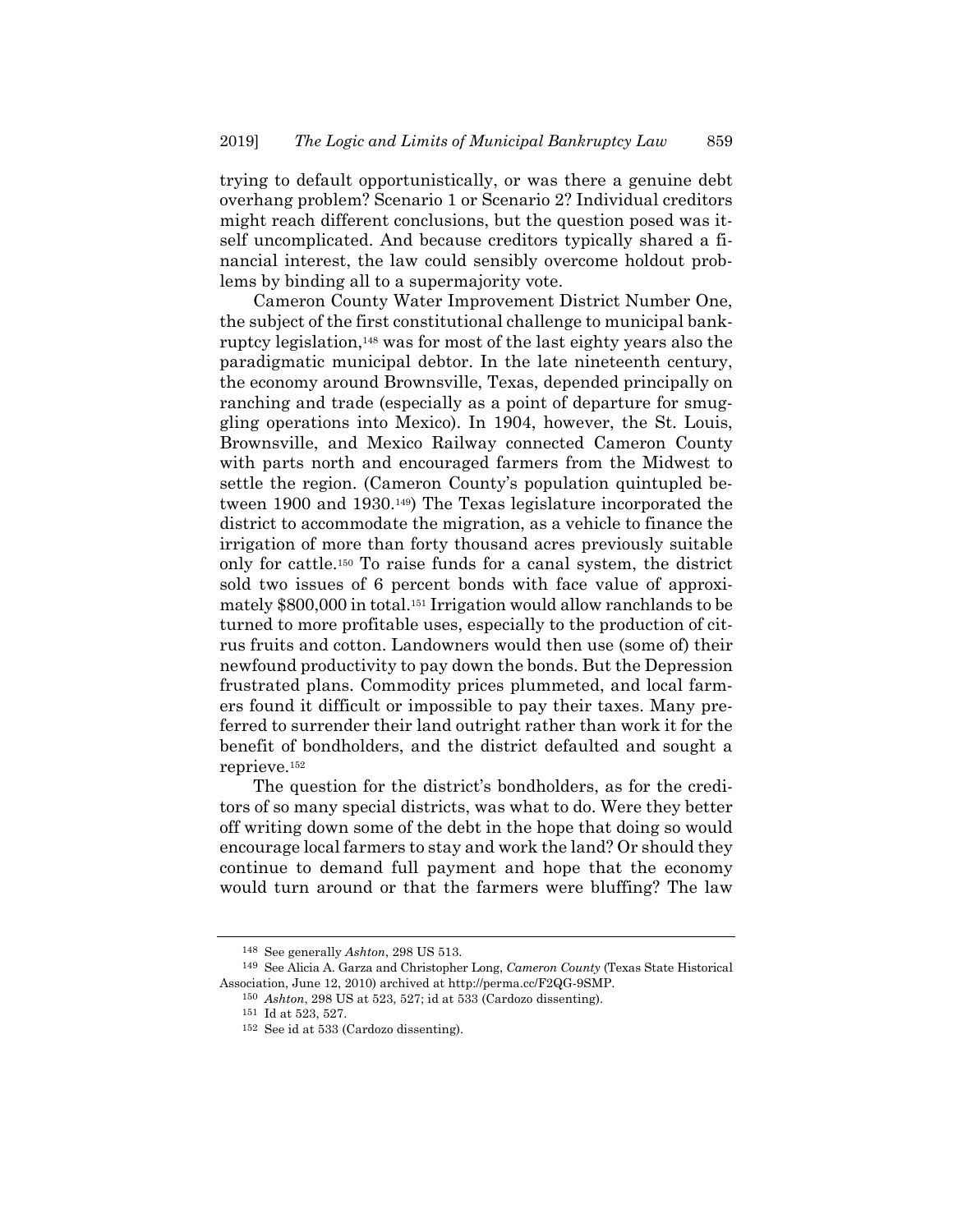trying to default opportunistically, or was there a genuine debt overhang problem? Scenario 1 or Scenario 2? Individual creditors might reach different conclusions, but the question posed was itself uncomplicated. And because creditors typically shared a financial interest, the law could sensibly overcome holdout problems by binding all to a supermajority vote.

Cameron County Water Improvement District Number One, the subject of the first constitutional challenge to municipal bankruptcy legislation,[148] was for most of the last eighty years also the paradigmatic municipal debtor. In the late nineteenth century, the economy around Brownsville, Texas, depended principally on ranching and trade (especially as a point of departure for smuggling operations into Mexico). In 1904, however, the St. Louis, Brownsville, and Mexico Railway connected Cameron County with parts north and encouraged farmers from the Midwest to settle the region. (Cameron County's population quintupled between 1900 and 1930.[149]) The Texas legislature incorporated the district to accommodate the migration, as a vehicle to finance the irrigation of more than forty thousand acres previously suitable only for cattle.[150] To raise funds for a canal system, the district sold two issues of 6 percent bonds with face value of approximately $800,000 in total.[151] Irrigation would allow ranchlands to be turned to more profitable uses, especially to the production of citrus fruits and cotton. Landowners would then use (some of) their newfound productivity to pay down the bonds. But the Depression frustrated plans. Commodity prices plummeted, and local farmers found it difficult or impossible to pay their taxes. Many preferred to surrender their land outright rather than work it for the benefit of bondholders, and the district defaulted and sought a reprieve.[152]

The question for the district's bondholders, as for the creditors of so many special districts, was what to do. Were they better off writing down some of the debt in the hope that doing so would encourage local farmers to stay and work the land? Or should they continue to demand full payment and hope that the economy would turn around or that the farmers were bluffing? The law

---

[148] See generally *Ashton*, 298 US 513.

[149] See Alicia A. Garza and Christopher Long, *Cameron County* (Texas State Historical Association, June 12, 2010) archived at http://perma.cc/F2QG-9SMP.

[150] *Ashton*, 298 US at 523, 527; id at 533 (Cardozo dissenting).

[151] Id at 523, 527.

[152] See id at 533 (Cardozo dissenting).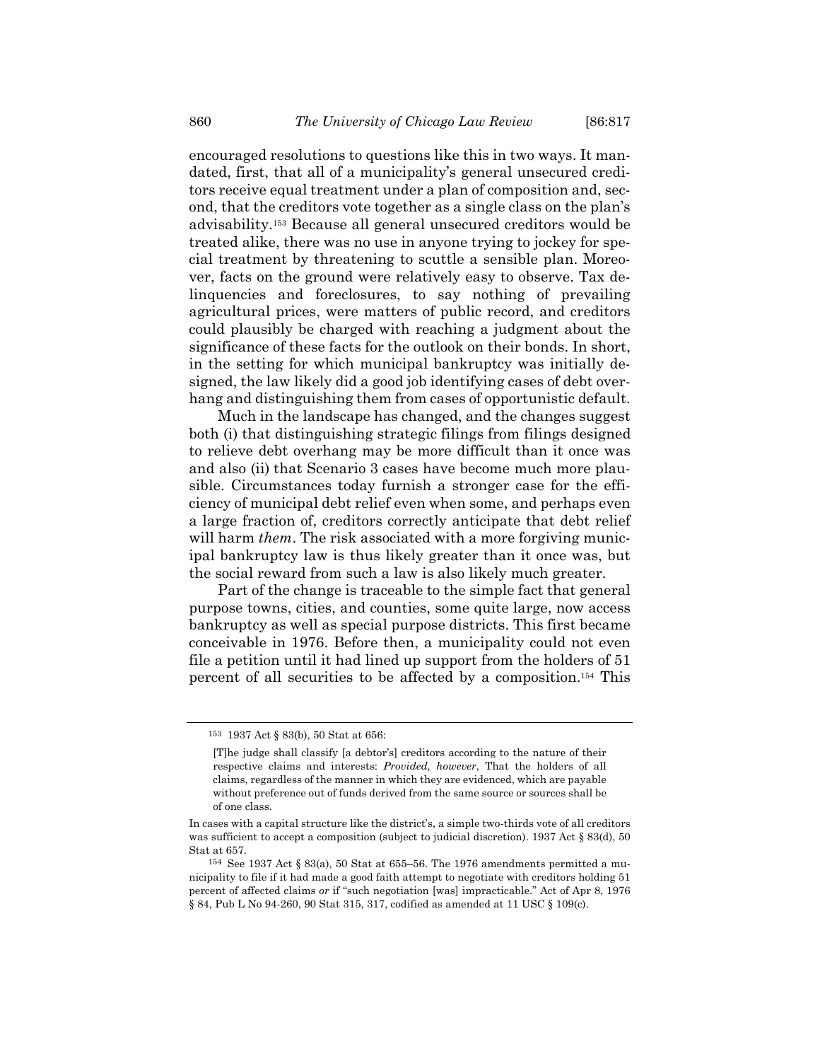encouraged resolutions to questions like this in two ways. It mandated, first, that all of a municipality's general unsecured creditors receive equal treatment under a plan of composition and, second, that the creditors vote together as a single class on the plan's advisability.[153] Because all general unsecured creditors would be treated alike, there was no use in anyone trying to jockey for special treatment by threatening to scuttle a sensible plan. Moreover, facts on the ground were relatively easy to observe. Tax delinquencies and foreclosures, to say nothing of prevailing agricultural prices, were matters of public record, and creditors could plausibly be charged with reaching a judgment about the significance of these facts for the outlook on their bonds. In short, in the setting for which municipal bankruptcy was initially designed, the law likely did a good job identifying cases of debt overhang and distinguishing them from cases of opportunistic default.

Much in the landscape has changed, and the changes suggest both (i) that distinguishing strategic filings from filings designed to relieve debt overhang may be more difficult than it once was and also (ii) that Scenario 3 cases have become much more plausible. Circumstances today furnish a stronger case for the efficiency of municipal debt relief even when some, and perhaps even a large fraction of, creditors correctly anticipate that debt relief will harm *them*. The risk associated with a more forgiving municipal bankruptcy law is thus likely greater than it once was, but the social reward from such a law is also likely much greater.

Part of the change is traceable to the simple fact that general purpose towns, cities, and counties, some quite large, now access bankruptcy as well as special purpose districts. This first became conceivable in 1976. Before then, a municipality could not even file a petition until it had lined up support from the holders of 51 percent of all securities to be affected by a composition.[154] This

---

[153] 1937 Act § 83(b), 50 Stat at 656:

> [T]he judge shall classify [a debtor's] creditors according to the nature of their respective claims and interests: *Provided, however*, That the holders of all claims, regardless of the manner in which they are evidenced, which are payable without preference out of funds derived from the same source or sources shall be of one class.

In cases with a capital structure like the district's, a simple two-thirds vote of all creditors was sufficient to accept a composition (subject to judicial discretion). 1937 Act § 83(d), 50 Stat at 657.

[154] See 1937 Act § 83(a), 50 Stat at 655–56. The 1976 amendments permitted a municipality to file if it had made a good faith attempt to negotiate with creditors holding 51 percent of affected claims *or* if "such negotiation [was] impracticable." Act of Apr 8, 1976 § 84, Pub L No 94-260, 90 Stat 315, 317, codified as amended at 11 USC § 109(c).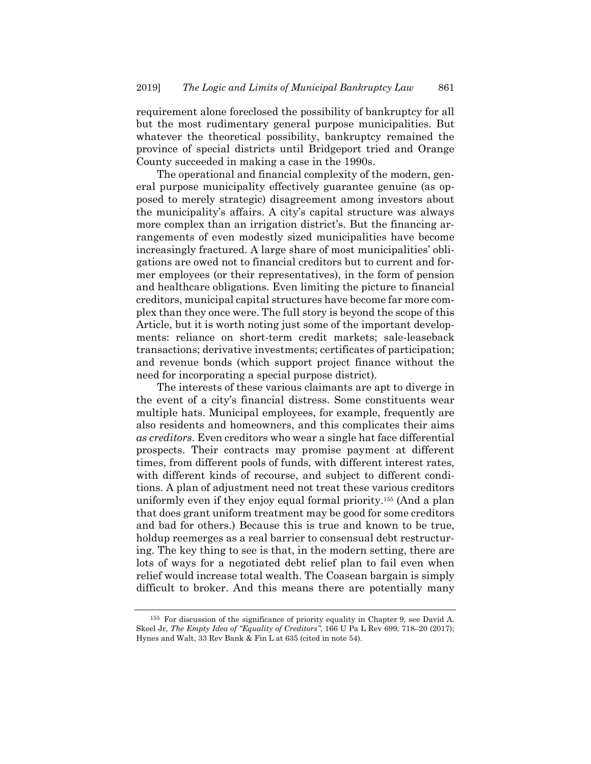requirement alone foreclosed the possibility of bankruptcy for all but the most rudimentary general purpose municipalities. But whatever the theoretical possibility, bankruptcy remained the province of special districts until Bridgeport tried and Orange County succeeded in making a case in the 1990s.

The operational and financial complexity of the modern, general purpose municipality effectively guarantee genuine (as opposed to merely strategic) disagreement among investors about the municipality's affairs. A city's capital structure was always more complex than an irrigation district's. But the financing arrangements of even modestly sized municipalities have become increasingly fractured. A large share of most municipalities' obligations are owed not to financial creditors but to current and former employees (or their representatives), in the form of pension and healthcare obligations. Even limiting the picture to financial creditors, municipal capital structures have become far more complex than they once were. The full story is beyond the scope of this Article, but it is worth noting just some of the important developments: reliance on short-term credit markets; sale-leaseback transactions; derivative investments; certificates of participation; and revenue bonds (which support project finance without the need for incorporating a special purpose district).

The interests of these various claimants are apt to diverge in the event of a city's financial distress. Some constituents wear multiple hats. Municipal employees, for example, frequently are also residents and homeowners, and this complicates their aims *as creditors*. Even creditors who wear a single hat face differential prospects. Their contracts may promise payment at different times, from different pools of funds, with different interest rates, with different kinds of recourse, and subject to different conditions. A plan of adjustment need not treat these various creditors uniformly even if they enjoy equal formal priority.[155] (And a plan that does grant uniform treatment may be good for some creditors and bad for others.) Because this is true and known to be true, holdup reemerges as a real barrier to consensual debt restructuring. The key thing to see is that, in the modern setting, there are lots of ways for a negotiated debt relief plan to fail even when relief would increase total wealth. The Coasean bargain is simply difficult to broker. And this means there are potentially many

---

[155] For discussion of the significance of priority equality in Chapter 9, see David A. Skeel Jr, *The Empty Idea of "Equality of Creditors"*, 166 U Pa L Rev 699, 718–20 (2017); Hynes and Walt, 33 Rev Bank & Fin L at 635 (cited in note 54).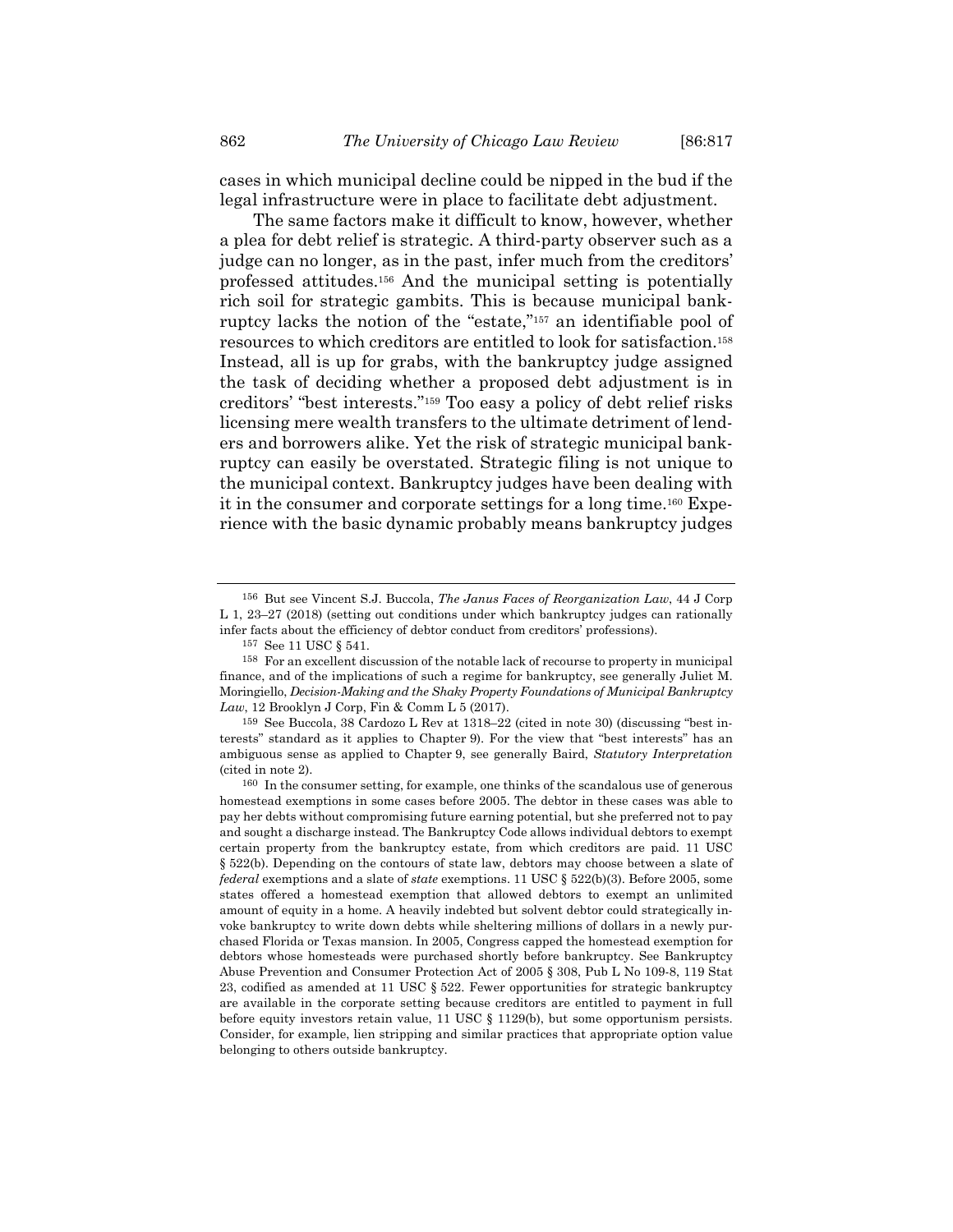cases in which municipal decline could be nipped in the bud if the legal infrastructure were in place to facilitate debt adjustment.

The same factors make it difficult to know, however, whether a plea for debt relief is strategic. A third-party observer such as a judge can no longer, as in the past, infer much from the creditors' professed attitudes.[156] And the municipal setting is potentially rich soil for strategic gambits. This is because municipal bankruptcy lacks the notion of the "estate,"[157] an identifiable pool of resources to which creditors are entitled to look for satisfaction.[158] Instead, all is up for grabs, with the bankruptcy judge assigned the task of deciding whether a proposed debt adjustment is in creditors' "best interests."[159] Too easy a policy of debt relief risks licensing mere wealth transfers to the ultimate detriment of lenders and borrowers alike. Yet the risk of strategic municipal bankruptcy can easily be overstated. Strategic filing is not unique to the municipal context. Bankruptcy judges have been dealing with it in the consumer and corporate settings for a long time.[160] Experience with the basic dynamic probably means bankruptcy judges

---

[156] But see Vincent S.J. Buccola, *The Janus Faces of Reorganization Law*, 44 J Corp L 1, 23–27 (2018) (setting out conditions under which bankruptcy judges can rationally infer facts about the efficiency of debtor conduct from creditors' professions).

[157] See 11 USC § 541.

[158] For an excellent discussion of the notable lack of recourse to property in municipal finance, and of the implications of such a regime for bankruptcy, see generally Juliet M. Moringiello, *Decision-Making and the Shaky Property Foundations of Municipal Bankruptcy Law*, 12 Brooklyn J Corp, Fin & Comm L 5 (2017).

[159] See Buccola, 38 Cardozo L Rev at 1318–22 (cited in note 30) (discussing "best interests" standard as it applies to Chapter 9). For the view that "best interests" has an ambiguous sense as applied to Chapter 9, see generally Baird, *Statutory Interpretation* (cited in note 2).

[160] In the consumer setting, for example, one thinks of the scandalous use of generous homestead exemptions in some cases before 2005. The debtor in these cases was able to pay her debts without compromising future earning potential, but she preferred not to pay and sought a discharge instead. The Bankruptcy Code allows individual debtors to exempt certain property from the bankruptcy estate, from which creditors are paid. 11 USC § 522(b). Depending on the contours of state law, debtors may choose between a slate of *federal* exemptions and a slate of *state* exemptions. 11 USC § 522(b)(3). Before 2005, some states offered a homestead exemption that allowed debtors to exempt an unlimited amount of equity in a home. A heavily indebted but solvent debtor could strategically invoke bankruptcy to write down debts while sheltering millions of dollars in a newly purchased Florida or Texas mansion. In 2005, Congress capped the homestead exemption for debtors whose homesteads were purchased shortly before bankruptcy. See Bankruptcy Abuse Prevention and Consumer Protection Act of 2005 § 308, Pub L No 109-8, 119 Stat 23, codified as amended at 11 USC § 522. Fewer opportunities for strategic bankruptcy are available in the corporate setting because creditors are entitled to payment in full before equity investors retain value, 11 USC § 1129(b), but some opportunism persists. Consider, for example, lien stripping and similar practices that appropriate option value belonging to others outside bankruptcy.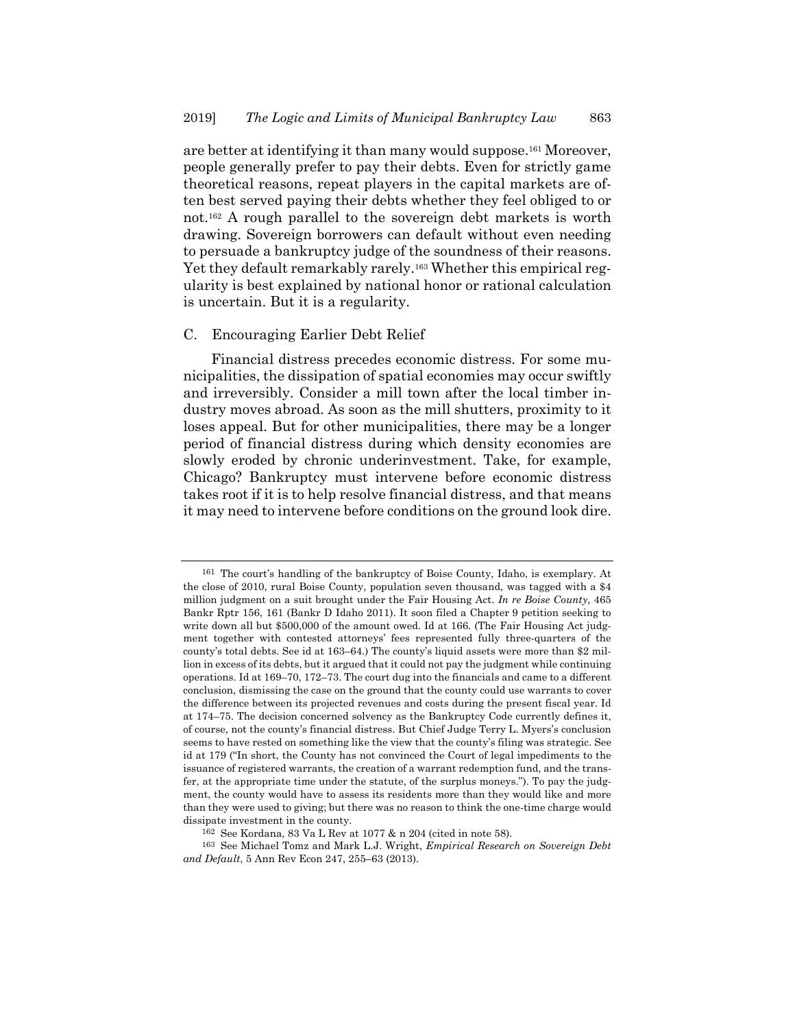are better at identifying it than many would suppose.[161] Moreover, people generally prefer to pay their debts. Even for strictly game theoretical reasons, repeat players in the capital markets are often best served paying their debts whether they feel obliged to or not.[162] A rough parallel to the sovereign debt markets is worth drawing. Sovereign borrowers can default without even needing to persuade a bankruptcy judge of the soundness of their reasons. Yet they default remarkably rarely.[163] Whether this empirical regularity is best explained by national honor or rational calculation is uncertain. But it is a regularity.

### C. Encouraging Earlier Debt Relief

Financial distress precedes economic distress. For some municipalities, the dissipation of spatial economies may occur swiftly and irreversibly. Consider a mill town after the local timber industry moves abroad. As soon as the mill shutters, proximity to it loses appeal. But for other municipalities, there may be a longer period of financial distress during which density economies are slowly eroded by chronic underinvestment. Take, for example, Chicago? Bankruptcy must intervene before economic distress takes root if it is to help resolve financial distress, and that means it may need to intervene before conditions on the ground look dire.

---

[161] The court's handling of the bankruptcy of Boise County, Idaho, is exemplary. At the close of 2010, rural Boise County, population seven thousand, was tagged with a $4 million judgment on a suit brought under the Fair Housing Act. *In re Boise County*, 465 Bankr Rptr 156, 161 (Bankr D Idaho 2011). It soon filed a Chapter 9 petition seeking to write down all but $500,000 of the amount owed. Id at 166. (The Fair Housing Act judgment together with contested attorneys' fees represented fully three-quarters of the county's total debts. See id at 163–64.) The county's liquid assets were more than $2 million in excess of its debts, but it argued that it could not pay the judgment while continuing operations. Id at 169–70, 172–73. The court dug into the financials and came to a different conclusion, dismissing the case on the ground that the county could use warrants to cover the difference between its projected revenues and costs during the present fiscal year. Id at 174–75. The decision concerned solvency as the Bankruptcy Code currently defines it, of course, not the county's financial distress. But Chief Judge Terry L. Myers's conclusion seems to have rested on something like the view that the county's filing was strategic. See id at 179 ("In short, the County has not convinced the Court of legal impediments to the issuance of registered warrants, the creation of a warrant redemption fund, and the transfer, at the appropriate time under the statute, of the surplus moneys."). To pay the judgment, the county would have to assess its residents more than they would like and more than they were used to giving; but there was no reason to think the one-time charge would dissipate investment in the county.

[162] See Kordana, 83 Va L Rev at 1077 & n 204 (cited in note 58).

[163] See Michael Tomz and Mark L.J. Wright, *Empirical Research on Sovereign Debt and Default*, 5 Ann Rev Econ 247, 255–63 (2013).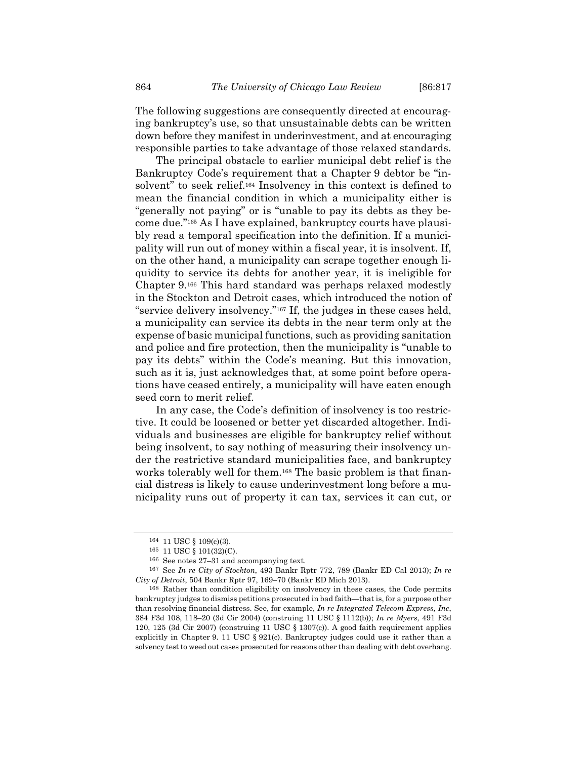The following suggestions are consequently directed at encouraging bankruptcy's use, so that unsustainable debts can be written down before they manifest in underinvestment, and at encouraging responsible parties to take advantage of those relaxed standards.

The principal obstacle to earlier municipal debt relief is the Bankruptcy Code's requirement that a Chapter 9 debtor be "insolvent" to seek relief.[164] Insolvency in this context is defined to mean the financial condition in which a municipality either is "generally not paying" or is "unable to pay its debts as they become due."[165] As I have explained, bankruptcy courts have plausibly read a temporal specification into the definition. If a municipality will run out of money within a fiscal year, it is insolvent. If, on the other hand, a municipality can scrape together enough liquidity to service its debts for another year, it is ineligible for Chapter 9.[166] This hard standard was perhaps relaxed modestly in the Stockton and Detroit cases, which introduced the notion of "service delivery insolvency."[167] If, the judges in these cases held, a municipality can service its debts in the near term only at the expense of basic municipal functions, such as providing sanitation and police and fire protection, then the municipality is "unable to pay its debts" within the Code's meaning. But this innovation, such as it is, just acknowledges that, at some point before operations have ceased entirely, a municipality will have eaten enough seed corn to merit relief.

In any case, the Code's definition of insolvency is too restrictive. It could be loosened or better yet discarded altogether. Individuals and businesses are eligible for bankruptcy relief without being insolvent, to say nothing of measuring their insolvency under the restrictive standard municipalities face, and bankruptcy works tolerably well for them.[168] The basic problem is that financial distress is likely to cause underinvestment long before a municipality runs out of property it can tax, services it can cut, or

---

[164] 11 USC § 109(c)(3).

[165] 11 USC § 101(32)(C).

[166] See notes 27–31 and accompanying text.

[167] See *In re City of Stockton*, 493 Bankr Rptr 772, 789 (Bankr ED Cal 2013); *In re City of Detroit*, 504 Bankr Rptr 97, 169–70 (Bankr ED Mich 2013).

[168] Rather than condition eligibility on insolvency in these cases, the Code permits bankruptcy judges to dismiss petitions prosecuted in bad faith—that is, for a purpose other than resolving financial distress. See, for example, *In re Integrated Telecom Express, Inc*, 384 F3d 108, 118–20 (3d Cir 2004) (construing 11 USC § 1112(b)); *In re Myers*, 491 F3d 120, 125 (3d Cir 2007) (construing 11 USC § 1307(c)). A good faith requirement applies explicitly in Chapter 9. 11 USC § 921(c). Bankruptcy judges could use it rather than a solvency test to weed out cases prosecuted for reasons other than dealing with debt overhang.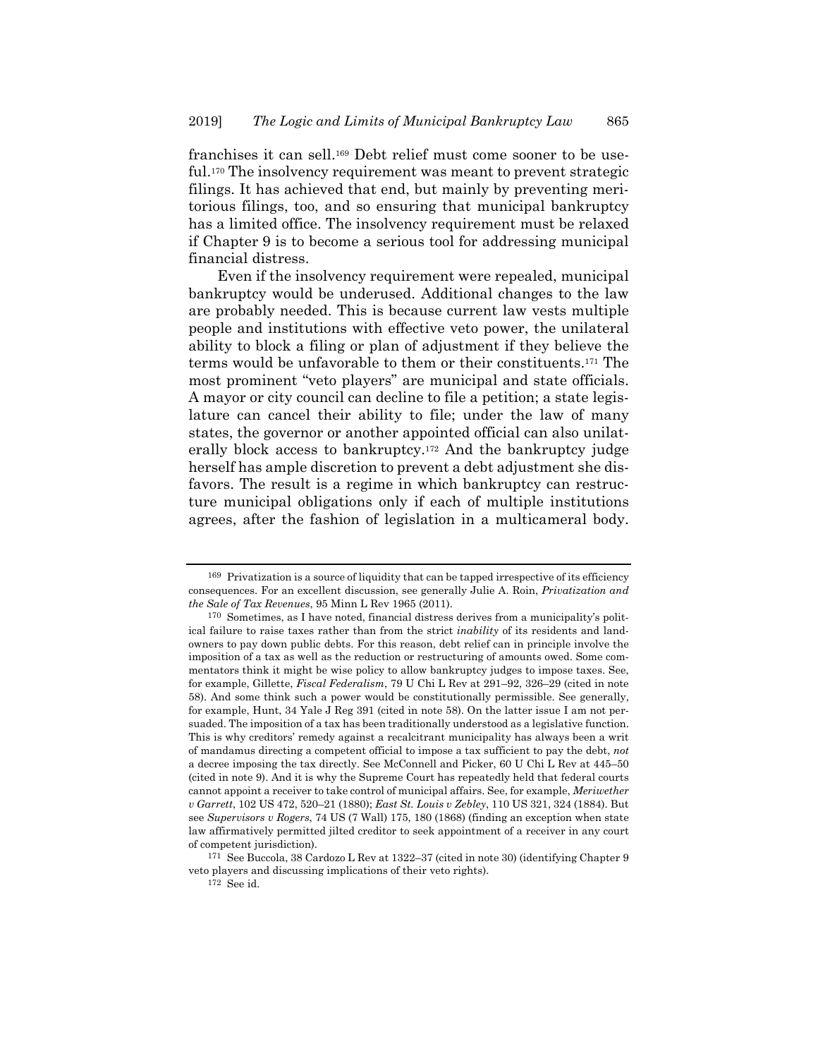franchises it can sell.[169] Debt relief must come sooner to be useful.[170] The insolvency requirement was meant to prevent strategic filings. It has achieved that end, but mainly by preventing meritorious filings, too, and so ensuring that municipal bankruptcy has a limited office. The insolvency requirement must be relaxed if Chapter 9 is to become a serious tool for addressing municipal financial distress.

Even if the insolvency requirement were repealed, municipal bankruptcy would be underused. Additional changes to the law are probably needed. This is because current law vests multiple people and institutions with effective veto power, the unilateral ability to block a filing or plan of adjustment if they believe the terms would be unfavorable to them or their constituents.[171] The most prominent "veto players" are municipal and state officials. A mayor or city council can decline to file a petition; a state legislature can cancel their ability to file; under the law of many states, the governor or another appointed official can also unilaterally block access to bankruptcy.[172] And the bankruptcy judge herself has ample discretion to prevent a debt adjustment she disfavors. The result is a regime in which bankruptcy can restructure municipal obligations only if each of multiple institutions agrees, after the fashion of legislation in a multicameral body.

---

[169] Privatization is a source of liquidity that can be tapped irrespective of its efficiency consequences. For an excellent discussion, see generally Julie A. Roin, *Privatization and the Sale of Tax Revenues*, 95 Minn L Rev 1965 (2011).

[170] Sometimes, as I have noted, financial distress derives from a municipality's political failure to raise taxes rather than from the strict *inability* of its residents and landowners to pay down public debts. For this reason, debt relief can in principle involve the imposition of a tax as well as the reduction or restructuring of amounts owed. Some commentators think it might be wise policy to allow bankruptcy judges to impose taxes. See, for example, Gillette, *Fiscal Federalism*, 79 U Chi L Rev at 291–92, 326–29 (cited in note 58). And some think such a power would be constitutionally permissible. See generally, for example, Hunt, 34 Yale J Reg 391 (cited in note 58). On the latter issue I am not persuaded. The imposition of a tax has been traditionally understood as a legislative function. This is why creditors' remedy against a recalcitrant municipality has always been a writ of mandamus directing a competent official to impose a tax sufficient to pay the debt, *not* a decree imposing the tax directly. See McConnell and Picker, 60 U Chi L Rev at 445–50 (cited in note 9). And it is why the Supreme Court has repeatedly held that federal courts cannot appoint a receiver to take control of municipal affairs. See, for example, *Meriwether v Garrett*, 102 US 472, 520–21 (1880); *East St. Louis v Zebley*, 110 US 321, 324 (1884). But see *Supervisors v Rogers*, 74 US (7 Wall) 175, 180 (1868) (finding an exception when state law affirmatively permitted jilted creditor to seek appointment of a receiver in any court of competent jurisdiction).

[171] See Buccola, 38 Cardozo L Rev at 1322–37 (cited in note 30) (identifying Chapter 9 veto players and discussing implications of their veto rights).

[172] See id.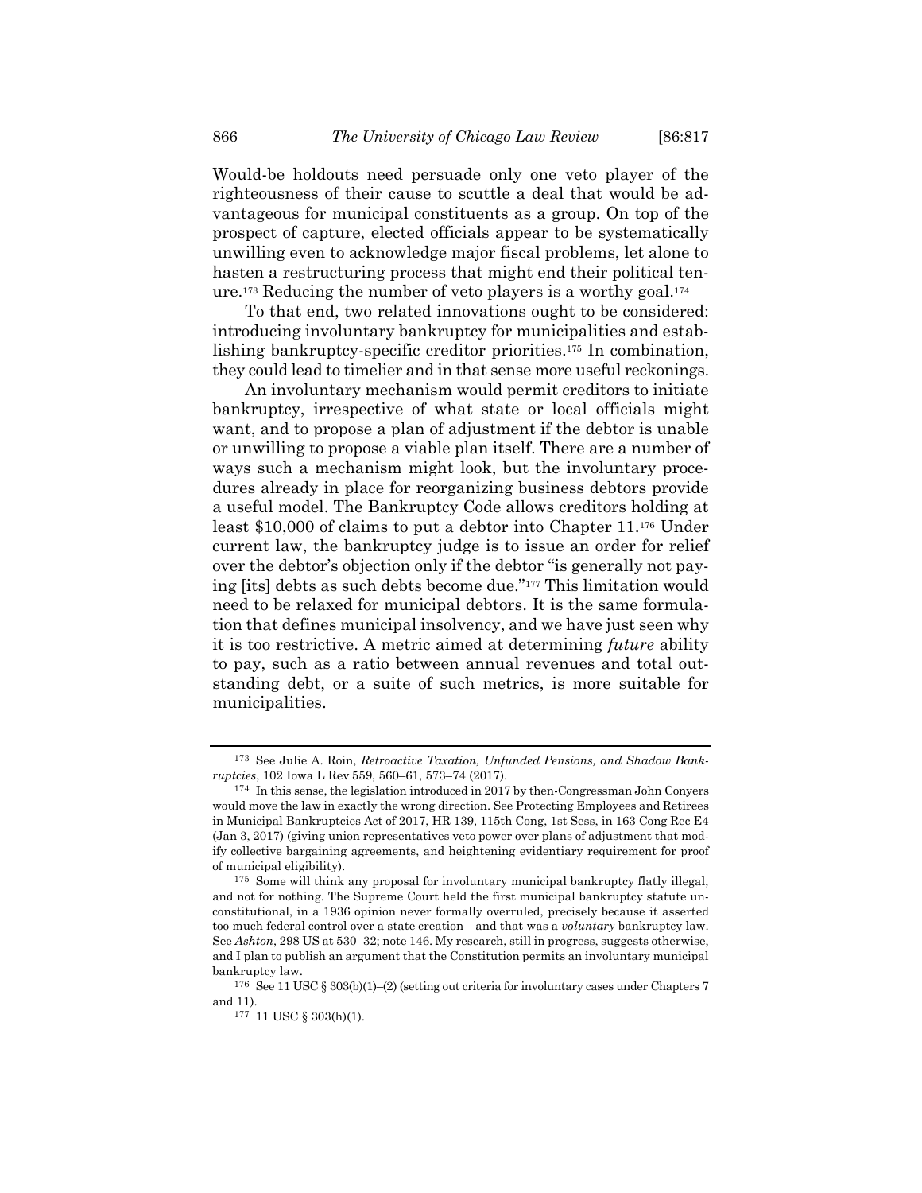Would-be holdouts need persuade only one veto player of the righteousness of their cause to scuttle a deal that would be advantageous for municipal constituents as a group. On top of the prospect of capture, elected officials appear to be systematically unwilling even to acknowledge major fiscal problems, let alone to hasten a restructuring process that might end their political tenure.[173] Reducing the number of veto players is a worthy goal.[174]

To that end, two related innovations ought to be considered: introducing involuntary bankruptcy for municipalities and establishing bankruptcy-specific creditor priorities.[175] In combination, they could lead to timelier and in that sense more useful reckonings.

An involuntary mechanism would permit creditors to initiate bankruptcy, irrespective of what state or local officials might want, and to propose a plan of adjustment if the debtor is unable or unwilling to propose a viable plan itself. There are a number of ways such a mechanism might look, but the involuntary procedures already in place for reorganizing business debtors provide a useful model. The Bankruptcy Code allows creditors holding at least \$10,000 of claims to put a debtor into Chapter 11.[176] Under current law, the bankruptcy judge is to issue an order for relief over the debtor's objection only if the debtor "is generally not paying [its] debts as such debts become due."[177] This limitation would need to be relaxed for municipal debtors. It is the same formulation that defines municipal insolvency, and we have just seen why it is too restrictive. A metric aimed at determining *future* ability to pay, such as a ratio between annual revenues and total outstanding debt, or a suite of such metrics, is more suitable for municipalities.

---

[173] See Julie A. Roin, *Retroactive Taxation, Unfunded Pensions, and Shadow Bankruptcies*, 102 Iowa L Rev 559, 560–61, 573–74 (2017).

[174] In this sense, the legislation introduced in 2017 by then-Congressman John Conyers would move the law in exactly the wrong direction. See Protecting Employees and Retirees in Municipal Bankruptcies Act of 2017, HR 139, 115th Cong, 1st Sess, in 163 Cong Rec E4 (Jan 3, 2017) (giving union representatives veto power over plans of adjustment that modify collective bargaining agreements, and heightening evidentiary requirement for proof of municipal eligibility).

[175] Some will think any proposal for involuntary municipal bankruptcy flatly illegal, and not for nothing. The Supreme Court held the first municipal bankruptcy statute unconstitutional, in a 1936 opinion never formally overruled, precisely because it asserted too much federal control over a state creation—and that was a *voluntary* bankruptcy law. See *Ashton*, 298 US at 530–32; note 146. My research, still in progress, suggests otherwise, and I plan to publish an argument that the Constitution permits an involuntary municipal bankruptcy law.

[176] See 11 USC § 303(b)(1)–(2) (setting out criteria for involuntary cases under Chapters 7 and 11).

[177] 11 USC § 303(h)(1).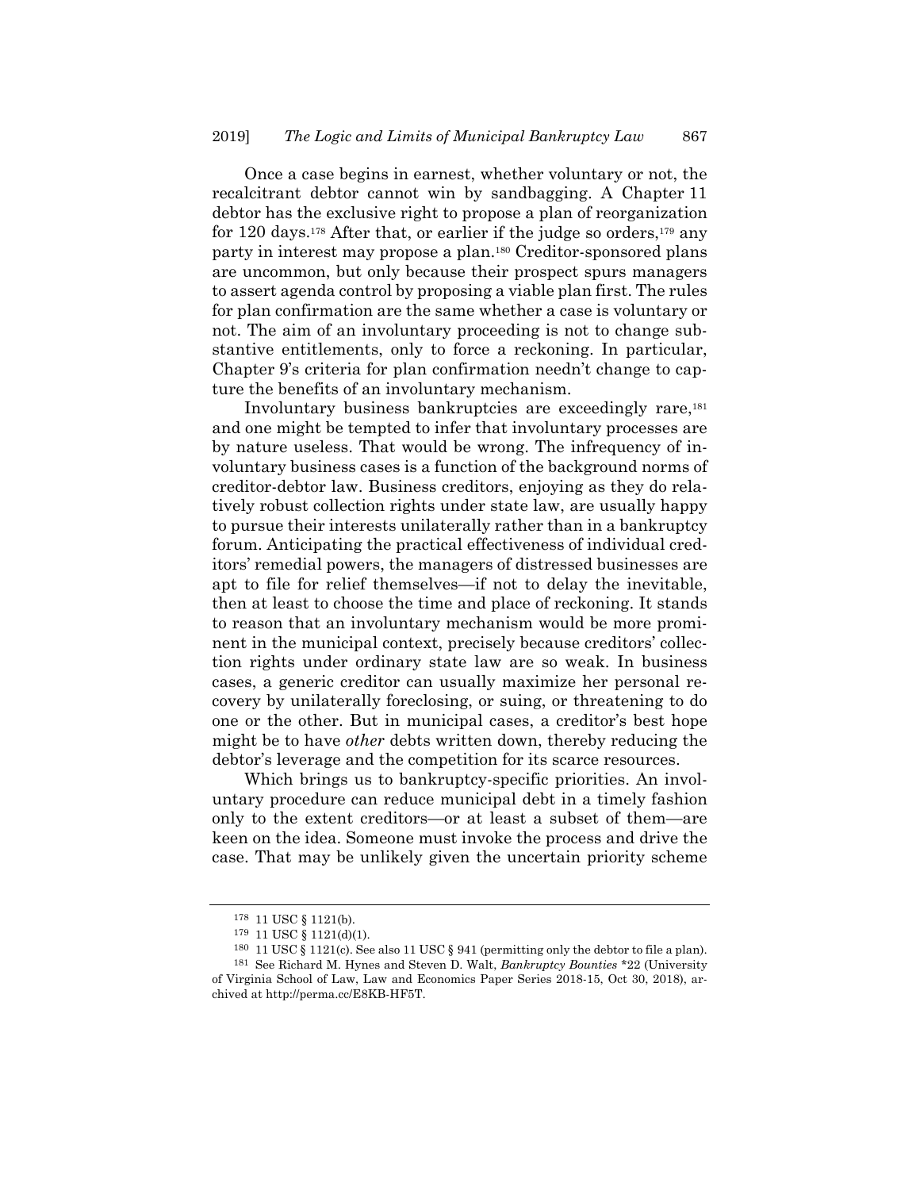Once a case begins in earnest, whether voluntary or not, the recalcitrant debtor cannot win by sandbagging. A Chapter 11 debtor has the exclusive right to propose a plan of reorganization for 120 days.[178] After that, or earlier if the judge so orders,[179] any party in interest may propose a plan.[180] Creditor-sponsored plans are uncommon, but only because their prospect spurs managers to assert agenda control by proposing a viable plan first. The rules for plan confirmation are the same whether a case is voluntary or not. The aim of an involuntary proceeding is not to change substantive entitlements, only to force a reckoning. In particular, Chapter 9's criteria for plan confirmation needn't change to capture the benefits of an involuntary mechanism.

Involuntary business bankruptcies are exceedingly rare,[181] and one might be tempted to infer that involuntary processes are by nature useless. That would be wrong. The infrequency of involuntary business cases is a function of the background norms of creditor-debtor law. Business creditors, enjoying as they do relatively robust collection rights under state law, are usually happy to pursue their interests unilaterally rather than in a bankruptcy forum. Anticipating the practical effectiveness of individual creditors' remedial powers, the managers of distressed businesses are apt to file for relief themselves—if not to delay the inevitable, then at least to choose the time and place of reckoning. It stands to reason that an involuntary mechanism would be more prominent in the municipal context, precisely because creditors' collection rights under ordinary state law are so weak. In business cases, a generic creditor can usually maximize her personal recovery by unilaterally foreclosing, or suing, or threatening to do one or the other. But in municipal cases, a creditor's best hope might be to have *other* debts written down, thereby reducing the debtor's leverage and the competition for its scarce resources.

Which brings us to bankruptcy-specific priorities. An involuntary procedure can reduce municipal debt in a timely fashion only to the extent creditors—or at least a subset of them—are keen on the idea. Someone must invoke the process and drive the case. That may be unlikely given the uncertain priority scheme

---

[178] 11 USC § 1121(b).

[179] 11 USC § 1121(d)(1).

[180] 11 USC § 1121(c). See also 11 USC § 941 (permitting only the debtor to file a plan).

[181] See Richard M. Hynes and Steven D. Walt, *Bankruptcy Bounties* *22 (University of Virginia School of Law, Law and Economics Paper Series 2018-15, Oct 30, 2018), archived at http://perma.cc/E8KB-HF5T.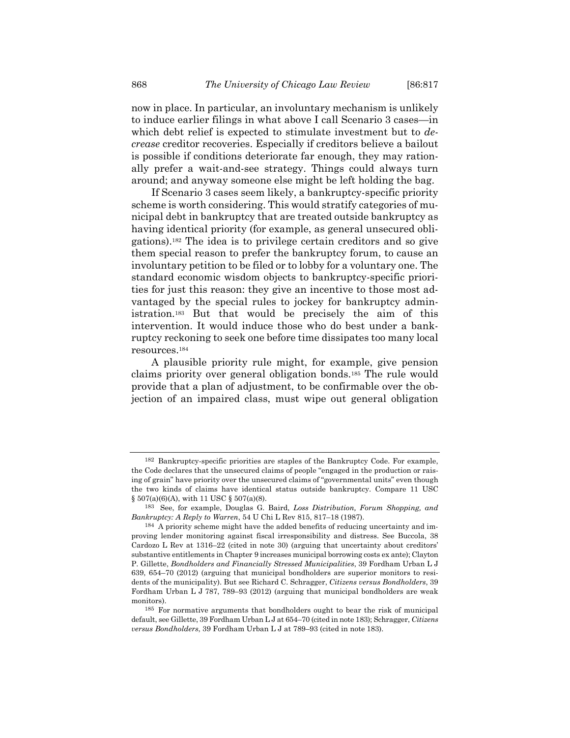now in place. In particular, an involuntary mechanism is unlikely to induce earlier filings in what above I call Scenario 3 cases—in which debt relief is expected to stimulate investment but to *decrease* creditor recoveries. Especially if creditors believe a bailout is possible if conditions deteriorate far enough, they may rationally prefer a wait-and-see strategy. Things could always turn around; and anyway someone else might be left holding the bag.

If Scenario 3 cases seem likely, a bankruptcy-specific priority scheme is worth considering. This would stratify categories of municipal debt in bankruptcy that are treated outside bankruptcy as having identical priority (for example, as general unsecured obligations).[182] The idea is to privilege certain creditors and so give them special reason to prefer the bankruptcy forum, to cause an involuntary petition to be filed or to lobby for a voluntary one. The standard economic wisdom objects to bankruptcy-specific priorities for just this reason: they give an incentive to those most advantaged by the special rules to jockey for bankruptcy administration.[183] But that would be precisely the aim of this intervention. It would induce those who do best under a bankruptcy reckoning to seek one before time dissipates too many local resources.[184]

A plausible priority rule might, for example, give pension claims priority over general obligation bonds.[185] The rule would provide that a plan of adjustment, to be confirmable over the objection of an impaired class, must wipe out general obligation

---

[182] Bankruptcy-specific priorities are staples of the Bankruptcy Code. For example, the Code declares that the unsecured claims of people "engaged in the production or raising of grain" have priority over the unsecured claims of "governmental units" even though the two kinds of claims have identical status outside bankruptcy. Compare 11 USC § 507(a)(6)(A), with 11 USC § 507(a)(8).

[183] See, for example, Douglas G. Baird, *Loss Distribution, Forum Shopping, and Bankruptcy: A Reply to Warren*, 54 U Chi L Rev 815, 817–18 (1987).

[184] A priority scheme might have the added benefits of reducing uncertainty and improving lender monitoring against fiscal irresponsibility and distress. See Buccola, 38 Cardozo L Rev at 1316–22 (cited in note 30) (arguing that uncertainty about creditors' substantive entitlements in Chapter 9 increases municipal borrowing costs ex ante); Clayton P. Gillette, *Bondholders and Financially Stressed Municipalities*, 39 Fordham Urban L J 639, 654–70 (2012) (arguing that municipal bondholders are superior monitors to residents of the municipality). But see Richard C. Schragger, *Citizens versus Bondholders*, 39 Fordham Urban L J 787, 789–93 (2012) (arguing that municipal bondholders are weak monitors).

[185] For normative arguments that bondholders ought to bear the risk of municipal default, see Gillette, 39 Fordham Urban L J at 654–70 (cited in note 183); Schragger, *Citizens versus Bondholders*, 39 Fordham Urban L J at 789–93 (cited in note 183).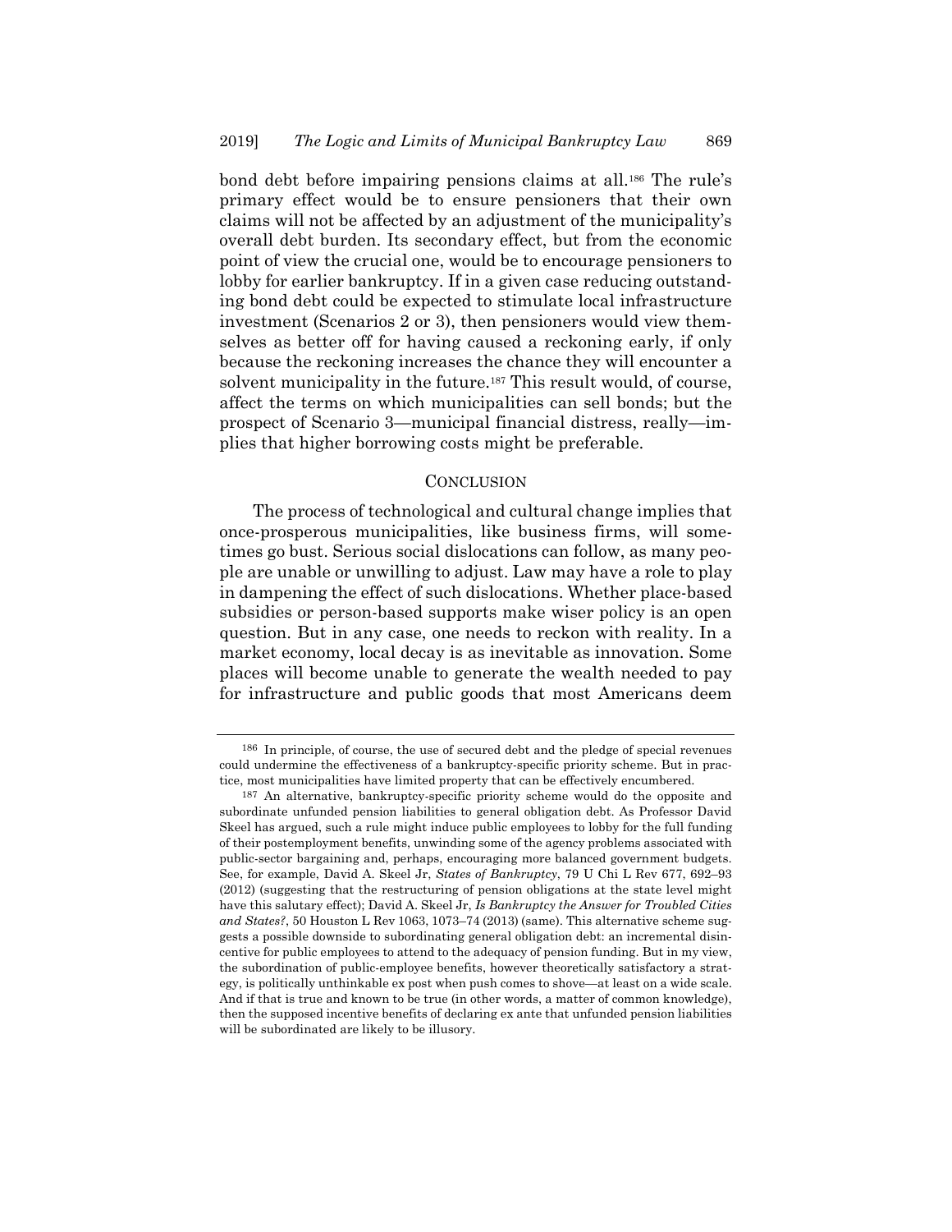bond debt before impairing pensions claims at all.[186] The rule's primary effect would be to ensure pensioners that their own claims will not be affected by an adjustment of the municipality's overall debt burden. Its secondary effect, but from the economic point of view the crucial one, would be to encourage pensioners to lobby for earlier bankruptcy. If in a given case reducing outstanding bond debt could be expected to stimulate local infrastructure investment (Scenarios 2 or 3), then pensioners would view themselves as better off for having caused a reckoning early, if only because the reckoning increases the chance they will encounter a solvent municipality in the future.[187] This result would, of course, affect the terms on which municipalities can sell bonds; but the prospect of Scenario 3—municipal financial distress, really—implies that higher borrowing costs might be preferable.

## CONCLUSION

The process of technological and cultural change implies that once-prosperous municipalities, like business firms, will sometimes go bust. Serious social dislocations can follow, as many people are unable or unwilling to adjust. Law may have a role to play in dampening the effect of such dislocations. Whether place-based subsidies or person-based supports make wiser policy is an open question. But in any case, one needs to reckon with reality. In a market economy, local decay is as inevitable as innovation. Some places will become unable to generate the wealth needed to pay for infrastructure and public goods that most Americans deem

---

[186] In principle, of course, the use of secured debt and the pledge of special revenues could undermine the effectiveness of a bankruptcy-specific priority scheme. But in practice, most municipalities have limited property that can be effectively encumbered.

[187] An alternative, bankruptcy-specific priority scheme would do the opposite and subordinate unfunded pension liabilities to general obligation debt. As Professor David Skeel has argued, such a rule might induce public employees to lobby for the full funding of their postemployment benefits, unwinding some of the agency problems associated with public-sector bargaining and, perhaps, encouraging more balanced government budgets. See, for example, David A. Skeel Jr, *States of Bankruptcy*, 79 U Chi L Rev 677, 692–93 (2012) (suggesting that the restructuring of pension obligations at the state level might have this salutary effect); David A. Skeel Jr, *Is Bankruptcy the Answer for Troubled Cities and States?*, 50 Houston L Rev 1063, 1073–74 (2013) (same). This alternative scheme suggests a possible downside to subordinating general obligation debt: an incremental disincentive for public employees to attend to the adequacy of pension funding. But in my view, the subordination of public-employee benefits, however theoretically satisfactory a strategy, is politically unthinkable ex post when push comes to shove—at least on a wide scale. And if that is true and known to be true (in other words, a matter of common knowledge), then the supposed incentive benefits of declaring ex ante that unfunded pension liabilities will be subordinated are likely to be illusory.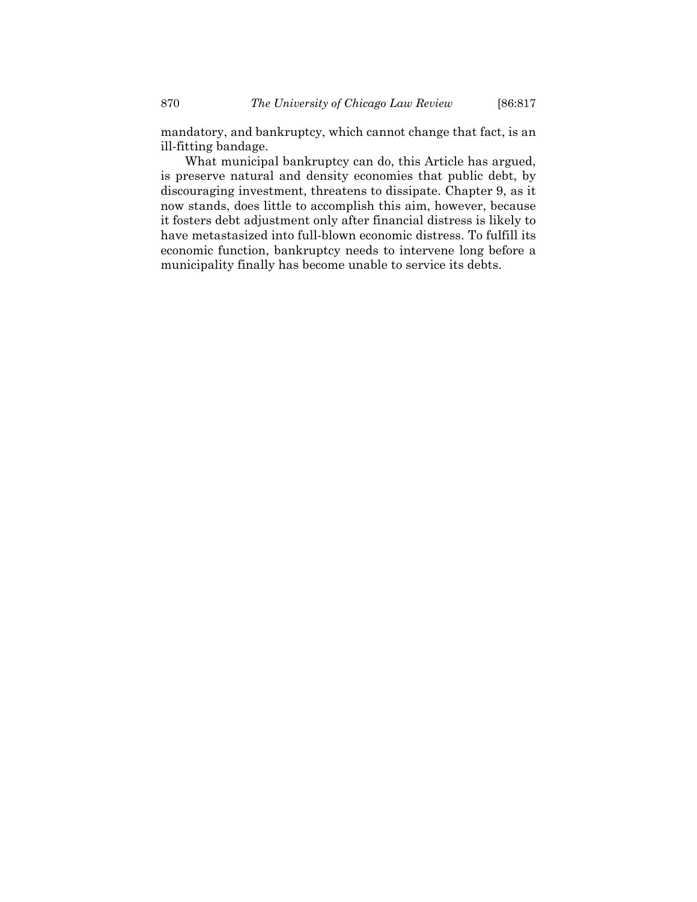mandatory, and bankruptcy, which cannot change that fact, is an ill-fitting bandage.

What municipal bankruptcy can do, this Article has argued, is preserve natural and density economies that public debt, by discouraging investment, threatens to dissipate. Chapter 9, as it now stands, does little to accomplish this aim, however, because it fosters debt adjustment only after financial distress is likely to have metastasized into full-blown economic distress. To fulfill its economic function, bankruptcy needs to intervene long before a municipality finally has become unable to service its debts.